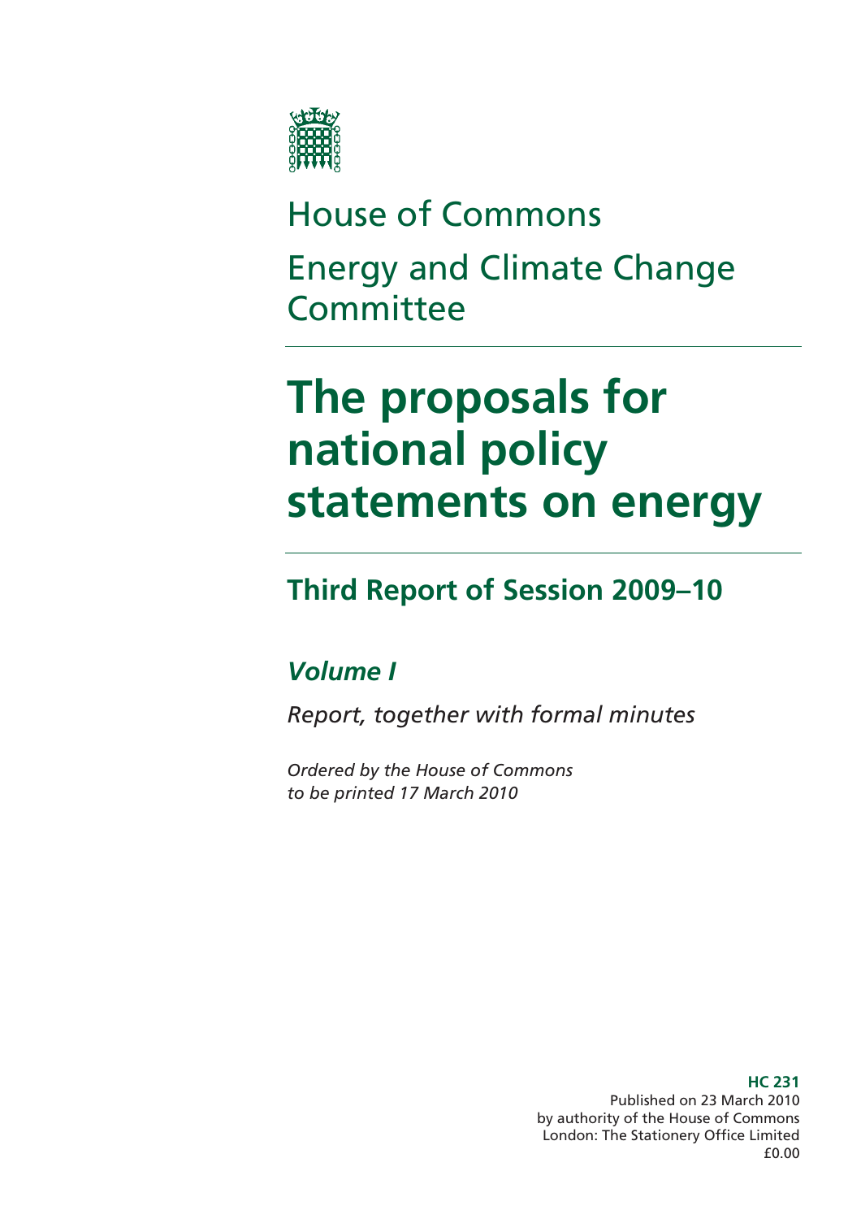# House of Commons

# Energy and Climate Change Committee

# The proposals for national policy statements on energy

## Third Report of Session 2009–10

### *Volume I*

*Report, together with formal minutes*

*Ordered by the House of Commons to be printed 17 March 2010*

**HC 231**
Published on 23 March 2010
by authority of the House of Commons
London: The Stationery Office Limited
£0.00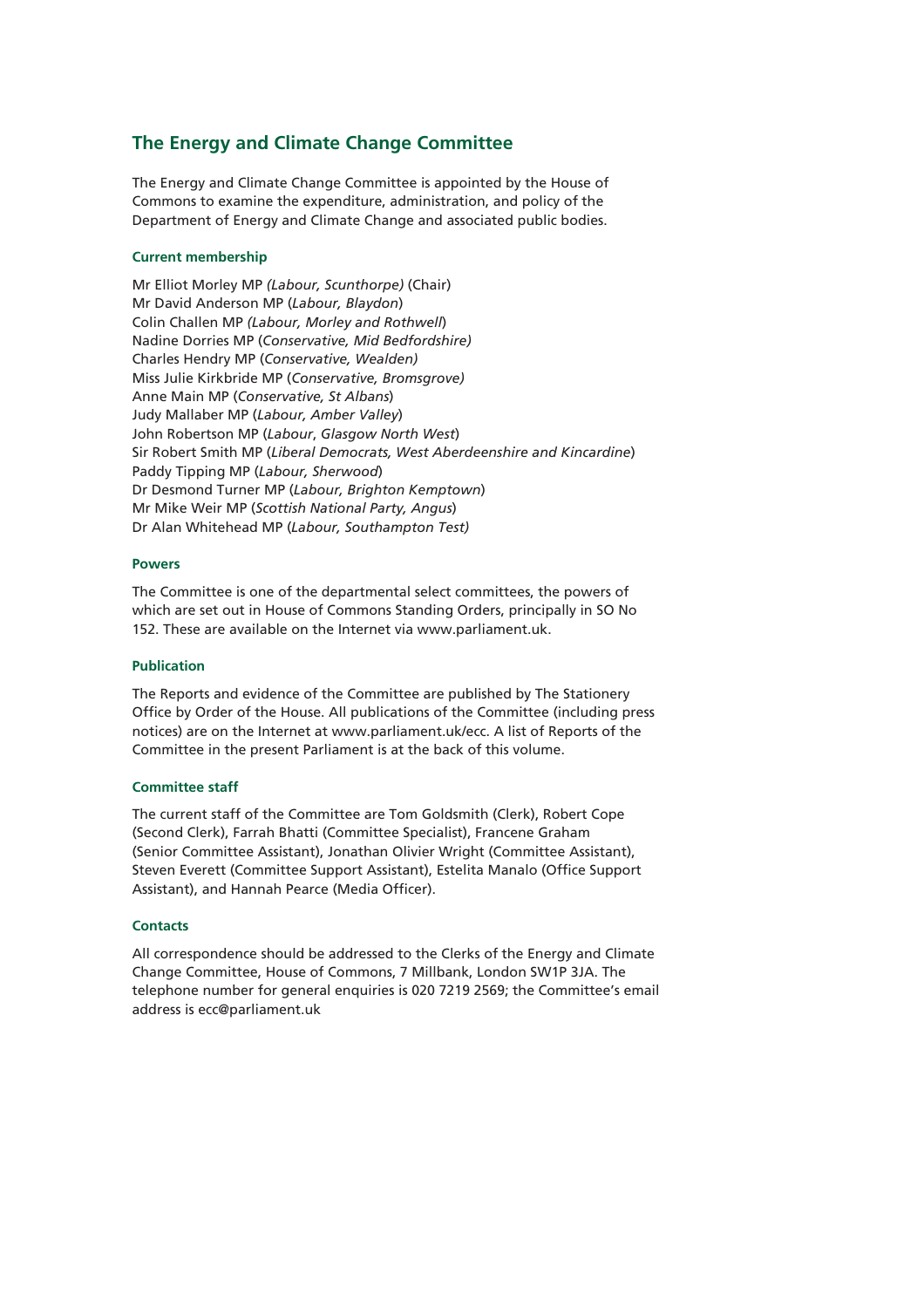## The Energy and Climate Change Committee

The Energy and Climate Change Committee is appointed by the House of Commons to examine the expenditure, administration, and policy of the Department of Energy and Climate Change and associated public bodies.

### Current membership

Mr Elliot Morley MP *(Labour, Scunthorpe)* (Chair)
Mr David Anderson MP (*Labour, Blaydon*)
Colin Challen MP *(Labour, Morley and Rothwell*)
Nadine Dorries MP (*Conservative, Mid Bedfordshire)*
Charles Hendry MP (*Conservative, Wealden)*
Miss Julie Kirkbride MP (*Conservative, Bromsgrove)*
Anne Main MP (*Conservative, St Albans*)
Judy Mallaber MP (*Labour, Amber Valley*)
John Robertson MP (*Labour*, *Glasgow North West*)
Sir Robert Smith MP (*Liberal Democrats, West Aberdeenshire and Kincardine*)
Paddy Tipping MP (*Labour, Sherwood*)
Dr Desmond Turner MP (*Labour, Brighton Kemptown*)
Mr Mike Weir MP (*Scottish National Party, Angus*)
Dr Alan Whitehead MP (*Labour, Southampton Test)*

### Powers

The Committee is one of the departmental select committees, the powers of which are set out in House of Commons Standing Orders, principally in SO No 152. These are available on the Internet via www.parliament.uk.

### Publication

The Reports and evidence of the Committee are published by The Stationery Office by Order of the House. All publications of the Committee (including press notices) are on the Internet at www.parliament.uk/ecc. A list of Reports of the Committee in the present Parliament is at the back of this volume.

### Committee staff

The current staff of the Committee are Tom Goldsmith (Clerk), Robert Cope (Second Clerk), Farrah Bhatti (Committee Specialist), Francene Graham (Senior Committee Assistant), Jonathan Olivier Wright (Committee Assistant), Steven Everett (Committee Support Assistant), Estelita Manalo (Office Support Assistant), and Hannah Pearce (Media Officer).

### Contacts

All correspondence should be addressed to the Clerks of the Energy and Climate Change Committee, House of Commons, 7 Millbank, London SW1P 3JA. The telephone number for general enquiries is 020 7219 2569; the Committee's email address is ecc@parliament.uk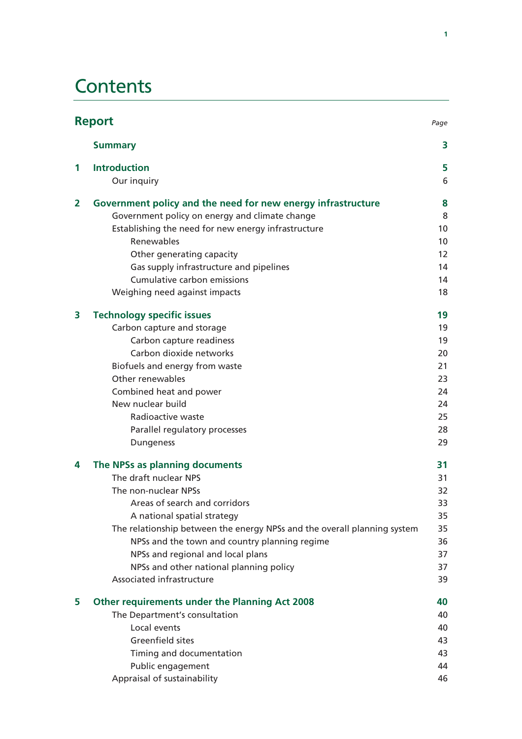# Contents

## Report

| | | Page |
|---|---|---|
| | **Summary** | **3** |
| **1** | **Introduction** | **5** |
| | Our inquiry | 6 |
| **2** | **Government policy and the need for new energy infrastructure** | **8** |
| | Government policy on energy and climate change | 8 |
| | Establishing the need for new energy infrastructure | 10 |
| | Renewables | 10 |
| | Other generating capacity | 12 |
| | Gas supply infrastructure and pipelines | 14 |
| | Cumulative carbon emissions | 14 |
| | Weighing need against impacts | 18 |
| **3** | **Technology specific issues** | **19** |
| | Carbon capture and storage | 19 |
| | Carbon capture readiness | 19 |
| | Carbon dioxide networks | 20 |
| | Biofuels and energy from waste | 21 |
| | Other renewables | 23 |
| | Combined heat and power | 24 |
| | New nuclear build | 24 |
| | Radioactive waste | 25 |
| | Parallel regulatory processes | 28 |
| | Dungeness | 29 |
| **4** | **The NPSs as planning documents** | **31** |
| | The draft nuclear NPS | 31 |
| | The non-nuclear NPSs | 32 |
| | Areas of search and corridors | 33 |
| | A national spatial strategy | 35 |
| | The relationship between the energy NPSs and the overall planning system | 35 |
| | NPSs and the town and country planning regime | 36 |
| | NPSs and regional and local plans | 37 |
| | NPSs and other national planning policy | 37 |
| | Associated infrastructure | 39 |
| **5** | **Other requirements under the Planning Act 2008** | **40** |
| | The Department's consultation | 40 |
| | Local events | 40 |
| | Greenfield sites | 43 |
| | Timing and documentation | 43 |
| | Public engagement | 44 |
| | Appraisal of sustainability | 46 |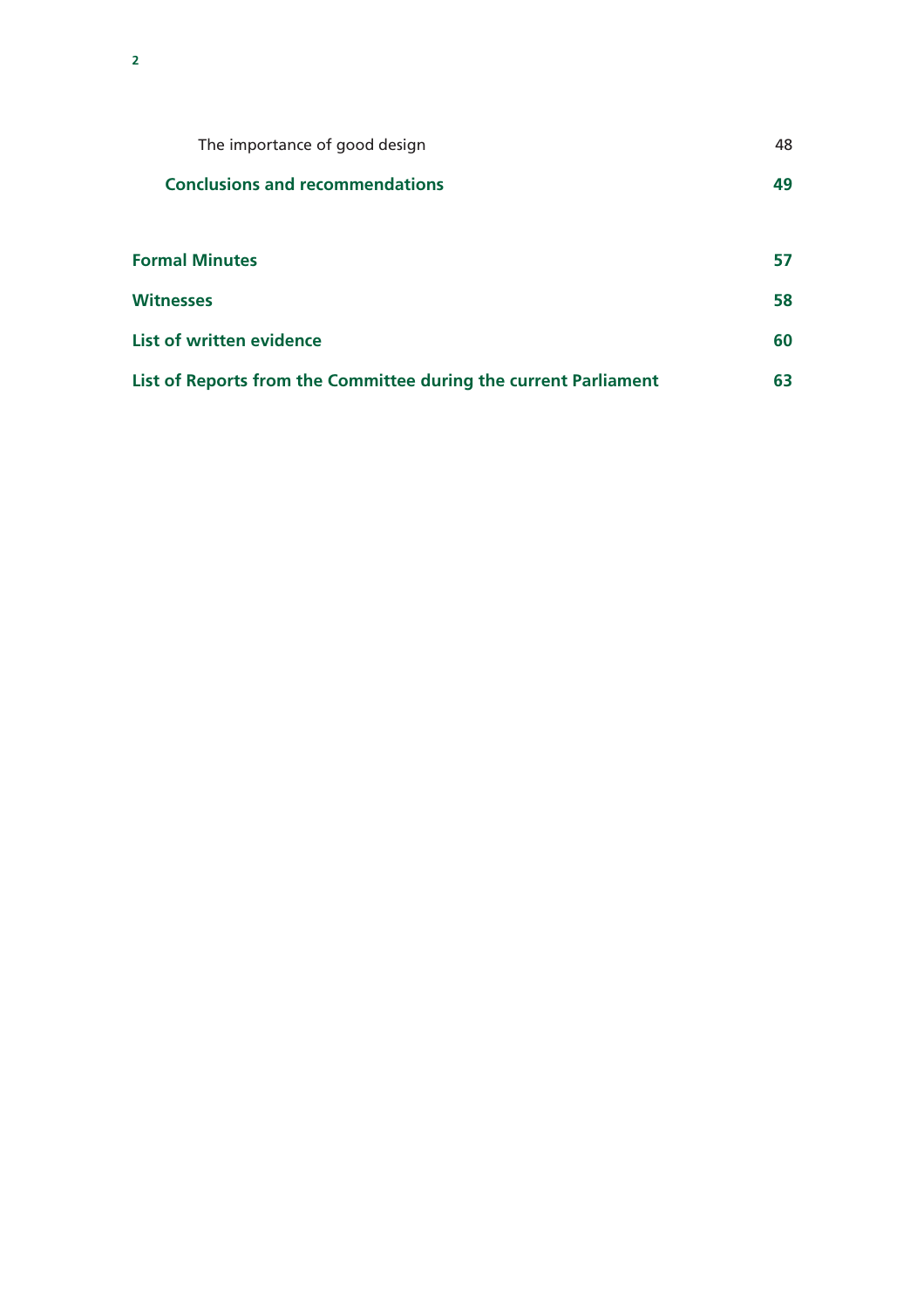The importance of good design 48

**Conclusions and recommendations 49**

**Formal Minutes 57**

**Witnesses 58**

**List of written evidence 60**

**List of Reports from the Committee during the current Parliament 63**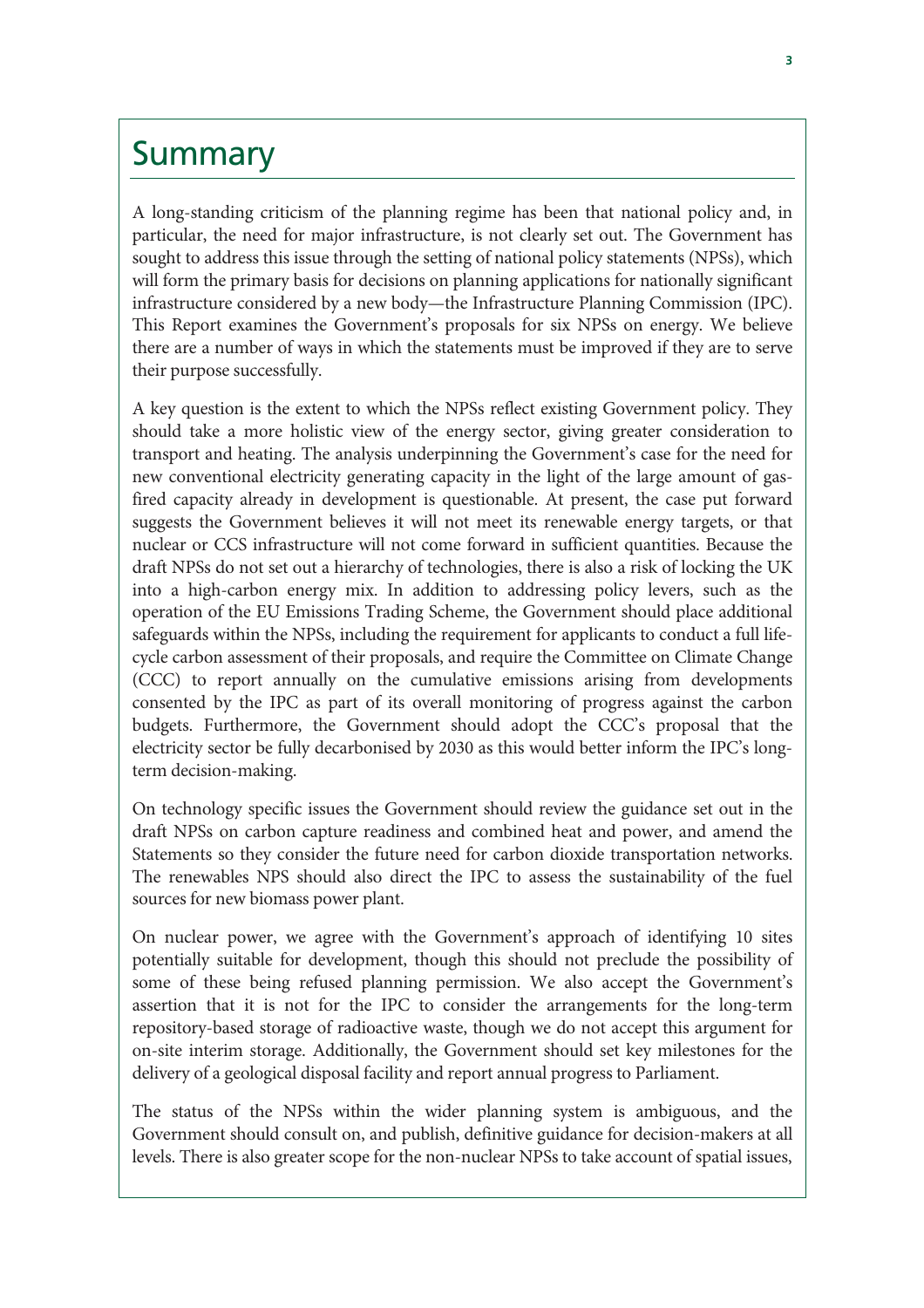# Summary

A long-standing criticism of the planning regime has been that national policy and, in particular, the need for major infrastructure, is not clearly set out. The Government has sought to address this issue through the setting of national policy statements (NPSs), which will form the primary basis for decisions on planning applications for nationally significant infrastructure considered by a new body—the Infrastructure Planning Commission (IPC). This Report examines the Government's proposals for six NPSs on energy. We believe there are a number of ways in which the statements must be improved if they are to serve their purpose successfully.

A key question is the extent to which the NPSs reflect existing Government policy. They should take a more holistic view of the energy sector, giving greater consideration to transport and heating. The analysis underpinning the Government's case for the need for new conventional electricity generating capacity in the light of the large amount of gas-fired capacity already in development is questionable. At present, the case put forward suggests the Government believes it will not meet its renewable energy targets, or that nuclear or CCS infrastructure will not come forward in sufficient quantities. Because the draft NPSs do not set out a hierarchy of technologies, there is also a risk of locking the UK into a high-carbon energy mix. In addition to addressing policy levers, such as the operation of the EU Emissions Trading Scheme, the Government should place additional safeguards within the NPSs, including the requirement for applicants to conduct a full life-cycle carbon assessment of their proposals, and require the Committee on Climate Change (CCC) to report annually on the cumulative emissions arising from developments consented by the IPC as part of its overall monitoring of progress against the carbon budgets. Furthermore, the Government should adopt the CCC's proposal that the electricity sector be fully decarbonised by 2030 as this would better inform the IPC's long-term decision-making.

On technology specific issues the Government should review the guidance set out in the draft NPSs on carbon capture readiness and combined heat and power, and amend the Statements so they consider the future need for carbon dioxide transportation networks. The renewables NPS should also direct the IPC to assess the sustainability of the fuel sources for new biomass power plant.

On nuclear power, we agree with the Government's approach of identifying 10 sites potentially suitable for development, though this should not preclude the possibility of some of these being refused planning permission. We also accept the Government's assertion that it is not for the IPC to consider the arrangements for the long-term repository-based storage of radioactive waste, though we do not accept this argument for on-site interim storage. Additionally, the Government should set key milestones for the delivery of a geological disposal facility and report annual progress to Parliament.

The status of the NPSs within the wider planning system is ambiguous, and the Government should consult on, and publish, definitive guidance for decision-makers at all levels. There is also greater scope for the non-nuclear NPSs to take account of spatial issues,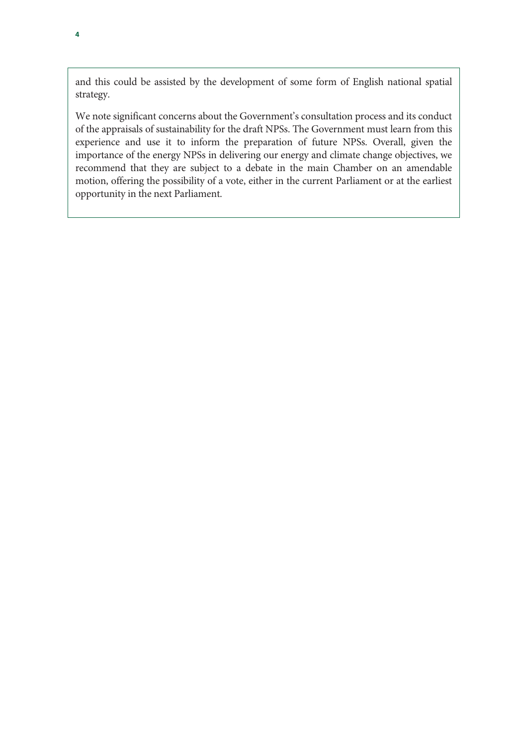and this could be assisted by the development of some form of English national spatial strategy.

We note significant concerns about the Government's consultation process and its conduct of the appraisals of sustainability for the draft NPSs. The Government must learn from this experience and use it to inform the preparation of future NPSs. Overall, given the importance of the energy NPSs in delivering our energy and climate change objectives, we recommend that they are subject to a debate in the main Chamber on an amendable motion, offering the possibility of a vote, either in the current Parliament or at the earliest opportunity in the next Parliament.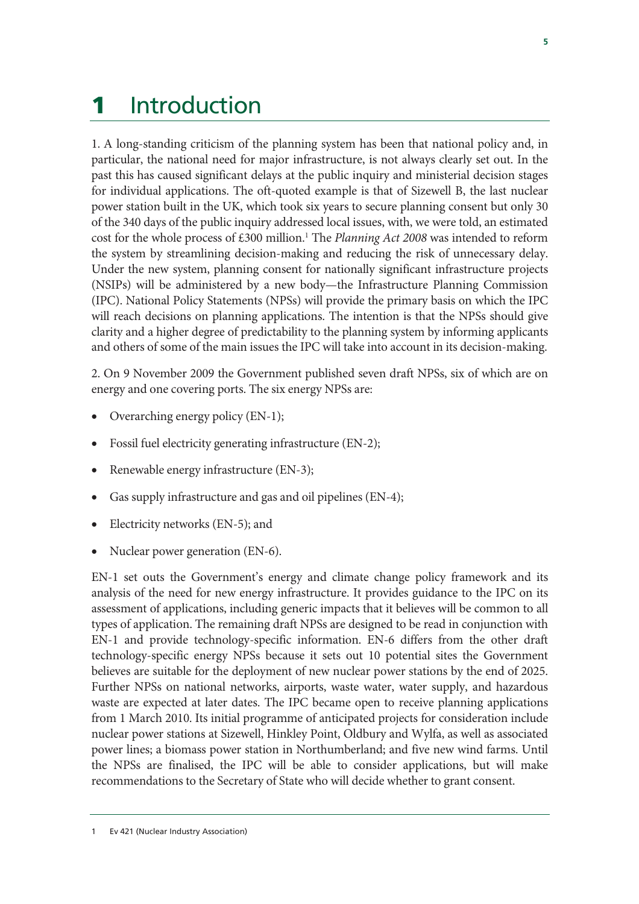# 1 Introduction

1. A long-standing criticism of the planning system has been that national policy and, in particular, the national need for major infrastructure, is not always clearly set out. In the past this has caused significant delays at the public inquiry and ministerial decision stages for individual applications. The oft-quoted example is that of Sizewell B, the last nuclear power station built in the UK, which took six years to secure planning consent but only 30 of the 340 days of the public inquiry addressed local issues, with, we were told, an estimated cost for the whole process of £300 million.[1] The *Planning Act 2008* was intended to reform the system by streamlining decision-making and reducing the risk of unnecessary delay. Under the new system, planning consent for nationally significant infrastructure projects (NSIPs) will be administered by a new body—the Infrastructure Planning Commission (IPC). National Policy Statements (NPSs) will provide the primary basis on which the IPC will reach decisions on planning applications. The intention is that the NPSs should give clarity and a higher degree of predictability to the planning system by informing applicants and others of some of the main issues the IPC will take into account in its decision-making.

2. On 9 November 2009 the Government published seven draft NPSs, six of which are on energy and one covering ports. The six energy NPSs are:

- Overarching energy policy (EN-1);
- Fossil fuel electricity generating infrastructure (EN-2);
- Renewable energy infrastructure (EN-3);
- Gas supply infrastructure and gas and oil pipelines (EN-4);
- Electricity networks (EN-5); and
- Nuclear power generation (EN-6).

EN-1 set outs the Government's energy and climate change policy framework and its analysis of the need for new energy infrastructure. It provides guidance to the IPC on its assessment of applications, including generic impacts that it believes will be common to all types of application. The remaining draft NPSs are designed to be read in conjunction with EN-1 and provide technology-specific information. EN-6 differs from the other draft technology-specific energy NPSs because it sets out 10 potential sites the Government believes are suitable for the deployment of new nuclear power stations by the end of 2025. Further NPSs on national networks, airports, waste water, water supply, and hazardous waste are expected at later dates. The IPC became open to receive planning applications from 1 March 2010. Its initial programme of anticipated projects for consideration include nuclear power stations at Sizewell, Hinkley Point, Oldbury and Wylfa, as well as associated power lines; a biomass power station in Northumberland; and five new wind farms. Until the NPSs are finalised, the IPC will be able to consider applications, but will make recommendations to the Secretary of State who will decide whether to grant consent.

1 Ev 421 (Nuclear Industry Association)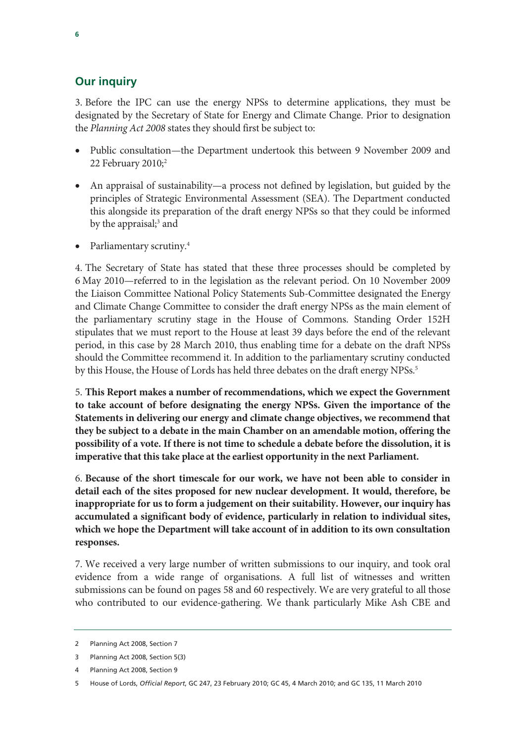## Our inquiry

3. Before the IPC can use the energy NPSs to determine applications, they must be designated by the Secretary of State for Energy and Climate Change. Prior to designation the *Planning Act 2008* states they should first be subject to:

- Public consultation—the Department undertook this between 9 November 2009 and 22 February 2010;[2]
- An appraisal of sustainability—a process not defined by legislation, but guided by the principles of Strategic Environmental Assessment (SEA). The Department conducted this alongside its preparation of the draft energy NPSs so that they could be informed by the appraisal;[3] and
- Parliamentary scrutiny.[4]

4. The Secretary of State has stated that these three processes should be completed by 6 May 2010—referred to in the legislation as the relevant period. On 10 November 2009 the Liaison Committee National Policy Statements Sub-Committee designated the Energy and Climate Change Committee to consider the draft energy NPSs as the main element of the parliamentary scrutiny stage in the House of Commons. Standing Order 152H stipulates that we must report to the House at least 39 days before the end of the relevant period, in this case by 28 March 2010, thus enabling time for a debate on the draft NPSs should the Committee recommend it. In addition to the parliamentary scrutiny conducted by this House, the House of Lords has held three debates on the draft energy NPSs.[5]

5. **This Report makes a number of recommendations, which we expect the Government to take account of before designating the energy NPSs. Given the importance of the Statements in delivering our energy and climate change objectives, we recommend that they be subject to a debate in the main Chamber on an amendable motion, offering the possibility of a vote. If there is not time to schedule a debate before the dissolution, it is imperative that this take place at the earliest opportunity in the next Parliament.**

6. **Because of the short timescale for our work, we have not been able to consider in detail each of the sites proposed for new nuclear development. It would, therefore, be inappropriate for us to form a judgement on their suitability. However, our inquiry has accumulated a significant body of evidence, particularly in relation to individual sites, which we hope the Department will take account of in addition to its own consultation responses.**

7. We received a very large number of written submissions to our inquiry, and took oral evidence from a wide range of organisations. A full list of witnesses and written submissions can be found on pages 58 and 60 respectively. We are very grateful to all those who contributed to our evidence-gathering. We thank particularly Mike Ash CBE and

---

2 Planning Act 2008, Section 7

3 Planning Act 2008, Section 5(3)

4 Planning Act 2008, Section 9

5 House of Lords, *Official Report*, GC 247, 23 February 2010; GC 45, 4 March 2010; and GC 135, 11 March 2010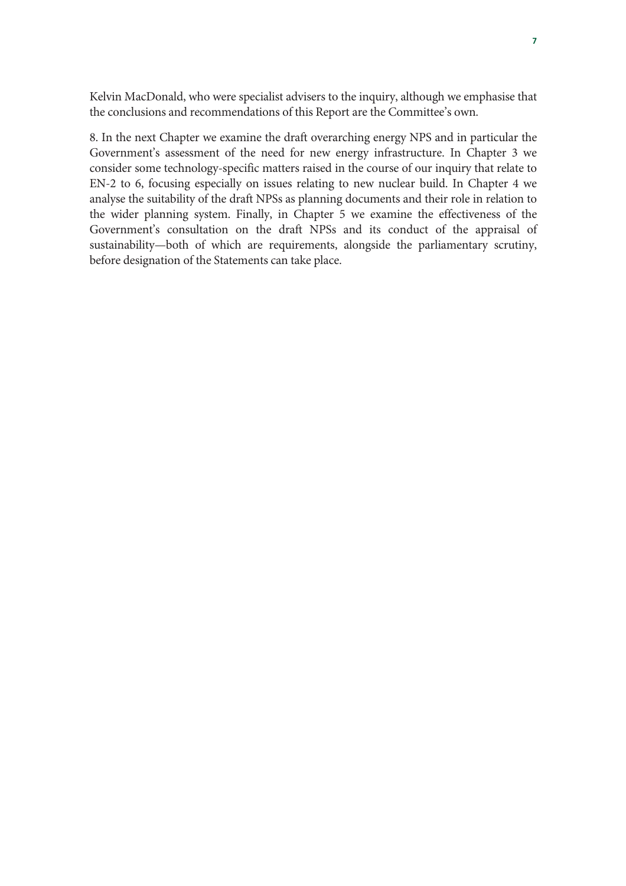Kelvin MacDonald, who were specialist advisers to the inquiry, although we emphasise that the conclusions and recommendations of this Report are the Committee's own.

8. In the next Chapter we examine the draft overarching energy NPS and in particular the Government's assessment of the need for new energy infrastructure. In Chapter 3 we consider some technology-specific matters raised in the course of our inquiry that relate to EN-2 to 6, focusing especially on issues relating to new nuclear build. In Chapter 4 we analyse the suitability of the draft NPSs as planning documents and their role in relation to the wider planning system. Finally, in Chapter 5 we examine the effectiveness of the Government's consultation on the draft NPSs and its conduct of the appraisal of sustainability—both of which are requirements, alongside the parliamentary scrutiny, before designation of the Statements can take place.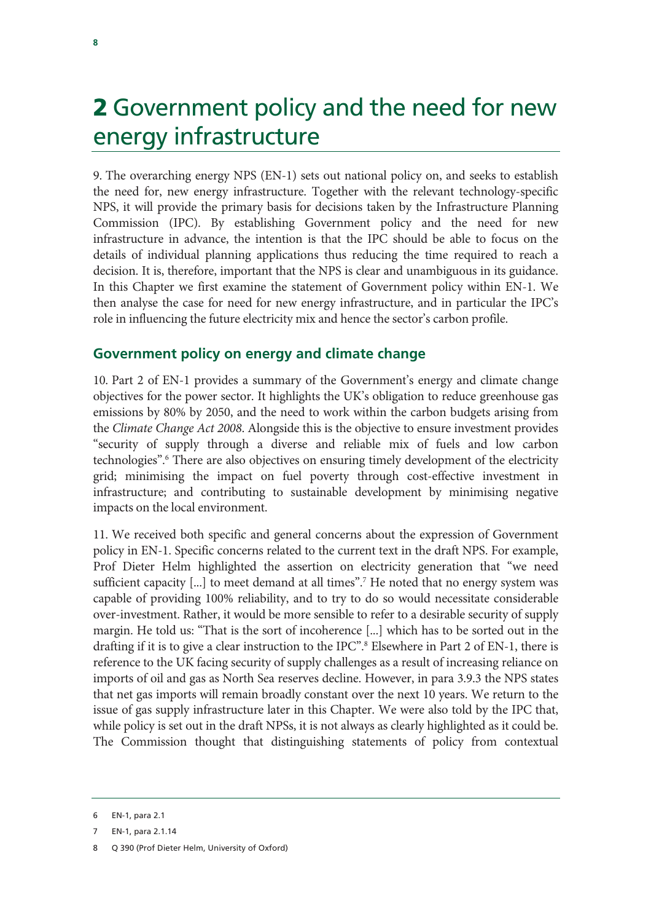# 2 Government policy and the need for new energy infrastructure

9. The overarching energy NPS (EN-1) sets out national policy on, and seeks to establish the need for, new energy infrastructure. Together with the relevant technology-specific NPS, it will provide the primary basis for decisions taken by the Infrastructure Planning Commission (IPC). By establishing Government policy and the need for new infrastructure in advance, the intention is that the IPC should be able to focus on the details of individual planning applications thus reducing the time required to reach a decision. It is, therefore, important that the NPS is clear and unambiguous in its guidance. In this Chapter we first examine the statement of Government policy within EN-1. We then analyse the case for need for new energy infrastructure, and in particular the IPC's role in influencing the future electricity mix and hence the sector's carbon profile.

## Government policy on energy and climate change

10. Part 2 of EN-1 provides a summary of the Government's energy and climate change objectives for the power sector. It highlights the UK's obligation to reduce greenhouse gas emissions by 80% by 2050, and the need to work within the carbon budgets arising from the *Climate Change Act 2008*. Alongside this is the objective to ensure investment provides "security of supply through a diverse and reliable mix of fuels and low carbon technologies".[6] There are also objectives on ensuring timely development of the electricity grid; minimising the impact on fuel poverty through cost-effective investment in infrastructure; and contributing to sustainable development by minimising negative impacts on the local environment.

11. We received both specific and general concerns about the expression of Government policy in EN-1. Specific concerns related to the current text in the draft NPS. For example, Prof Dieter Helm highlighted the assertion on electricity generation that "we need sufficient capacity [...] to meet demand at all times".[7] He noted that no energy system was capable of providing 100% reliability, and to try to do so would necessitate considerable over-investment. Rather, it would be more sensible to refer to a desirable security of supply margin. He told us: "That is the sort of incoherence [...] which has to be sorted out in the drafting if it is to give a clear instruction to the IPC".[8] Elsewhere in Part 2 of EN-1, there is reference to the UK facing security of supply challenges as a result of increasing reliance on imports of oil and gas as North Sea reserves decline. However, in para 3.9.3 the NPS states that net gas imports will remain broadly constant over the next 10 years. We return to the issue of gas supply infrastructure later in this Chapter. We were also told by the IPC that, while policy is set out in the draft NPSs, it is not always as clearly highlighted as it could be. The Commission thought that distinguishing statements of policy from contextual

6 EN-1, para 2.1

7 EN-1, para 2.1.14

8 Q 390 (Prof Dieter Helm, University of Oxford)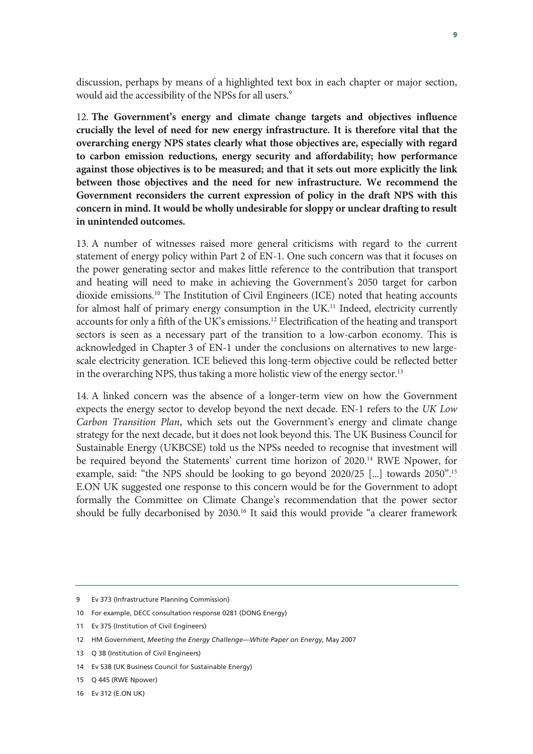discussion, perhaps by means of a highlighted text box in each chapter or major section, would aid the accessibility of the NPSs for all users.[9]

12. **The Government's energy and climate change targets and objectives influence crucially the level of need for new energy infrastructure. It is therefore vital that the overarching energy NPS states clearly what those objectives are, especially with regard to carbon emission reductions, energy security and affordability; how performance against those objectives is to be measured; and that it sets out more explicitly the link between those objectives and the need for new infrastructure. We recommend the Government reconsiders the current expression of policy in the draft NPS with this concern in mind. It would be wholly undesirable for sloppy or unclear drafting to result in unintended outcomes.**

13. A number of witnesses raised more general criticisms with regard to the current statement of energy policy within Part 2 of EN-1. One such concern was that it focuses on the power generating sector and makes little reference to the contribution that transport and heating will need to make in achieving the Government's 2050 target for carbon dioxide emissions.[10] The Institution of Civil Engineers (ICE) noted that heating accounts for almost half of primary energy consumption in the UK.[11] Indeed, electricity currently accounts for only a fifth of the UK's emissions.[12] Electrification of the heating and transport sectors is seen as a necessary part of the transition to a low-carbon economy. This is acknowledged in Chapter 3 of EN-1 under the conclusions on alternatives to new large-scale electricity generation. ICE believed this long-term objective could be reflected better in the overarching NPS, thus taking a more holistic view of the energy sector.[13]

14. A linked concern was the absence of a longer-term view on how the Government expects the energy sector to develop beyond the next decade. EN-1 refers to the *UK Low Carbon Transition Plan*, which sets out the Government's energy and climate change strategy for the next decade, but it does not look beyond this. The UK Business Council for Sustainable Energy (UKBCSE) told us the NPSs needed to recognise that investment will be required beyond the Statements' current time horizon of 2020.[14] RWE Npower, for example, said: "the NPS should be looking to go beyond 2020/25 [...] towards 2050".[15] E.ON UK suggested one response to this concern would be for the Government to adopt formally the Committee on Climate Change's recommendation that the power sector should be fully decarbonised by 2030.[16] It said this would provide "a clearer framework

---

9 Ev 373 (Infrastructure Planning Commission)

10 For example, DECC consultation response 0281 (DONG Energy)

11 Ev 375 (Institution of Civil Engineers)

12 HM Government, *Meeting the Energy Challenge—White Paper on Energy*, May 2007

13 Q 38 (Institution of Civil Engineers)

14 Ev 538 (UK Business Council for Sustainable Energy)

15 Q 445 (RWE Npower)

16 Ev 312 (E.ON UK)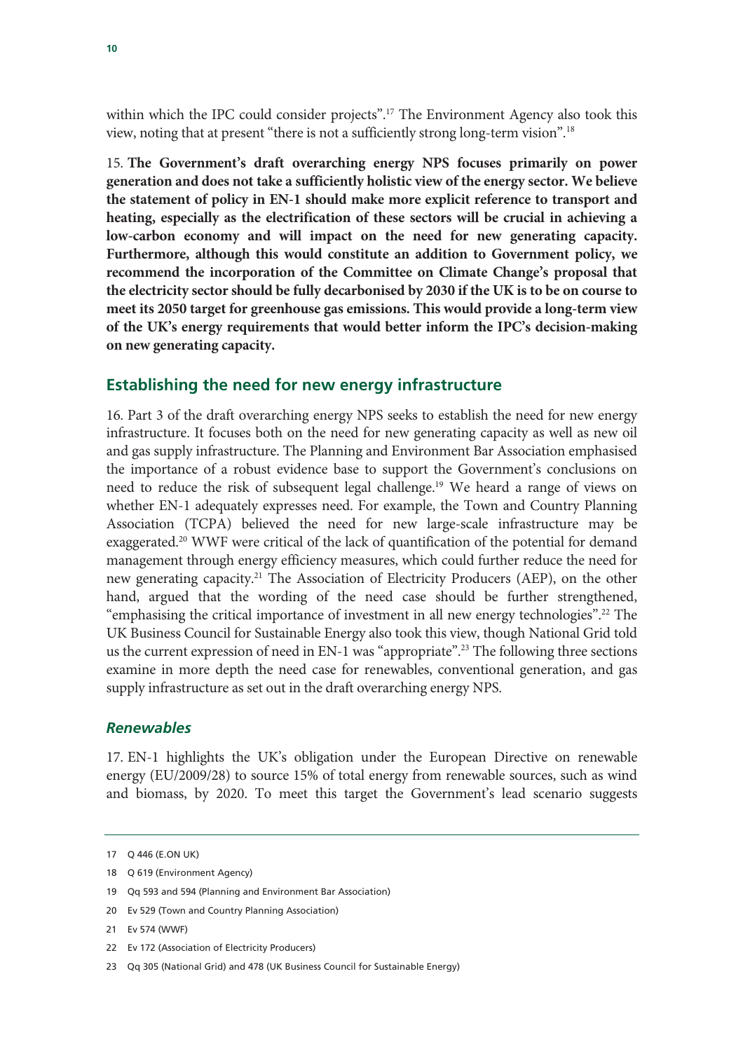within which the IPC could consider projects".[17] The Environment Agency also took this view, noting that at present "there is not a sufficiently strong long-term vision".[18]

15. **The Government's draft overarching energy NPS focuses primarily on power generation and does not take a sufficiently holistic view of the energy sector. We believe the statement of policy in EN-1 should make more explicit reference to transport and heating, especially as the electrification of these sectors will be crucial in achieving a low-carbon economy and will impact on the need for new generating capacity. Furthermore, although this would constitute an addition to Government policy, we recommend the incorporation of the Committee on Climate Change's proposal that the electricity sector should be fully decarbonised by 2030 if the UK is to be on course to meet its 2050 target for greenhouse gas emissions. This would provide a long-term view of the UK's energy requirements that would better inform the IPC's decision-making on new generating capacity.**

## Establishing the need for new energy infrastructure

16. Part 3 of the draft overarching energy NPS seeks to establish the need for new energy infrastructure. It focuses both on the need for new generating capacity as well as new oil and gas supply infrastructure. The Planning and Environment Bar Association emphasised the importance of a robust evidence base to support the Government's conclusions on need to reduce the risk of subsequent legal challenge.[19] We heard a range of views on whether EN-1 adequately expresses need. For example, the Town and Country Planning Association (TCPA) believed the need for new large-scale infrastructure may be exaggerated.[20] WWF were critical of the lack of quantification of the potential for demand management through energy efficiency measures, which could further reduce the need for new generating capacity.[21] The Association of Electricity Producers (AEP), on the other hand, argued that the wording of the need case should be further strengthened, "emphasising the critical importance of investment in all new energy technologies".[22] The UK Business Council for Sustainable Energy also took this view, though National Grid told us the current expression of need in EN-1 was "appropriate".[23] The following three sections examine in more depth the need case for renewables, conventional generation, and gas supply infrastructure as set out in the draft overarching energy NPS.

### *Renewables*

17. EN-1 highlights the UK's obligation under the European Directive on renewable energy (EU/2009/28) to source 15% of total energy from renewable sources, such as wind and biomass, by 2020. To meet this target the Government's lead scenario suggests

---

17 Q 446 (E.ON UK)

18 Q 619 (Environment Agency)

19 Qq 593 and 594 (Planning and Environment Bar Association)

20 Ev 529 (Town and Country Planning Association)

21 Ev 574 (WWF)

22 Ev 172 (Association of Electricity Producers)

23 Qq 305 (National Grid) and 478 (UK Business Council for Sustainable Energy)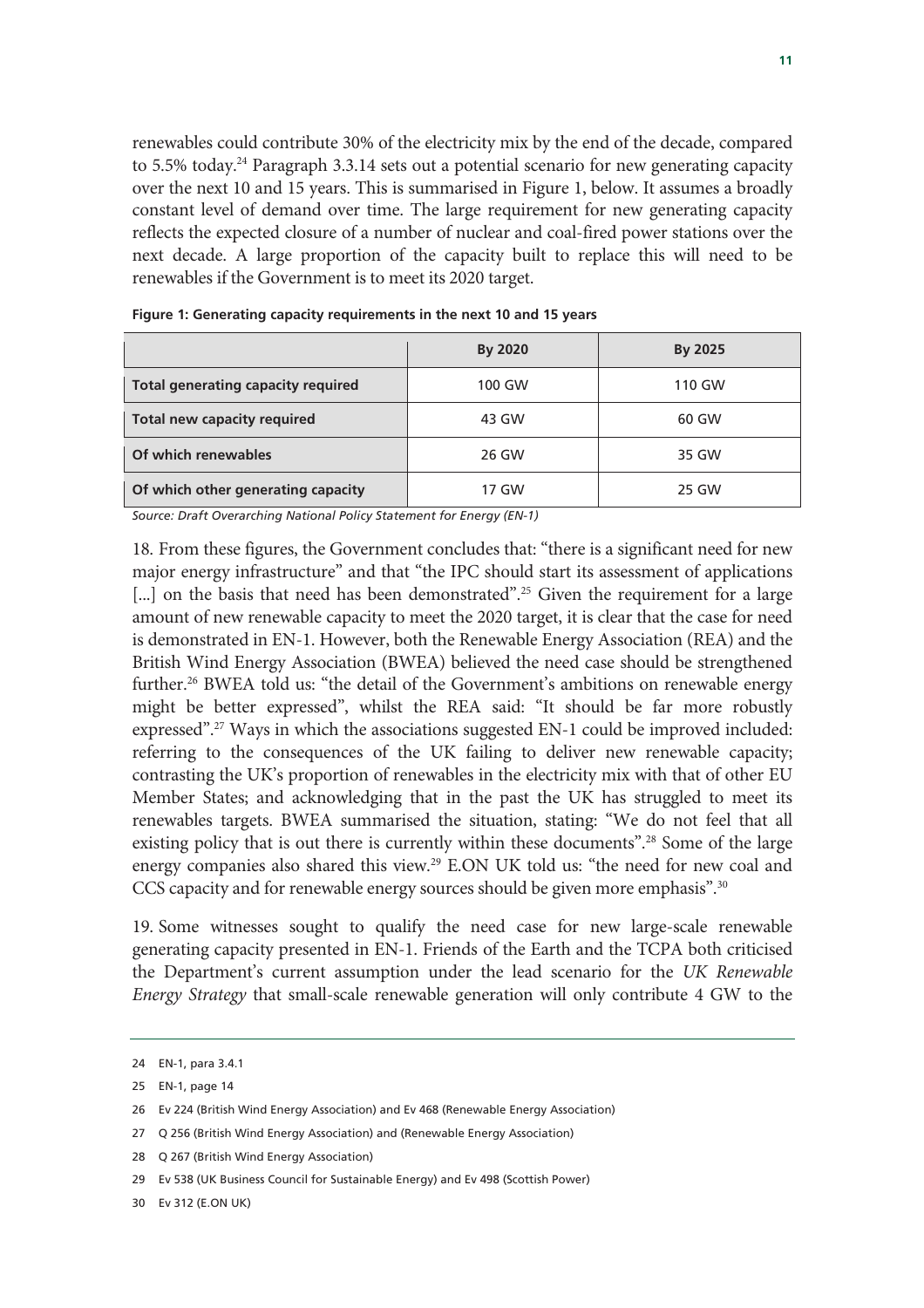renewables could contribute 30% of the electricity mix by the end of the decade, compared to 5.5% today.[24] Paragraph 3.3.14 sets out a potential scenario for new generating capacity over the next 10 and 15 years. This is summarised in Figure 1, below. It assumes a broadly constant level of demand over time. The large requirement for new generating capacity reflects the expected closure of a number of nuclear and coal-fired power stations over the next decade. A large proportion of the capacity built to replace this will need to be renewables if the Government is to meet its 2020 target.

**Figure 1: Generating capacity requirements in the next 10 and 15 years**

| | By 2020 | By 2025 |
|---|---|---|
| **Total generating capacity required** | 100 GW | 110 GW |
| **Total new capacity required** | 43 GW | 60 GW |
| **Of which renewables** | 26 GW | 35 GW |
| **Of which other generating capacity** | 17 GW | 25 GW |

*Source: Draft Overarching National Policy Statement for Energy (EN-1)*

18. From these figures, the Government concludes that: "there is a significant need for new major energy infrastructure" and that "the IPC should start its assessment of applications [...] on the basis that need has been demonstrated".[25] Given the requirement for a large amount of new renewable capacity to meet the 2020 target, it is clear that the case for need is demonstrated in EN-1. However, both the Renewable Energy Association (REA) and the British Wind Energy Association (BWEA) believed the need case should be strengthened further.[26] BWEA told us: "the detail of the Government's ambitions on renewable energy might be better expressed", whilst the REA said: "It should be far more robustly expressed".[27] Ways in which the associations suggested EN-1 could be improved included: referring to the consequences of the UK failing to deliver new renewable capacity; contrasting the UK's proportion of renewables in the electricity mix with that of other EU Member States; and acknowledging that in the past the UK has struggled to meet its renewables targets. BWEA summarised the situation, stating: "We do not feel that all existing policy that is out there is currently within these documents".[28] Some of the large energy companies also shared this view.[29] E.ON UK told us: "the need for new coal and CCS capacity and for renewable energy sources should be given more emphasis".[30]

19. Some witnesses sought to qualify the need case for new large-scale renewable generating capacity presented in EN-1. Friends of the Earth and the TCPA both criticised the Department's current assumption under the lead scenario for the *UK Renewable Energy Strategy* that small-scale renewable generation will only contribute 4 GW to the

24 EN-1, para 3.4.1

25 EN-1, page 14

26 Ev 224 (British Wind Energy Association) and Ev 468 (Renewable Energy Association)

27 Q 256 (British Wind Energy Association) and (Renewable Energy Association)

28 Q 267 (British Wind Energy Association)

29 Ev 538 (UK Business Council for Sustainable Energy) and Ev 498 (Scottish Power)

30 Ev 312 (E.ON UK)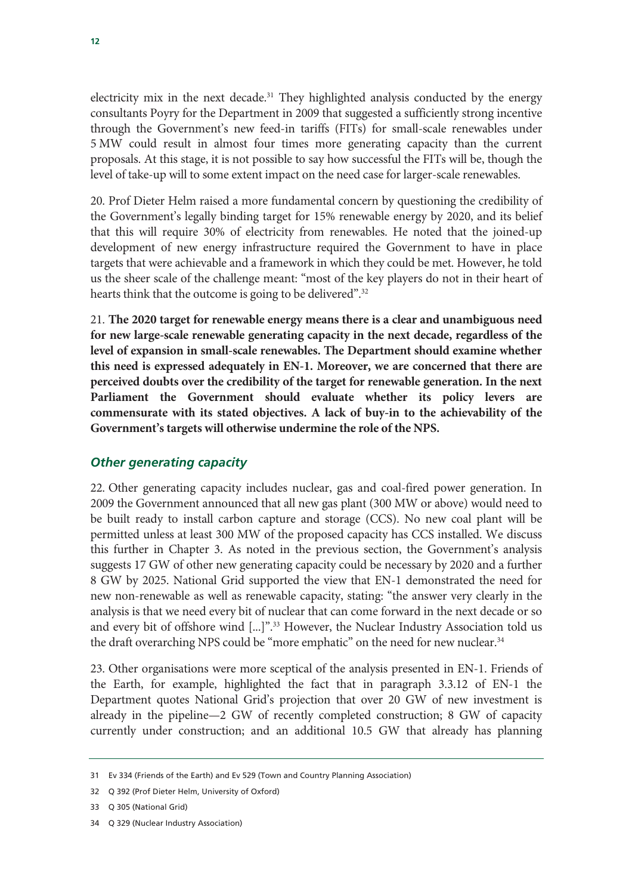electricity mix in the next decade.[31] They highlighted analysis conducted by the energy consultants Poyry for the Department in 2009 that suggested a sufficiently strong incentive through the Government's new feed-in tariffs (FITs) for small-scale renewables under 5 MW could result in almost four times more generating capacity than the current proposals. At this stage, it is not possible to say how successful the FITs will be, though the level of take-up will to some extent impact on the need case for larger-scale renewables.

20. Prof Dieter Helm raised a more fundamental concern by questioning the credibility of the Government's legally binding target for 15% renewable energy by 2020, and its belief that this will require 30% of electricity from renewables. He noted that the joined-up development of new energy infrastructure required the Government to have in place targets that were achievable and a framework in which they could be met. However, he told us the sheer scale of the challenge meant: "most of the key players do not in their heart of hearts think that the outcome is going to be delivered".[32]

21. **The 2020 target for renewable energy means there is a clear and unambiguous need for new large-scale renewable generating capacity in the next decade, regardless of the level of expansion in small-scale renewables. The Department should examine whether this need is expressed adequately in EN-1. Moreover, we are concerned that there are perceived doubts over the credibility of the target for renewable generation. In the next Parliament the Government should evaluate whether its policy levers are commensurate with its stated objectives. A lack of buy-in to the achievability of the Government's targets will otherwise undermine the role of the NPS.**

### *Other generating capacity*

22. Other generating capacity includes nuclear, gas and coal-fired power generation. In 2009 the Government announced that all new gas plant (300 MW or above) would need to be built ready to install carbon capture and storage (CCS). No new coal plant will be permitted unless at least 300 MW of the proposed capacity has CCS installed. We discuss this further in Chapter 3. As noted in the previous section, the Government's analysis suggests 17 GW of other new generating capacity could be necessary by 2020 and a further 8 GW by 2025. National Grid supported the view that EN-1 demonstrated the need for new non-renewable as well as renewable capacity, stating: "the answer very clearly in the analysis is that we need every bit of nuclear that can come forward in the next decade or so and every bit of offshore wind [...]".[33] However, the Nuclear Industry Association told us the draft overarching NPS could be "more emphatic" on the need for new nuclear.[34]

23. Other organisations were more sceptical of the analysis presented in EN-1. Friends of the Earth, for example, highlighted the fact that in paragraph 3.3.12 of EN-1 the Department quotes National Grid's projection that over 20 GW of new investment is already in the pipeline—2 GW of recently completed construction; 8 GW of capacity currently under construction; and an additional 10.5 GW that already has planning

---

31 Ev 334 (Friends of the Earth) and Ev 529 (Town and Country Planning Association)

32 Q 392 (Prof Dieter Helm, University of Oxford)

33 Q 305 (National Grid)

34 Q 329 (Nuclear Industry Association)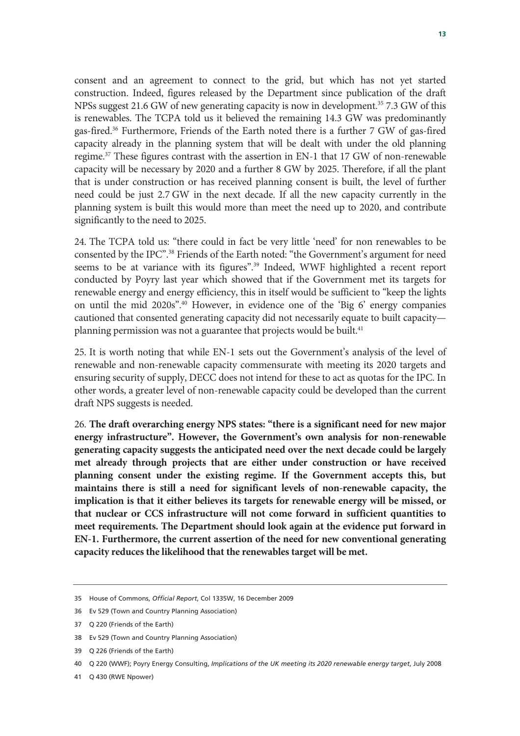consent and an agreement to connect to the grid, but which has not yet started construction. Indeed, figures released by the Department since publication of the draft NPSs suggest 21.6 GW of new generating capacity is now in development.[35] 7.3 GW of this is renewables. The TCPA told us it believed the remaining 14.3 GW was predominantly gas-fired.[36] Furthermore, Friends of the Earth noted there is a further 7 GW of gas-fired capacity already in the planning system that will be dealt with under the old planning regime.[37] These figures contrast with the assertion in EN-1 that 17 GW of non-renewable capacity will be necessary by 2020 and a further 8 GW by 2025. Therefore, if all the plant that is under construction or has received planning consent is built, the level of further need could be just 2.7 GW in the next decade. If all the new capacity currently in the planning system is built this would more than meet the need up to 2020, and contribute significantly to the need to 2025.

24. The TCPA told us: "there could in fact be very little 'need' for non renewables to be consented by the IPC".[38] Friends of the Earth noted: "the Government's argument for need seems to be at variance with its figures".[39] Indeed, WWF highlighted a recent report conducted by Poyry last year which showed that if the Government met its targets for renewable energy and energy efficiency, this in itself would be sufficient to "keep the lights on until the mid 2020s".[40] However, in evidence one of the 'Big 6' energy companies cautioned that consented generating capacity did not necessarily equate to built capacity—planning permission was not a guarantee that projects would be built.[41]

25. It is worth noting that while EN-1 sets out the Government's analysis of the level of renewable and non-renewable capacity commensurate with meeting its 2020 targets and ensuring security of supply, DECC does not intend for these to act as quotas for the IPC. In other words, a greater level of non-renewable capacity could be developed than the current draft NPS suggests is needed.

26. **The draft overarching energy NPS states: "there is a significant need for new major energy infrastructure". However, the Government's own analysis for non-renewable generating capacity suggests the anticipated need over the next decade could be largely met already through projects that are either under construction or have received planning consent under the existing regime. If the Government accepts this, but maintains there is still a need for significant levels of non-renewable capacity, the implication is that it either believes its targets for renewable energy will be missed, or that nuclear or CCS infrastructure will not come forward in sufficient quantities to meet requirements. The Department should look again at the evidence put forward in EN-1. Furthermore, the current assertion of the need for new conventional generating capacity reduces the likelihood that the renewables target will be met.**

---

35 House of Commons, *Official Report*, Col 1335W, 16 December 2009

36 Ev 529 (Town and Country Planning Association)

37 Q 220 (Friends of the Earth)

38 Ev 529 (Town and Country Planning Association)

39 Q 226 (Friends of the Earth)

40 Q 220 (WWF); Poyry Energy Consulting, *Implications of the UK meeting its 2020 renewable energy target*, July 2008

41 Q 430 (RWE Npower)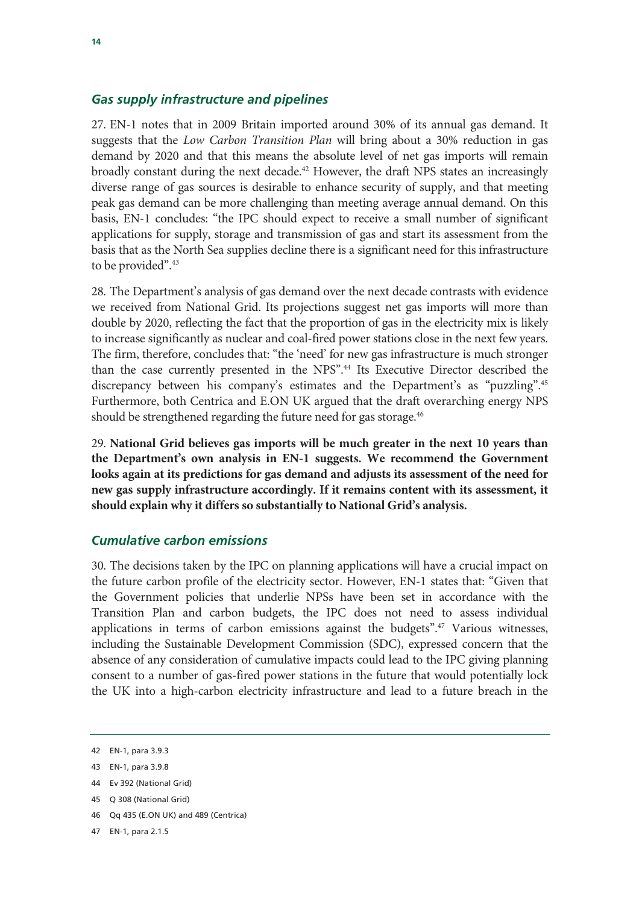### *Gas supply infrastructure and pipelines*

27. EN-1 notes that in 2009 Britain imported around 30% of its annual gas demand. It suggests that the *Low Carbon Transition Plan* will bring about a 30% reduction in gas demand by 2020 and that this means the absolute level of net gas imports will remain broadly constant during the next decade.[42] However, the draft NPS states an increasingly diverse range of gas sources is desirable to enhance security of supply, and that meeting peak gas demand can be more challenging than meeting average annual demand. On this basis, EN-1 concludes: "the IPC should expect to receive a small number of significant applications for supply, storage and transmission of gas and start its assessment from the basis that as the North Sea supplies decline there is a significant need for this infrastructure to be provided".[43]

28. The Department's analysis of gas demand over the next decade contrasts with evidence we received from National Grid. Its projections suggest net gas imports will more than double by 2020, reflecting the fact that the proportion of gas in the electricity mix is likely to increase significantly as nuclear and coal-fired power stations close in the next few years. The firm, therefore, concludes that: "the 'need' for new gas infrastructure is much stronger than the case currently presented in the NPS".[44] Its Executive Director described the discrepancy between his company's estimates and the Department's as "puzzling".[45] Furthermore, both Centrica and E.ON UK argued that the draft overarching energy NPS should be strengthened regarding the future need for gas storage.[46]

29. **National Grid believes gas imports will be much greater in the next 10 years than the Department's own analysis in EN-1 suggests. We recommend the Government looks again at its predictions for gas demand and adjusts its assessment of the need for new gas supply infrastructure accordingly. If it remains content with its assessment, it should explain why it differs so substantially to National Grid's analysis.**

### *Cumulative carbon emissions*

30. The decisions taken by the IPC on planning applications will have a crucial impact on the future carbon profile of the electricity sector. However, EN-1 states that: "Given that the Government policies that underlie NPSs have been set in accordance with the Transition Plan and carbon budgets, the IPC does not need to assess individual applications in terms of carbon emissions against the budgets".[47] Various witnesses, including the Sustainable Development Commission (SDC), expressed concern that the absence of any consideration of cumulative impacts could lead to the IPC giving planning consent to a number of gas-fired power stations in the future that would potentially lock the UK into a high-carbon electricity infrastructure and lead to a future breach in the

---

42 EN-1, para 3.9.3

43 EN-1, para 3.9.8

44 Ev 392 (National Grid)

45 Q 308 (National Grid)

46 Qq 435 (E.ON UK) and 489 (Centrica)

47 EN-1, para 2.1.5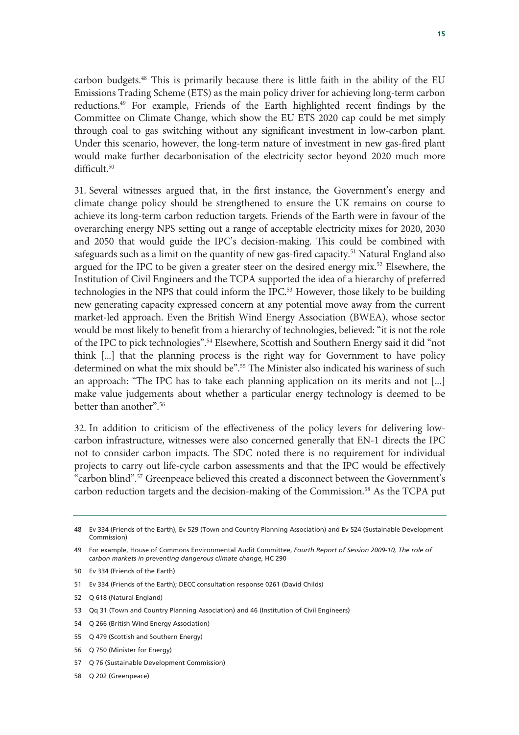carbon budgets.[48] This is primarily because there is little faith in the ability of the EU Emissions Trading Scheme (ETS) as the main policy driver for achieving long-term carbon reductions.[49] For example, Friends of the Earth highlighted recent findings by the Committee on Climate Change, which show the EU ETS 2020 cap could be met simply through coal to gas switching without any significant investment in low-carbon plant. Under this scenario, however, the long-term nature of investment in new gas-fired plant would make further decarbonisation of the electricity sector beyond 2020 much more difficult.[50]

31. Several witnesses argued that, in the first instance, the Government's energy and climate change policy should be strengthened to ensure the UK remains on course to achieve its long-term carbon reduction targets. Friends of the Earth were in favour of the overarching energy NPS setting out a range of acceptable electricity mixes for 2020, 2030 and 2050 that would guide the IPC's decision-making. This could be combined with safeguards such as a limit on the quantity of new gas-fired capacity.[51] Natural England also argued for the IPC to be given a greater steer on the desired energy mix.[52] Elsewhere, the Institution of Civil Engineers and the TCPA supported the idea of a hierarchy of preferred technologies in the NPS that could inform the IPC.[53] However, those likely to be building new generating capacity expressed concern at any potential move away from the current market-led approach. Even the British Wind Energy Association (BWEA), whose sector would be most likely to benefit from a hierarchy of technologies, believed: "it is not the role of the IPC to pick technologies".[54] Elsewhere, Scottish and Southern Energy said it did "not think [...] that the planning process is the right way for Government to have policy determined on what the mix should be".[55] The Minister also indicated his wariness of such an approach: "The IPC has to take each planning application on its merits and not [...] make value judgements about whether a particular energy technology is deemed to be better than another".[56]

32. In addition to criticism of the effectiveness of the policy levers for delivering low-carbon infrastructure, witnesses were also concerned generally that EN-1 directs the IPC not to consider carbon impacts. The SDC noted there is no requirement for individual projects to carry out life-cycle carbon assessments and that the IPC would be effectively "carbon blind".[57] Greenpeace believed this created a disconnect between the Government's carbon reduction targets and the decision-making of the Commission.[58] As the TCPA put

---

48 Ev 334 (Friends of the Earth), Ev 529 (Town and Country Planning Association) and Ev 524 (Sustainable Development Commission)

49 For example, House of Commons Environmental Audit Committee, *Fourth Report of Session 2009-10, The role of carbon markets in preventing dangerous climate change*, HC 290

50 Ev 334 (Friends of the Earth)

51 Ev 334 (Friends of the Earth); DECC consultation response 0261 (David Childs)

52 Q 618 (Natural England)

53 Qq 31 (Town and Country Planning Association) and 46 (Institution of Civil Engineers)

54 Q 266 (British Wind Energy Association)

55 Q 479 (Scottish and Southern Energy)

56 Q 750 (Minister for Energy)

57 Q 76 (Sustainable Development Commission)

58 Q 202 (Greenpeace)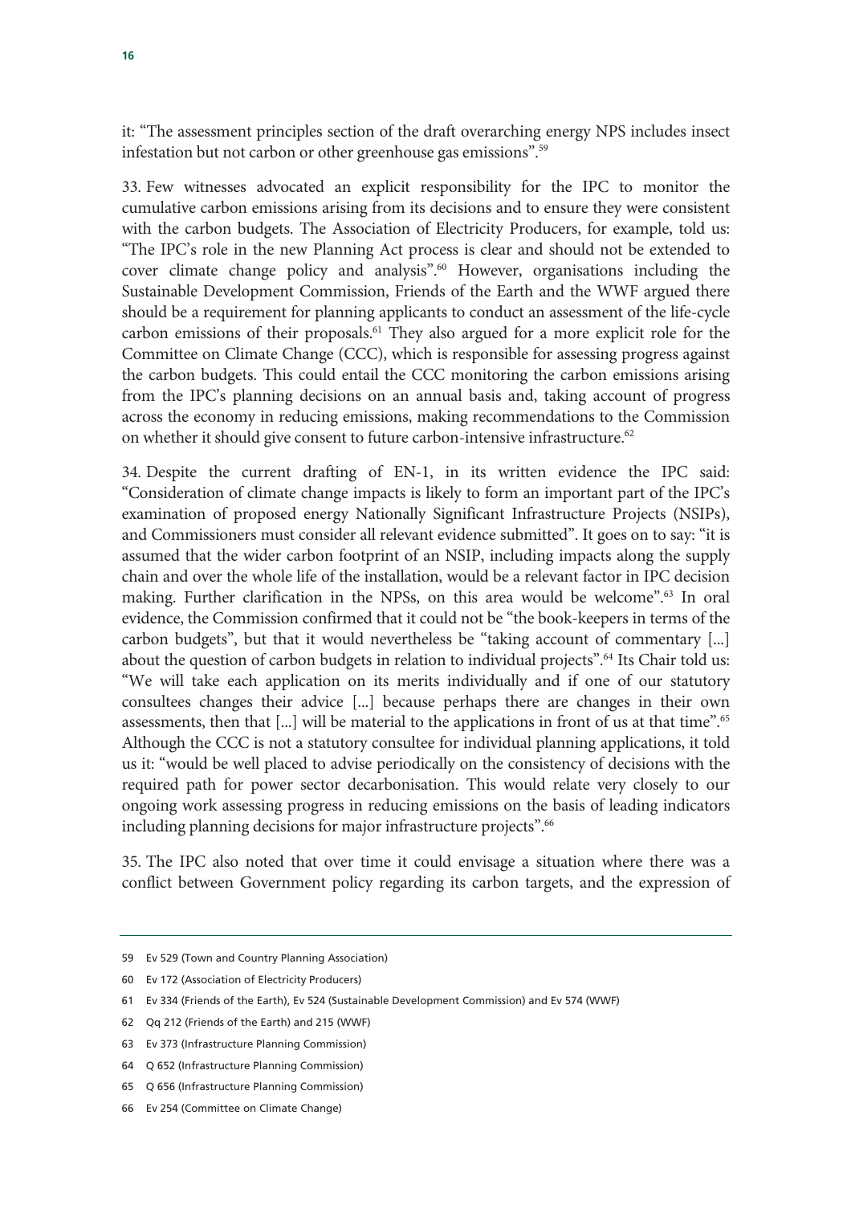it: "The assessment principles section of the draft overarching energy NPS includes insect infestation but not carbon or other greenhouse gas emissions".[59]

33. Few witnesses advocated an explicit responsibility for the IPC to monitor the cumulative carbon emissions arising from its decisions and to ensure they were consistent with the carbon budgets. The Association of Electricity Producers, for example, told us: "The IPC's role in the new Planning Act process is clear and should not be extended to cover climate change policy and analysis".[60] However, organisations including the Sustainable Development Commission, Friends of the Earth and the WWF argued there should be a requirement for planning applicants to conduct an assessment of the life-cycle carbon emissions of their proposals.[61] They also argued for a more explicit role for the Committee on Climate Change (CCC), which is responsible for assessing progress against the carbon budgets. This could entail the CCC monitoring the carbon emissions arising from the IPC's planning decisions on an annual basis and, taking account of progress across the economy in reducing emissions, making recommendations to the Commission on whether it should give consent to future carbon-intensive infrastructure.[62]

34. Despite the current drafting of EN-1, in its written evidence the IPC said: "Consideration of climate change impacts is likely to form an important part of the IPC's examination of proposed energy Nationally Significant Infrastructure Projects (NSIPs), and Commissioners must consider all relevant evidence submitted". It goes on to say: "it is assumed that the wider carbon footprint of an NSIP, including impacts along the supply chain and over the whole life of the installation, would be a relevant factor in IPC decision making. Further clarification in the NPSs, on this area would be welcome".[63] In oral evidence, the Commission confirmed that it could not be "the book-keepers in terms of the carbon budgets", but that it would nevertheless be "taking account of commentary [...] about the question of carbon budgets in relation to individual projects".[64] Its Chair told us: "We will take each application on its merits individually and if one of our statutory consultees changes their advice [...] because perhaps there are changes in their own assessments, then that [...] will be material to the applications in front of us at that time".[65] Although the CCC is not a statutory consultee for individual planning applications, it told us it: "would be well placed to advise periodically on the consistency of decisions with the required path for power sector decarbonisation. This would relate very closely to our ongoing work assessing progress in reducing emissions on the basis of leading indicators including planning decisions for major infrastructure projects".[66]

35. The IPC also noted that over time it could envisage a situation where there was a conflict between Government policy regarding its carbon targets, and the expression of

---

59 Ev 529 (Town and Country Planning Association)

60 Ev 172 (Association of Electricity Producers)

61 Ev 334 (Friends of the Earth), Ev 524 (Sustainable Development Commission) and Ev 574 (WWF)

62 Qq 212 (Friends of the Earth) and 215 (WWF)

63 Ev 373 (Infrastructure Planning Commission)

64 Q 652 (Infrastructure Planning Commission)

65 Q 656 (Infrastructure Planning Commission)

66 Ev 254 (Committee on Climate Change)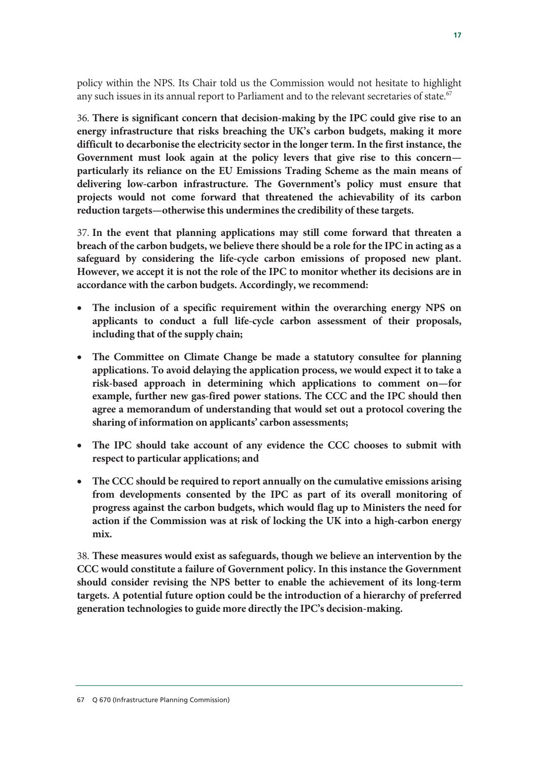policy within the NPS. Its Chair told us the Commission would not hesitate to highlight any such issues in its annual report to Parliament and to the relevant secretaries of state.[67]

36. **There is significant concern that decision-making by the IPC could give rise to an energy infrastructure that risks breaching the UK's carbon budgets, making it more difficult to decarbonise the electricity sector in the longer term. In the first instance, the Government must look again at the policy levers that give rise to this concern—particularly its reliance on the EU Emissions Trading Scheme as the main means of delivering low-carbon infrastructure. The Government's policy must ensure that projects would not come forward that threatened the achievability of its carbon reduction targets—otherwise this undermines the credibility of these targets.**

37. **In the event that planning applications may still come forward that threaten a breach of the carbon budgets, we believe there should be a role for the IPC in acting as a safeguard by considering the life-cycle carbon emissions of proposed new plant. However, we accept it is not the role of the IPC to monitor whether its decisions are in accordance with the carbon budgets. Accordingly, we recommend:**

- **The inclusion of a specific requirement within the overarching energy NPS on applicants to conduct a full life-cycle carbon assessment of their proposals, including that of the supply chain;**
- **The Committee on Climate Change be made a statutory consultee for planning applications. To avoid delaying the application process, we would expect it to take a risk-based approach in determining which applications to comment on—for example, further new gas-fired power stations. The CCC and the IPC should then agree a memorandum of understanding that would set out a protocol covering the sharing of information on applicants' carbon assessments;**
- **The IPC should take account of any evidence the CCC chooses to submit with respect to particular applications; and**
- **The CCC should be required to report annually on the cumulative emissions arising from developments consented by the IPC as part of its overall monitoring of progress against the carbon budgets, which would flag up to Ministers the need for action if the Commission was at risk of locking the UK into a high-carbon energy mix.**

38. **These measures would exist as safeguards, though we believe an intervention by the CCC would constitute a failure of Government policy. In this instance the Government should consider revising the NPS better to enable the achievement of its long-term targets. A potential future option could be the introduction of a hierarchy of preferred generation technologies to guide more directly the IPC's decision-making.**

67 Q 670 (Infrastructure Planning Commission)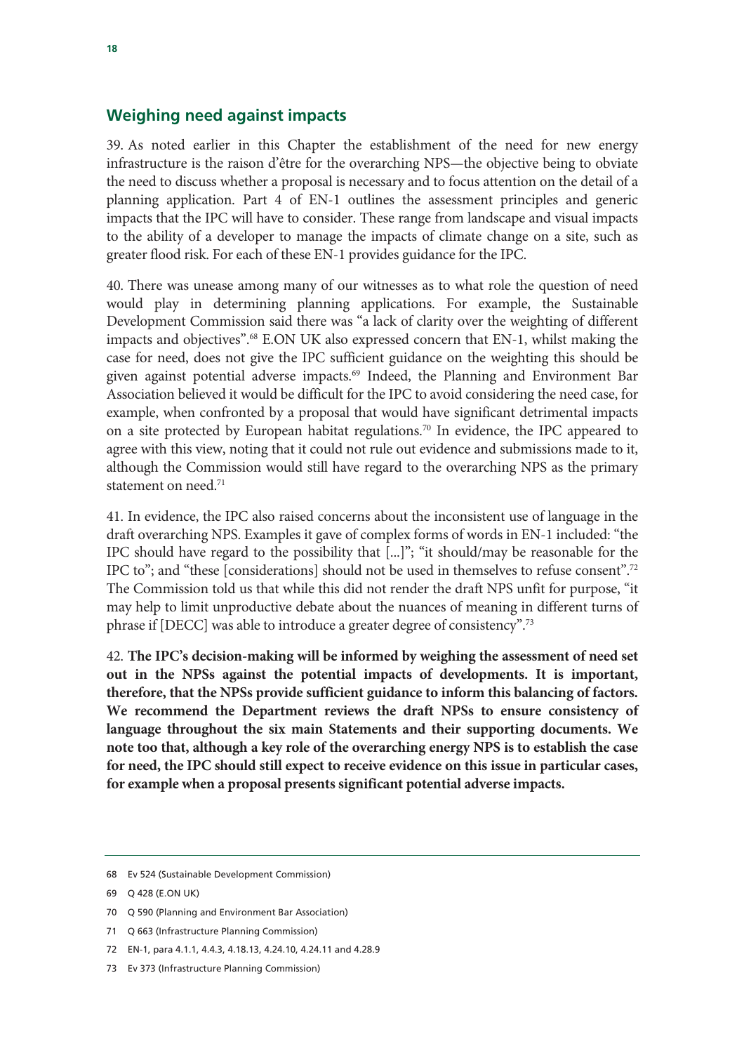## Weighing need against impacts

39. As noted earlier in this Chapter the establishment of the need for new energy infrastructure is the raison d'être for the overarching NPS—the objective being to obviate the need to discuss whether a proposal is necessary and to focus attention on the detail of a planning application. Part 4 of EN-1 outlines the assessment principles and generic impacts that the IPC will have to consider. These range from landscape and visual impacts to the ability of a developer to manage the impacts of climate change on a site, such as greater flood risk. For each of these EN-1 provides guidance for the IPC.

40. There was unease among many of our witnesses as to what role the question of need would play in determining planning applications. For example, the Sustainable Development Commission said there was "a lack of clarity over the weighting of different impacts and objectives".[68] E.ON UK also expressed concern that EN-1, whilst making the case for need, does not give the IPC sufficient guidance on the weighting this should be given against potential adverse impacts.[69] Indeed, the Planning and Environment Bar Association believed it would be difficult for the IPC to avoid considering the need case, for example, when confronted by a proposal that would have significant detrimental impacts on a site protected by European habitat regulations.[70] In evidence, the IPC appeared to agree with this view, noting that it could not rule out evidence and submissions made to it, although the Commission would still have regard to the overarching NPS as the primary statement on need.[71]

41. In evidence, the IPC also raised concerns about the inconsistent use of language in the draft overarching NPS. Examples it gave of complex forms of words in EN-1 included: "the IPC should have regard to the possibility that [...]"; "it should/may be reasonable for the IPC to"; and "these [considerations] should not be used in themselves to refuse consent".[72] The Commission told us that while this did not render the draft NPS unfit for purpose, "it may help to limit unproductive debate about the nuances of meaning in different turns of phrase if [DECC] was able to introduce a greater degree of consistency".[73]

42. **The IPC's decision-making will be informed by weighing the assessment of need set out in the NPSs against the potential impacts of developments. It is important, therefore, that the NPSs provide sufficient guidance to inform this balancing of factors. We recommend the Department reviews the draft NPSs to ensure consistency of language throughout the six main Statements and their supporting documents. We note too that, although a key role of the overarching energy NPS is to establish the case for need, the IPC should still expect to receive evidence on this issue in particular cases, for example when a proposal presents significant potential adverse impacts.**

---

68 Ev 524 (Sustainable Development Commission)

69 Q 428 (E.ON UK)

70 Q 590 (Planning and Environment Bar Association)

71 Q 663 (Infrastructure Planning Commission)

72 EN-1, para 4.1.1, 4.4.3, 4.18.13, 4.24.10, 4.24.11 and 4.28.9

73 Ev 373 (Infrastructure Planning Commission)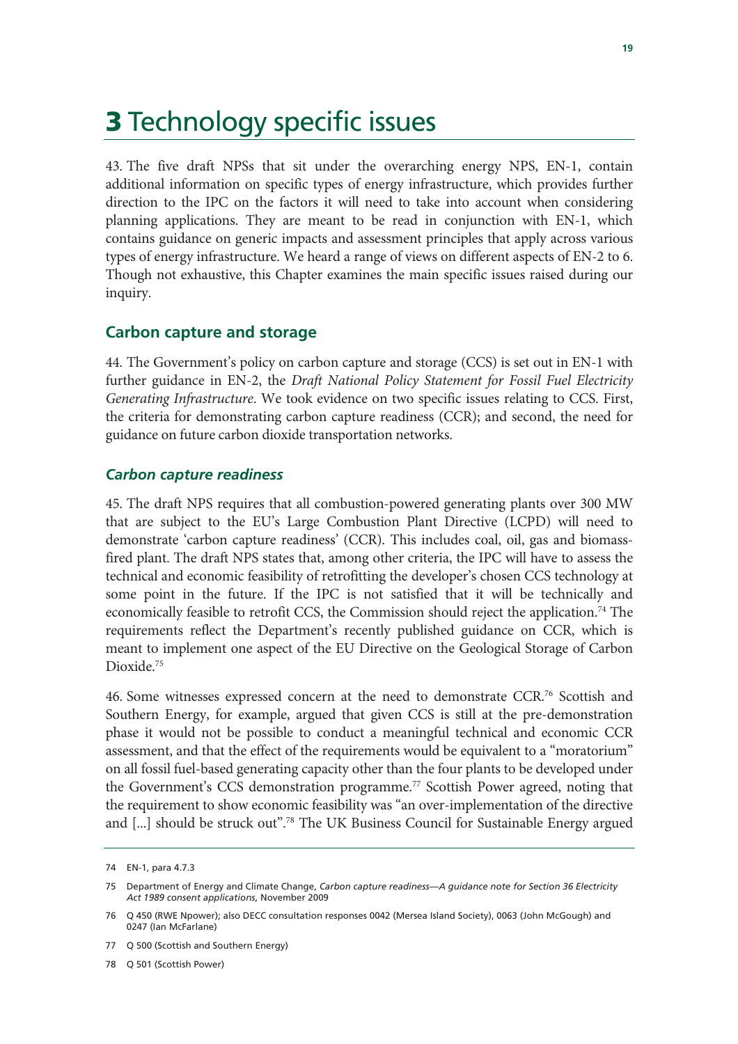# 3 Technology specific issues

43. The five draft NPSs that sit under the overarching energy NPS, EN-1, contain additional information on specific types of energy infrastructure, which provides further direction to the IPC on the factors it will need to take into account when considering planning applications. They are meant to be read in conjunction with EN-1, which contains guidance on generic impacts and assessment principles that apply across various types of energy infrastructure. We heard a range of views on different aspects of EN-2 to 6. Though not exhaustive, this Chapter examines the main specific issues raised during our inquiry.

## Carbon capture and storage

44. The Government's policy on carbon capture and storage (CCS) is set out in EN-1 with further guidance in EN-2, the *Draft National Policy Statement for Fossil Fuel Electricity Generating Infrastructure*. We took evidence on two specific issues relating to CCS. First, the criteria for demonstrating carbon capture readiness (CCR); and second, the need for guidance on future carbon dioxide transportation networks.

### *Carbon capture readiness*

45. The draft NPS requires that all combustion-powered generating plants over 300 MW that are subject to the EU's Large Combustion Plant Directive (LCPD) will need to demonstrate 'carbon capture readiness' (CCR). This includes coal, oil, gas and biomass-fired plant. The draft NPS states that, among other criteria, the IPC will have to assess the technical and economic feasibility of retrofitting the developer's chosen CCS technology at some point in the future. If the IPC is not satisfied that it will be technically and economically feasible to retrofit CCS, the Commission should reject the application.[74] The requirements reflect the Department's recently published guidance on CCR, which is meant to implement one aspect of the EU Directive on the Geological Storage of Carbon Dioxide.[75]

46. Some witnesses expressed concern at the need to demonstrate CCR.[76] Scottish and Southern Energy, for example, argued that given CCS is still at the pre-demonstration phase it would not be possible to conduct a meaningful technical and economic CCR assessment, and that the effect of the requirements would be equivalent to a "moratorium" on all fossil fuel-based generating capacity other than the four plants to be developed under the Government's CCS demonstration programme.[77] Scottish Power agreed, noting that the requirement to show economic feasibility was "an over-implementation of the directive and [...] should be struck out".[78] The UK Business Council for Sustainable Energy argued

---

74 EN-1, para 4.7.3

75 Department of Energy and Climate Change, *Carbon capture readiness—A guidance note for Section 36 Electricity Act 1989 consent applications*, November 2009

76 Q 450 (RWE Npower); also DECC consultation responses 0042 (Mersea Island Society), 0063 (John McGough) and 0247 (Ian McFarlane)

77 Q 500 (Scottish and Southern Energy)

78 Q 501 (Scottish Power)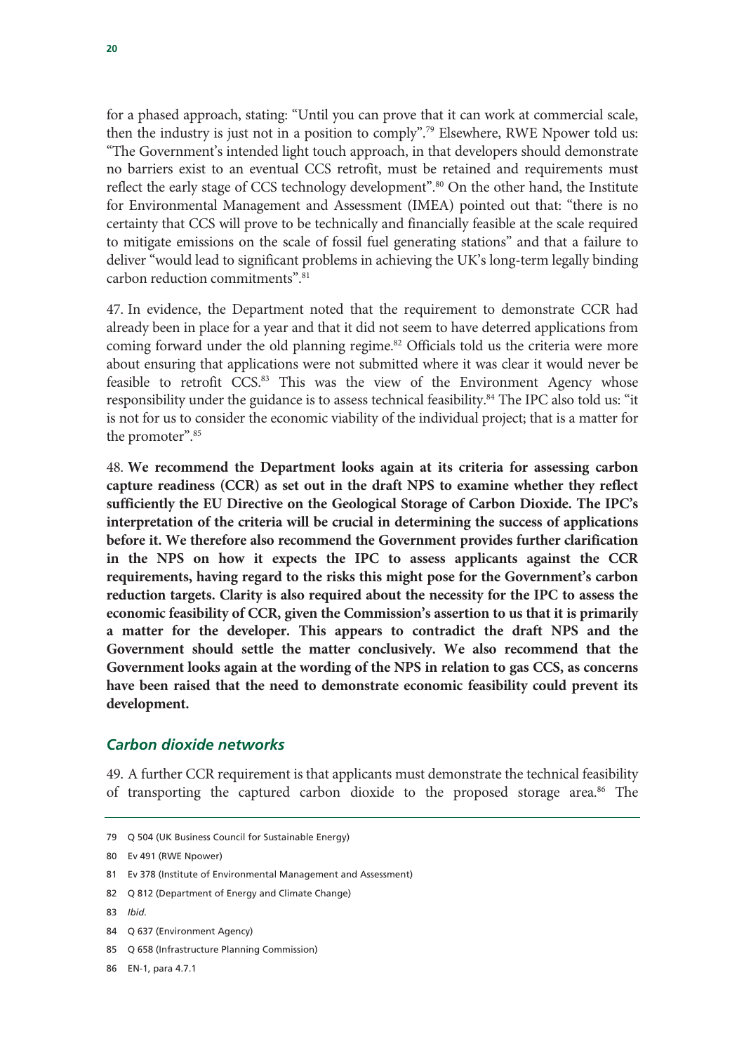for a phased approach, stating: "Until you can prove that it can work at commercial scale, then the industry is just not in a position to comply".[79] Elsewhere, RWE Npower told us: "The Government's intended light touch approach, in that developers should demonstrate no barriers exist to an eventual CCS retrofit, must be retained and requirements must reflect the early stage of CCS technology development".[80] On the other hand, the Institute for Environmental Management and Assessment (IMEA) pointed out that: "there is no certainty that CCS will prove to be technically and financially feasible at the scale required to mitigate emissions on the scale of fossil fuel generating stations" and that a failure to deliver "would lead to significant problems in achieving the UK's long-term legally binding carbon reduction commitments".[81]

47. In evidence, the Department noted that the requirement to demonstrate CCR had already been in place for a year and that it did not seem to have deterred applications from coming forward under the old planning regime.[82] Officials told us the criteria were more about ensuring that applications were not submitted where it was clear it would never be feasible to retrofit CCS.[83] This was the view of the Environment Agency whose responsibility under the guidance is to assess technical feasibility.[84] The IPC also told us: "it is not for us to consider the economic viability of the individual project; that is a matter for the promoter".[85]

48. **We recommend the Department looks again at its criteria for assessing carbon capture readiness (CCR) as set out in the draft NPS to examine whether they reflect sufficiently the EU Directive on the Geological Storage of Carbon Dioxide. The IPC's interpretation of the criteria will be crucial in determining the success of applications before it. We therefore also recommend the Government provides further clarification in the NPS on how it expects the IPC to assess applicants against the CCR requirements, having regard to the risks this might pose for the Government's carbon reduction targets. Clarity is also required about the necessity for the IPC to assess the economic feasibility of CCR, given the Commission's assertion to us that it is primarily a matter for the developer. This appears to contradict the draft NPS and the Government should settle the matter conclusively. We also recommend that the Government looks again at the wording of the NPS in relation to gas CCS, as concerns have been raised that the need to demonstrate economic feasibility could prevent its development.**

### *Carbon dioxide networks*

49. A further CCR requirement is that applicants must demonstrate the technical feasibility of transporting the captured carbon dioxide to the proposed storage area.[86] The

---

79 Q 504 (UK Business Council for Sustainable Energy)

80 Ev 491 (RWE Npower)

81 Ev 378 (Institute of Environmental Management and Assessment)

82 Q 812 (Department of Energy and Climate Change)

83 *Ibid.*

84 Q 637 (Environment Agency)

85 Q 658 (Infrastructure Planning Commission)

86 EN-1, para 4.7.1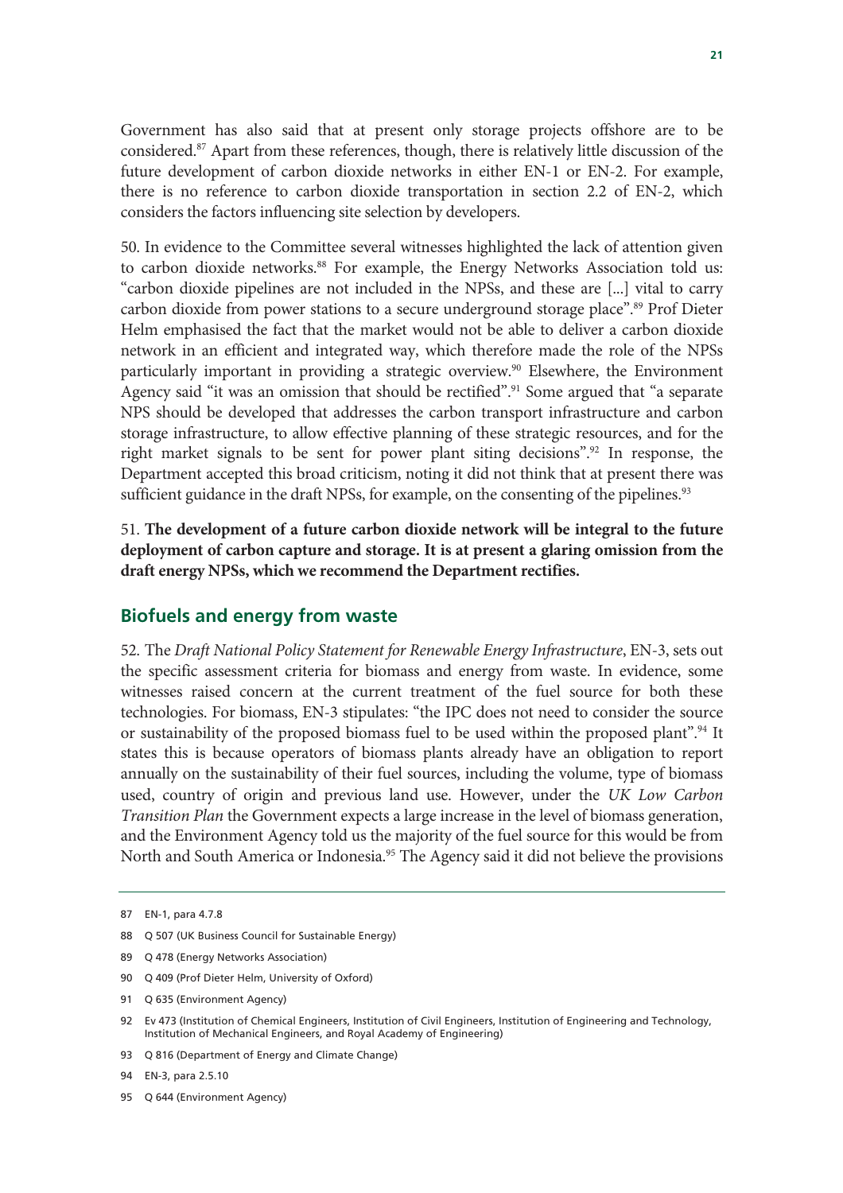Government has also said that at present only storage projects offshore are to be considered.[87] Apart from these references, though, there is relatively little discussion of the future development of carbon dioxide networks in either EN-1 or EN-2. For example, there is no reference to carbon dioxide transportation in section 2.2 of EN-2, which considers the factors influencing site selection by developers.

50. In evidence to the Committee several witnesses highlighted the lack of attention given to carbon dioxide networks.[88] For example, the Energy Networks Association told us: "carbon dioxide pipelines are not included in the NPSs, and these are [...] vital to carry carbon dioxide from power stations to a secure underground storage place".[89] Prof Dieter Helm emphasised the fact that the market would not be able to deliver a carbon dioxide network in an efficient and integrated way, which therefore made the role of the NPSs particularly important in providing a strategic overview.[90] Elsewhere, the Environment Agency said "it was an omission that should be rectified".[91] Some argued that "a separate NPS should be developed that addresses the carbon transport infrastructure and carbon storage infrastructure, to allow effective planning of these strategic resources, and for the right market signals to be sent for power plant siting decisions".[92] In response, the Department accepted this broad criticism, noting it did not think that at present there was sufficient guidance in the draft NPSs, for example, on the consenting of the pipelines.[93]

51. **The development of a future carbon dioxide network will be integral to the future deployment of carbon capture and storage. It is at present a glaring omission from the draft energy NPSs, which we recommend the Department rectifies.**

## Biofuels and energy from waste

52. The *Draft National Policy Statement for Renewable Energy Infrastructure*, EN-3, sets out the specific assessment criteria for biomass and energy from waste. In evidence, some witnesses raised concern at the current treatment of the fuel source for both these technologies. For biomass, EN-3 stipulates: "the IPC does not need to consider the source or sustainability of the proposed biomass fuel to be used within the proposed plant".[94] It states this is because operators of biomass plants already have an obligation to report annually on the sustainability of their fuel sources, including the volume, type of biomass used, country of origin and previous land use. However, under the *UK Low Carbon Transition Plan* the Government expects a large increase in the level of biomass generation, and the Environment Agency told us the majority of the fuel source for this would be from North and South America or Indonesia.[95] The Agency said it did not believe the provisions

---

87 EN-1, para 4.7.8

88 Q 507 (UK Business Council for Sustainable Energy)

89 Q 478 (Energy Networks Association)

90 Q 409 (Prof Dieter Helm, University of Oxford)

91 Q 635 (Environment Agency)

92 Ev 473 (Institution of Chemical Engineers, Institution of Civil Engineers, Institution of Engineering and Technology, Institution of Mechanical Engineers, and Royal Academy of Engineering)

93 Q 816 (Department of Energy and Climate Change)

94 EN-3, para 2.5.10

95 Q 644 (Environment Agency)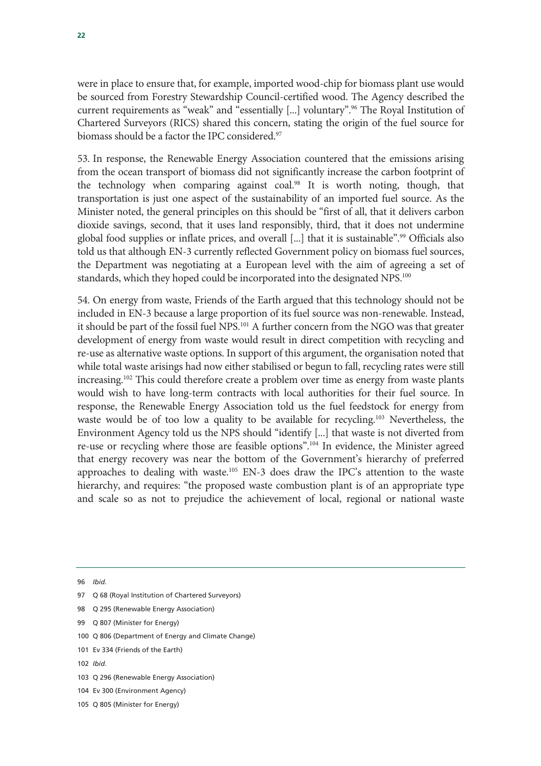were in place to ensure that, for example, imported wood-chip for biomass plant use would be sourced from Forestry Stewardship Council-certified wood. The Agency described the current requirements as "weak" and "essentially [...] voluntary".[96] The Royal Institution of Chartered Surveyors (RICS) shared this concern, stating the origin of the fuel source for biomass should be a factor the IPC considered.[97]

53. In response, the Renewable Energy Association countered that the emissions arising from the ocean transport of biomass did not significantly increase the carbon footprint of the technology when comparing against coal.[98] It is worth noting, though, that transportation is just one aspect of the sustainability of an imported fuel source. As the Minister noted, the general principles on this should be "first of all, that it delivers carbon dioxide savings, second, that it uses land responsibly, third, that it does not undermine global food supplies or inflate prices, and overall [...] that it is sustainable".[99] Officials also told us that although EN-3 currently reflected Government policy on biomass fuel sources, the Department was negotiating at a European level with the aim of agreeing a set of standards, which they hoped could be incorporated into the designated NPS.[100]

54. On energy from waste, Friends of the Earth argued that this technology should not be included in EN-3 because a large proportion of its fuel source was non-renewable. Instead, it should be part of the fossil fuel NPS.[101] A further concern from the NGO was that greater development of energy from waste would result in direct competition with recycling and re-use as alternative waste options. In support of this argument, the organisation noted that while total waste arisings had now either stabilised or begun to fall, recycling rates were still increasing.[102] This could therefore create a problem over time as energy from waste plants would wish to have long-term contracts with local authorities for their fuel source. In response, the Renewable Energy Association told us the fuel feedstock for energy from waste would be of too low a quality to be available for recycling.[103] Nevertheless, the Environment Agency told us the NPS should "identify [...] that waste is not diverted from re-use or recycling where those are feasible options".[104] In evidence, the Minister agreed that energy recovery was near the bottom of the Government's hierarchy of preferred approaches to dealing with waste.[105] EN-3 does draw the IPC's attention to the waste hierarchy, and requires: "the proposed waste combustion plant is of an appropriate type and scale so as not to prejudice the achievement of local, regional or national waste

---

96 *Ibid.*

97 Q 68 (Royal Institution of Chartered Surveyors)

98 Q 295 (Renewable Energy Association)

99 Q 807 (Minister for Energy)

100 Q 806 (Department of Energy and Climate Change)

101 Ev 334 (Friends of the Earth)

102 *Ibid.*

103 Q 296 (Renewable Energy Association)

104 Ev 300 (Environment Agency)

105 Q 805 (Minister for Energy)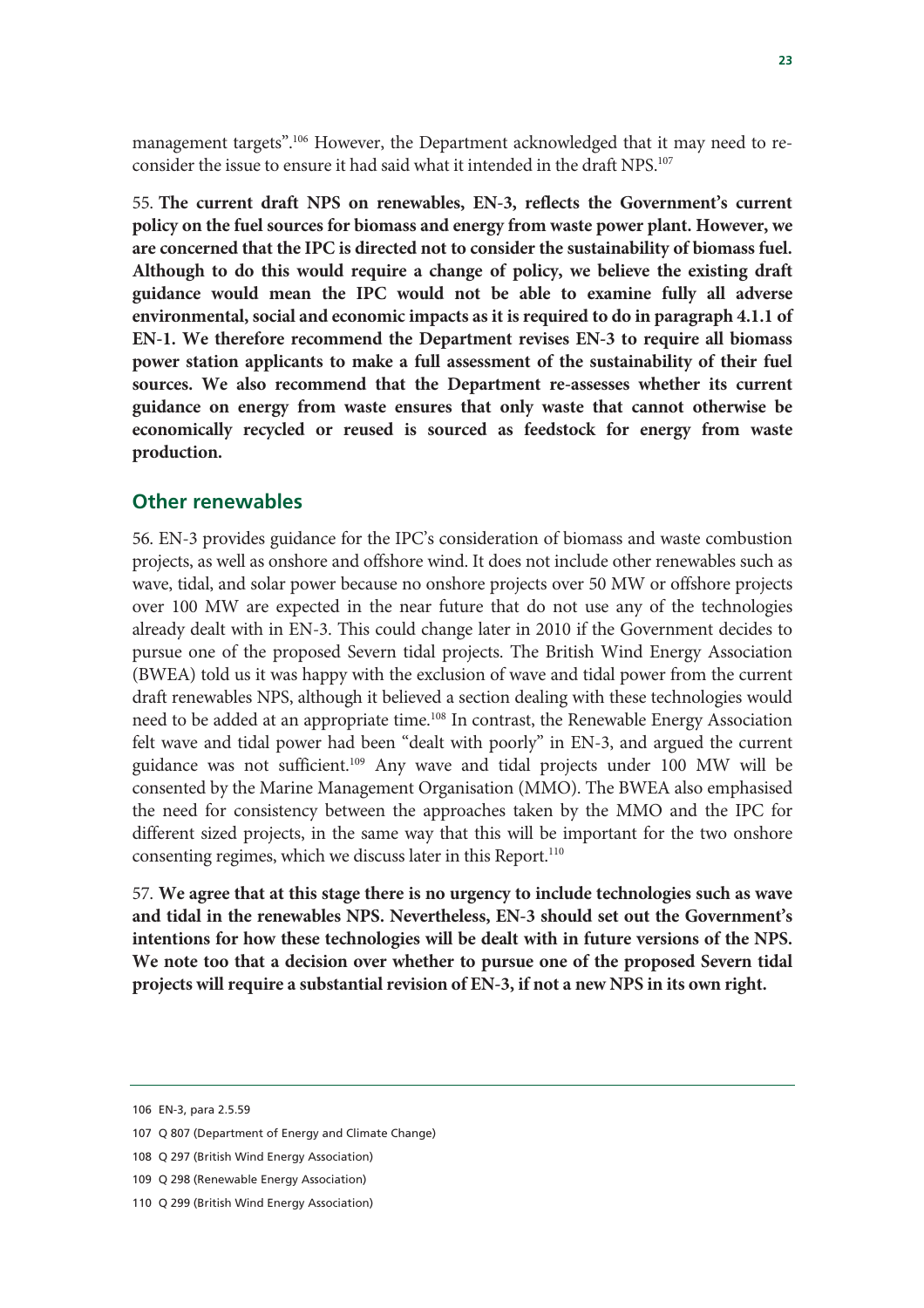management targets".[106] However, the Department acknowledged that it may need to re-consider the issue to ensure it had said what it intended in the draft NPS.[107]

55. **The current draft NPS on renewables, EN-3, reflects the Government's current policy on the fuel sources for biomass and energy from waste power plant. However, we are concerned that the IPC is directed not to consider the sustainability of biomass fuel. Although to do this would require a change of policy, we believe the existing draft guidance would mean the IPC would not be able to examine fully all adverse environmental, social and economic impacts as it is required to do in paragraph 4.1.1 of EN-1. We therefore recommend the Department revises EN-3 to require all biomass power station applicants to make a full assessment of the sustainability of their fuel sources. We also recommend that the Department re-assesses whether its current guidance on energy from waste ensures that only waste that cannot otherwise be economically recycled or reused is sourced as feedstock for energy from waste production.**

## Other renewables

56. EN-3 provides guidance for the IPC's consideration of biomass and waste combustion projects, as well as onshore and offshore wind. It does not include other renewables such as wave, tidal, and solar power because no onshore projects over 50 MW or offshore projects over 100 MW are expected in the near future that do not use any of the technologies already dealt with in EN-3. This could change later in 2010 if the Government decides to pursue one of the proposed Severn tidal projects. The British Wind Energy Association (BWEA) told us it was happy with the exclusion of wave and tidal power from the current draft renewables NPS, although it believed a section dealing with these technologies would need to be added at an appropriate time.[108] In contrast, the Renewable Energy Association felt wave and tidal power had been "dealt with poorly" in EN-3, and argued the current guidance was not sufficient.[109] Any wave and tidal projects under 100 MW will be consented by the Marine Management Organisation (MMO). The BWEA also emphasised the need for consistency between the approaches taken by the MMO and the IPC for different sized projects, in the same way that this will be important for the two onshore consenting regimes, which we discuss later in this Report.[110]

57. **We agree that at this stage there is no urgency to include technologies such as wave and tidal in the renewables NPS. Nevertheless, EN-3 should set out the Government's intentions for how these technologies will be dealt with in future versions of the NPS. We note too that a decision over whether to pursue one of the proposed Severn tidal projects will require a substantial revision of EN-3, if not a new NPS in its own right.**

106 EN-3, para 2.5.59

107 Q 807 (Department of Energy and Climate Change)

108 Q 297 (British Wind Energy Association)

109 Q 298 (Renewable Energy Association)

110 Q 299 (British Wind Energy Association)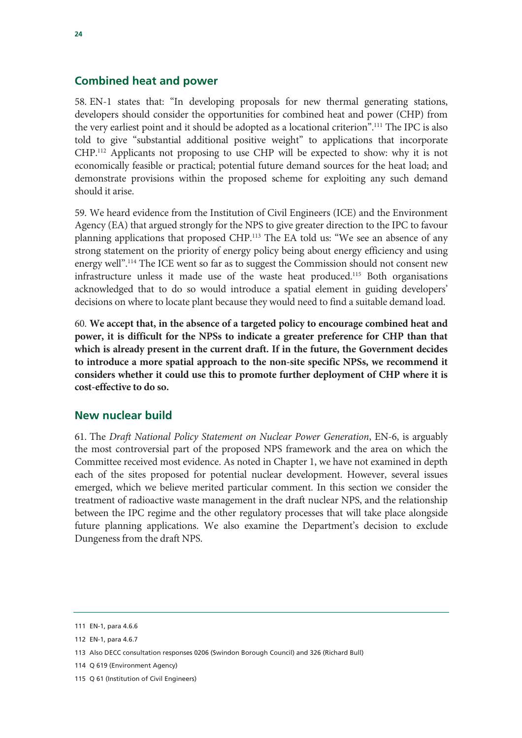## Combined heat and power

58. EN-1 states that: "In developing proposals for new thermal generating stations, developers should consider the opportunities for combined heat and power (CHP) from the very earliest point and it should be adopted as a locational criterion".[111] The IPC is also told to give "substantial additional positive weight" to applications that incorporate CHP.[112] Applicants not proposing to use CHP will be expected to show: why it is not economically feasible or practical; potential future demand sources for the heat load; and demonstrate provisions within the proposed scheme for exploiting any such demand should it arise.

59. We heard evidence from the Institution of Civil Engineers (ICE) and the Environment Agency (EA) that argued strongly for the NPS to give greater direction to the IPC to favour planning applications that proposed CHP.[113] The EA told us: "We see an absence of any strong statement on the priority of energy policy being about energy efficiency and using energy well".[114] The ICE went so far as to suggest the Commission should not consent new infrastructure unless it made use of the waste heat produced.[115] Both organisations acknowledged that to do so would introduce a spatial element in guiding developers' decisions on where to locate plant because they would need to find a suitable demand load.

60. **We accept that, in the absence of a targeted policy to encourage combined heat and power, it is difficult for the NPSs to indicate a greater preference for CHP than that which is already present in the current draft. If in the future, the Government decides to introduce a more spatial approach to the non-site specific NPSs, we recommend it considers whether it could use this to promote further deployment of CHP where it is cost-effective to do so.**

## New nuclear build

61. The *Draft National Policy Statement on Nuclear Power Generation*, EN-6, is arguably the most controversial part of the proposed NPS framework and the area on which the Committee received most evidence. As noted in Chapter 1, we have not examined in depth each of the sites proposed for potential nuclear development. However, several issues emerged, which we believe merited particular comment. In this section we consider the treatment of radioactive waste management in the draft nuclear NPS, and the relationship between the IPC regime and the other regulatory processes that will take place alongside future planning applications. We also examine the Department's decision to exclude Dungeness from the draft NPS.

---

111 EN-1, para 4.6.6

112 EN-1, para 4.6.7

113 Also DECC consultation responses 0206 (Swindon Borough Council) and 326 (Richard Bull)

114 Q 619 (Environment Agency)

115 Q 61 (Institution of Civil Engineers)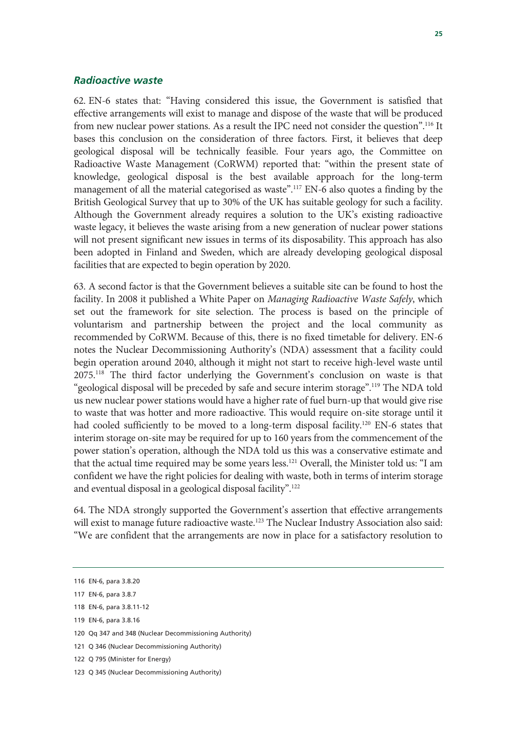### *Radioactive waste*

62. EN-6 states that: "Having considered this issue, the Government is satisfied that effective arrangements will exist to manage and dispose of the waste that will be produced from new nuclear power stations. As a result the IPC need not consider the question".[116] It bases this conclusion on the consideration of three factors. First, it believes that deep geological disposal will be technically feasible. Four years ago, the Committee on Radioactive Waste Management (CoRWM) reported that: "within the present state of knowledge, geological disposal is the best available approach for the long-term management of all the material categorised as waste".[117] EN-6 also quotes a finding by the British Geological Survey that up to 30% of the UK has suitable geology for such a facility. Although the Government already requires a solution to the UK's existing radioactive waste legacy, it believes the waste arising from a new generation of nuclear power stations will not present significant new issues in terms of its disposability. This approach has also been adopted in Finland and Sweden, which are already developing geological disposal facilities that are expected to begin operation by 2020.

63. A second factor is that the Government believes a suitable site can be found to host the facility. In 2008 it published a White Paper on *Managing Radioactive Waste Safely*, which set out the framework for site selection. The process is based on the principle of voluntarism and partnership between the project and the local community as recommended by CoRWM. Because of this, there is no fixed timetable for delivery. EN-6 notes the Nuclear Decommissioning Authority's (NDA) assessment that a facility could begin operation around 2040, although it might not start to receive high-level waste until 2075.[118] The third factor underlying the Government's conclusion on waste is that "geological disposal will be preceded by safe and secure interim storage".[119] The NDA told us new nuclear power stations would have a higher rate of fuel burn-up that would give rise to waste that was hotter and more radioactive. This would require on-site storage until it had cooled sufficiently to be moved to a long-term disposal facility.[120] EN-6 states that interim storage on-site may be required for up to 160 years from the commencement of the power station's operation, although the NDA told us this was a conservative estimate and that the actual time required may be some years less.[121] Overall, the Minister told us: "I am confident we have the right policies for dealing with waste, both in terms of interim storage and eventual disposal in a geological disposal facility".[122]

64. The NDA strongly supported the Government's assertion that effective arrangements will exist to manage future radioactive waste.[123] The Nuclear Industry Association also said: "We are confident that the arrangements are now in place for a satisfactory resolution to

---

116 EN-6, para 3.8.20

117 EN-6, para 3.8.7

118 EN-6, para 3.8.11-12

119 EN-6, para 3.8.16

120 Qq 347 and 348 (Nuclear Decommissioning Authority)

121 Q 346 (Nuclear Decommissioning Authority)

122 Q 795 (Minister for Energy)

123 Q 345 (Nuclear Decommissioning Authority)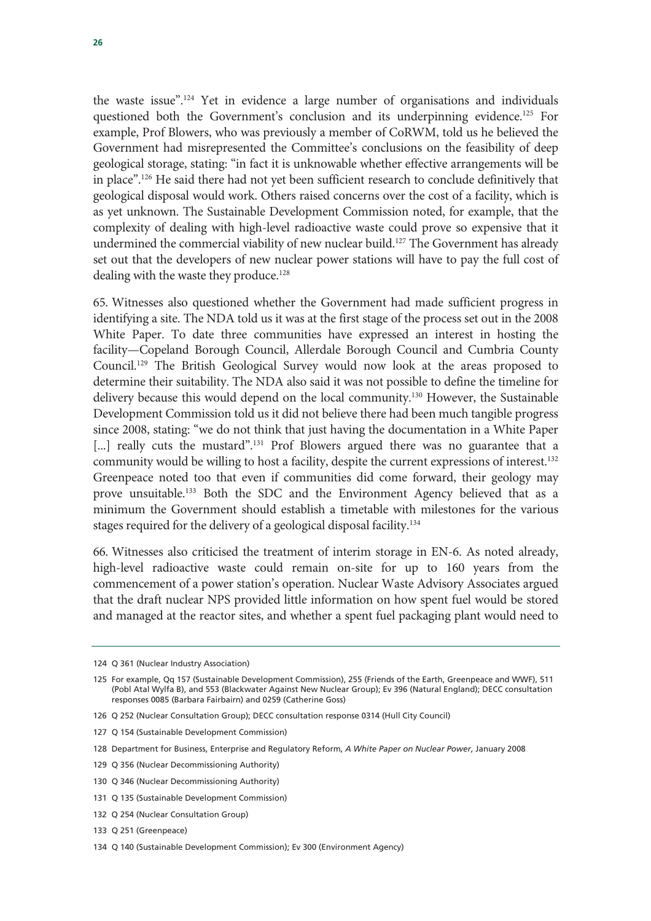the waste issue".[124] Yet in evidence a large number of organisations and individuals questioned both the Government's conclusion and its underpinning evidence.[125] For example, Prof Blowers, who was previously a member of CoRWM, told us he believed the Government had misrepresented the Committee's conclusions on the feasibility of deep geological storage, stating: "in fact it is unknowable whether effective arrangements will be in place".[126] He said there had not yet been sufficient research to conclude definitively that geological disposal would work. Others raised concerns over the cost of a facility, which is as yet unknown. The Sustainable Development Commission noted, for example, that the complexity of dealing with high-level radioactive waste could prove so expensive that it undermined the commercial viability of new nuclear build.[127] The Government has already set out that the developers of new nuclear power stations will have to pay the full cost of dealing with the waste they produce.[128]

65. Witnesses also questioned whether the Government had made sufficient progress in identifying a site. The NDA told us it was at the first stage of the process set out in the 2008 White Paper. To date three communities have expressed an interest in hosting the facility—Copeland Borough Council, Allerdale Borough Council and Cumbria County Council.[129] The British Geological Survey would now look at the areas proposed to determine their suitability. The NDA also said it was not possible to define the timeline for delivery because this would depend on the local community.[130] However, the Sustainable Development Commission told us it did not believe there had been much tangible progress since 2008, stating: "we do not think that just having the documentation in a White Paper [...] really cuts the mustard".[131] Prof Blowers argued there was no guarantee that a community would be willing to host a facility, despite the current expressions of interest.[132] Greenpeace noted too that even if communities did come forward, their geology may prove unsuitable.[133] Both the SDC and the Environment Agency believed that as a minimum the Government should establish a timetable with milestones for the various stages required for the delivery of a geological disposal facility.[134]

66. Witnesses also criticised the treatment of interim storage in EN-6. As noted already, high-level radioactive waste could remain on-site for up to 160 years from the commencement of a power station's operation. Nuclear Waste Advisory Associates argued that the draft nuclear NPS provided little information on how spent fuel would be stored and managed at the reactor sites, and whether a spent fuel packaging plant would need to

---

124 Q 361 (Nuclear Industry Association)

125 For example, Qq 157 (Sustainable Development Commission), 255 (Friends of the Earth, Greenpeace and WWF), 511 (Pobl Atal Wylfa B), and 553 (Blackwater Against New Nuclear Group); Ev 396 (Natural England); DECC consultation responses 0085 (Barbara Fairbairn) and 0259 (Catherine Goss)

126 Q 252 (Nuclear Consultation Group); DECC consultation response 0314 (Hull City Council)

127 Q 154 (Sustainable Development Commission)

128 Department for Business, Enterprise and Regulatory Reform, *A White Paper on Nuclear Power*, January 2008

129 Q 356 (Nuclear Decommissioning Authority)

130 Q 346 (Nuclear Decommissioning Authority)

131 Q 135 (Sustainable Development Commission)

132 Q 254 (Nuclear Consultation Group)

133 Q 251 (Greenpeace)

134 Q 140 (Sustainable Development Commission); Ev 300 (Environment Agency)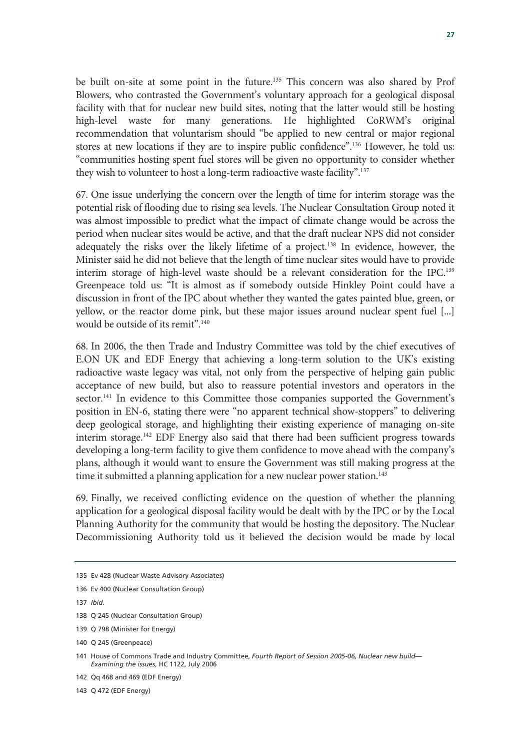be built on-site at some point in the future.[135] This concern was also shared by Prof Blowers, who contrasted the Government's voluntary approach for a geological disposal facility with that for nuclear new build sites, noting that the latter would still be hosting high-level waste for many generations. He highlighted CoRWM's original recommendation that voluntarism should "be applied to new central or major regional stores at new locations if they are to inspire public confidence".[136] However, he told us: "communities hosting spent fuel stores will be given no opportunity to consider whether they wish to volunteer to host a long-term radioactive waste facility".[137]

67. One issue underlying the concern over the length of time for interim storage was the potential risk of flooding due to rising sea levels. The Nuclear Consultation Group noted it was almost impossible to predict what the impact of climate change would be across the period when nuclear sites would be active, and that the draft nuclear NPS did not consider adequately the risks over the likely lifetime of a project.[138] In evidence, however, the Minister said he did not believe that the length of time nuclear sites would have to provide interim storage of high-level waste should be a relevant consideration for the IPC.[139] Greenpeace told us: "It is almost as if somebody outside Hinkley Point could have a discussion in front of the IPC about whether they wanted the gates painted blue, green, or yellow, or the reactor dome pink, but these major issues around nuclear spent fuel [...] would be outside of its remit".[140]

68. In 2006, the then Trade and Industry Committee was told by the chief executives of E.ON UK and EDF Energy that achieving a long-term solution to the UK's existing radioactive waste legacy was vital, not only from the perspective of helping gain public acceptance of new build, but also to reassure potential investors and operators in the sector.[141] In evidence to this Committee those companies supported the Government's position in EN-6, stating there were "no apparent technical show-stoppers" to delivering deep geological storage, and highlighting their existing experience of managing on-site interim storage.[142] EDF Energy also said that there had been sufficient progress towards developing a long-term facility to give them confidence to move ahead with the company's plans, although it would want to ensure the Government was still making progress at the time it submitted a planning application for a new nuclear power station.[143]

69. Finally, we received conflicting evidence on the question of whether the planning application for a geological disposal facility would be dealt with by the IPC or by the Local Planning Authority for the community that would be hosting the depository. The Nuclear Decommissioning Authority told us it believed the decision would be made by local

---

135 Ev 428 (Nuclear Waste Advisory Associates)

136 Ev 400 (Nuclear Consultation Group)

137 *Ibid.*

138 Q 245 (Nuclear Consultation Group)

139 Q 798 (Minister for Energy)

140 Q 245 (Greenpeace)

141 House of Commons Trade and Industry Committee, *Fourth Report of Session 2005-06, Nuclear new build—Examining the issues*, HC 1122, July 2006

142 Qq 468 and 469 (EDF Energy)

143 Q 472 (EDF Energy)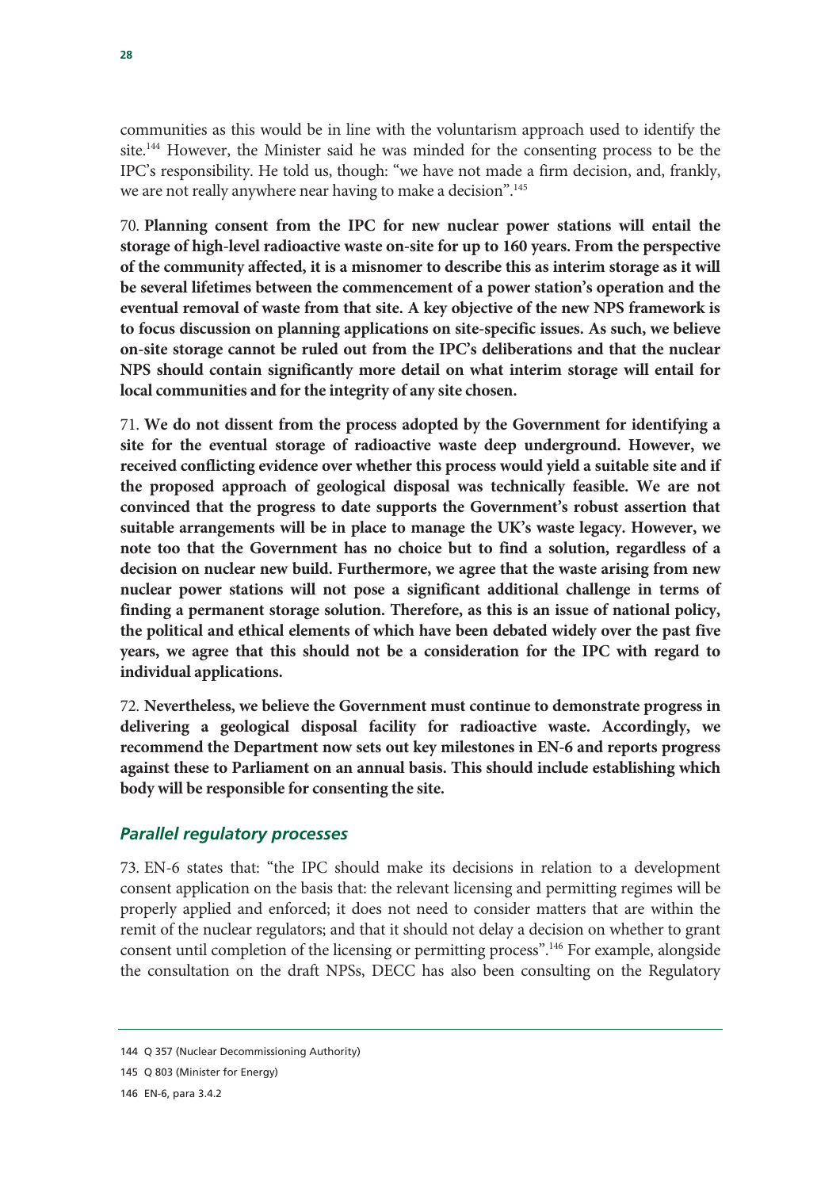communities as this would be in line with the voluntarism approach used to identify the site.[144] However, the Minister said he was minded for the consenting process to be the IPC's responsibility. He told us, though: "we have not made a firm decision, and, frankly, we are not really anywhere near having to make a decision".[145]

70. **Planning consent from the IPC for new nuclear power stations will entail the storage of high-level radioactive waste on-site for up to 160 years. From the perspective of the community affected, it is a misnomer to describe this as interim storage as it will be several lifetimes between the commencement of a power station's operation and the eventual removal of waste from that site. A key objective of the new NPS framework is to focus discussion on planning applications on site-specific issues. As such, we believe on-site storage cannot be ruled out from the IPC's deliberations and that the nuclear NPS should contain significantly more detail on what interim storage will entail for local communities and for the integrity of any site chosen.**

71. **We do not dissent from the process adopted by the Government for identifying a site for the eventual storage of radioactive waste deep underground. However, we received conflicting evidence over whether this process would yield a suitable site and if the proposed approach of geological disposal was technically feasible. We are not convinced that the progress to date supports the Government's robust assertion that suitable arrangements will be in place to manage the UK's waste legacy. However, we note too that the Government has no choice but to find a solution, regardless of a decision on nuclear new build. Furthermore, we agree that the waste arising from new nuclear power stations will not pose a significant additional challenge in terms of finding a permanent storage solution. Therefore, as this is an issue of national policy, the political and ethical elements of which have been debated widely over the past five years, we agree that this should not be a consideration for the IPC with regard to individual applications.**

72. **Nevertheless, we believe the Government must continue to demonstrate progress in delivering a geological disposal facility for radioactive waste. Accordingly, we recommend the Department now sets out key milestones in EN-6 and reports progress against these to Parliament on an annual basis. This should include establishing which body will be responsible for consenting the site.**

### *Parallel regulatory processes*

73. EN-6 states that: "the IPC should make its decisions in relation to a development consent application on the basis that: the relevant licensing and permitting regimes will be properly applied and enforced; it does not need to consider matters that are within the remit of the nuclear regulators; and that it should not delay a decision on whether to grant consent until completion of the licensing or permitting process".[146] For example, alongside the consultation on the draft NPSs, DECC has also been consulting on the Regulatory

---

144 Q 357 (Nuclear Decommissioning Authority)

145 Q 803 (Minister for Energy)

146 EN-6, para 3.4.2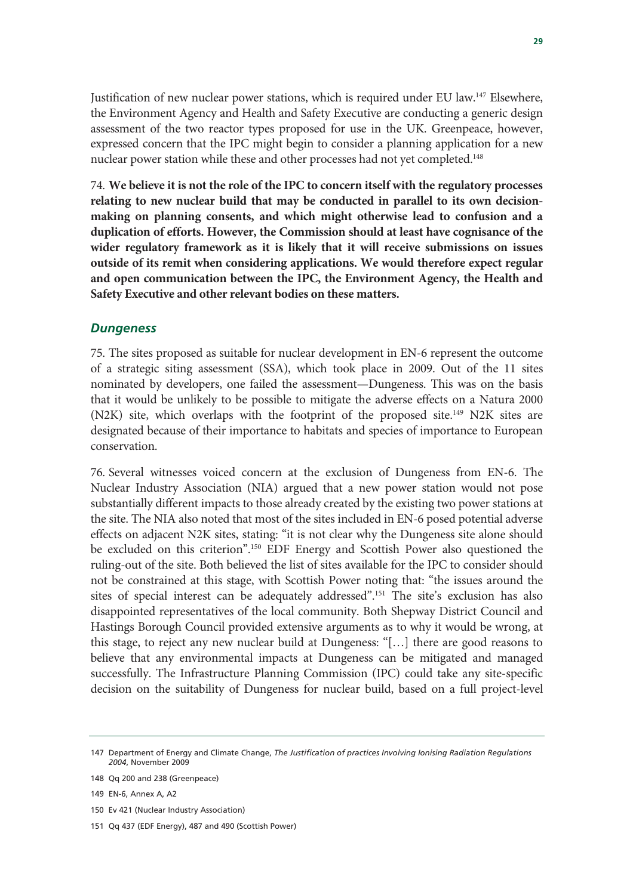Justification of new nuclear power stations, which is required under EU law.[147] Elsewhere, the Environment Agency and Health and Safety Executive are conducting a generic design assessment of the two reactor types proposed for use in the UK. Greenpeace, however, expressed concern that the IPC might begin to consider a planning application for a new nuclear power station while these and other processes had not yet completed.[148]

74. **We believe it is not the role of the IPC to concern itself with the regulatory processes relating to new nuclear build that may be conducted in parallel to its own decision-making on planning consents, and which might otherwise lead to confusion and a duplication of efforts. However, the Commission should at least have cognisance of the wider regulatory framework as it is likely that it will receive submissions on issues outside of its remit when considering applications. We would therefore expect regular and open communication between the IPC, the Environment Agency, the Health and Safety Executive and other relevant bodies on these matters.**

### *Dungeness*

75. The sites proposed as suitable for nuclear development in EN-6 represent the outcome of a strategic siting assessment (SSA), which took place in 2009. Out of the 11 sites nominated by developers, one failed the assessment—Dungeness. This was on the basis that it would be unlikely to be possible to mitigate the adverse effects on a Natura 2000 (N2K) site, which overlaps with the footprint of the proposed site.[149] N2K sites are designated because of their importance to habitats and species of importance to European conservation.

76. Several witnesses voiced concern at the exclusion of Dungeness from EN-6. The Nuclear Industry Association (NIA) argued that a new power station would not pose substantially different impacts to those already created by the existing two power stations at the site. The NIA also noted that most of the sites included in EN-6 posed potential adverse effects on adjacent N2K sites, stating: "it is not clear why the Dungeness site alone should be excluded on this criterion".[150] EDF Energy and Scottish Power also questioned the ruling-out of the site. Both believed the list of sites available for the IPC to consider should not be constrained at this stage, with Scottish Power noting that: "the issues around the sites of special interest can be adequately addressed".[151] The site's exclusion has also disappointed representatives of the local community. Both Shepway District Council and Hastings Borough Council provided extensive arguments as to why it would be wrong, at this stage, to reject any new nuclear build at Dungeness: "[…] there are good reasons to believe that any environmental impacts at Dungeness can be mitigated and managed successfully. The Infrastructure Planning Commission (IPC) could take any site-specific decision on the suitability of Dungeness for nuclear build, based on a full project-level

---

147 Department of Energy and Climate Change, *The Justification of practices Involving Ionising Radiation Regulations 2004*, November 2009

148 Qq 200 and 238 (Greenpeace)

149 EN-6, Annex A, A2

150 Ev 421 (Nuclear Industry Association)

151 Qq 437 (EDF Energy), 487 and 490 (Scottish Power)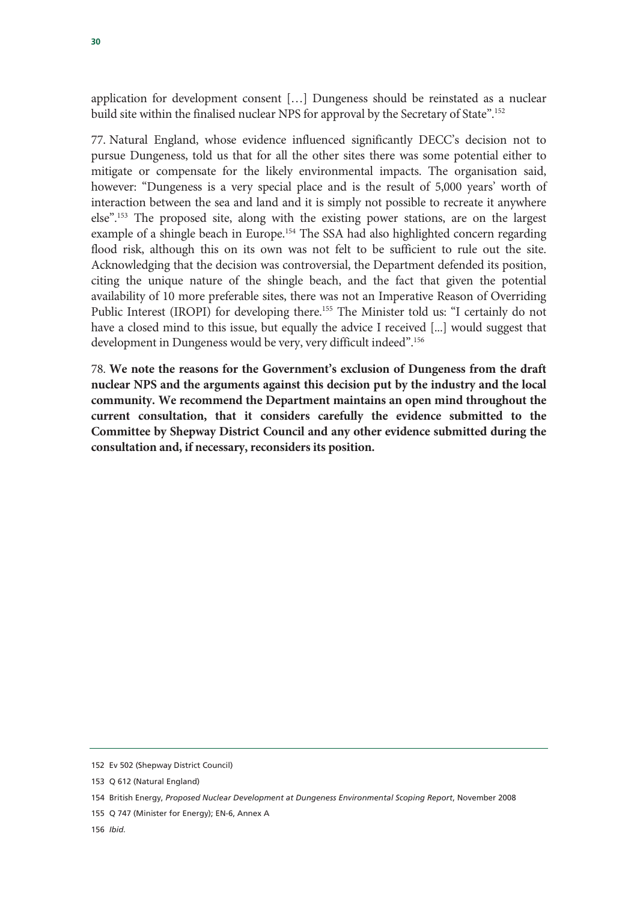application for development consent […] Dungeness should be reinstated as a nuclear build site within the finalised nuclear NPS for approval by the Secretary of State".[152]

77. Natural England, whose evidence influenced significantly DECC's decision not to pursue Dungeness, told us that for all the other sites there was some potential either to mitigate or compensate for the likely environmental impacts. The organisation said, however: "Dungeness is a very special place and is the result of 5,000 years' worth of interaction between the sea and land and it is simply not possible to recreate it anywhere else".[153] The proposed site, along with the existing power stations, are on the largest example of a shingle beach in Europe.[154] The SSA had also highlighted concern regarding flood risk, although this on its own was not felt to be sufficient to rule out the site. Acknowledging that the decision was controversial, the Department defended its position, citing the unique nature of the shingle beach, and the fact that given the potential availability of 10 more preferable sites, there was not an Imperative Reason of Overriding Public Interest (IROPI) for developing there.[155] The Minister told us: "I certainly do not have a closed mind to this issue, but equally the advice I received [...] would suggest that development in Dungeness would be very, very difficult indeed".[156]

78. **We note the reasons for the Government's exclusion of Dungeness from the draft nuclear NPS and the arguments against this decision put by the industry and the local community. We recommend the Department maintains an open mind throughout the current consultation, that it considers carefully the evidence submitted to the Committee by Shepway District Council and any other evidence submitted during the consultation and, if necessary, reconsiders its position.**

---

152 Ev 502 (Shepway District Council)

153 Q 612 (Natural England)

154 British Energy, *Proposed Nuclear Development at Dungeness Environmental Scoping Report*, November 2008

155 Q 747 (Minister for Energy); EN-6, Annex A

156 *Ibid.*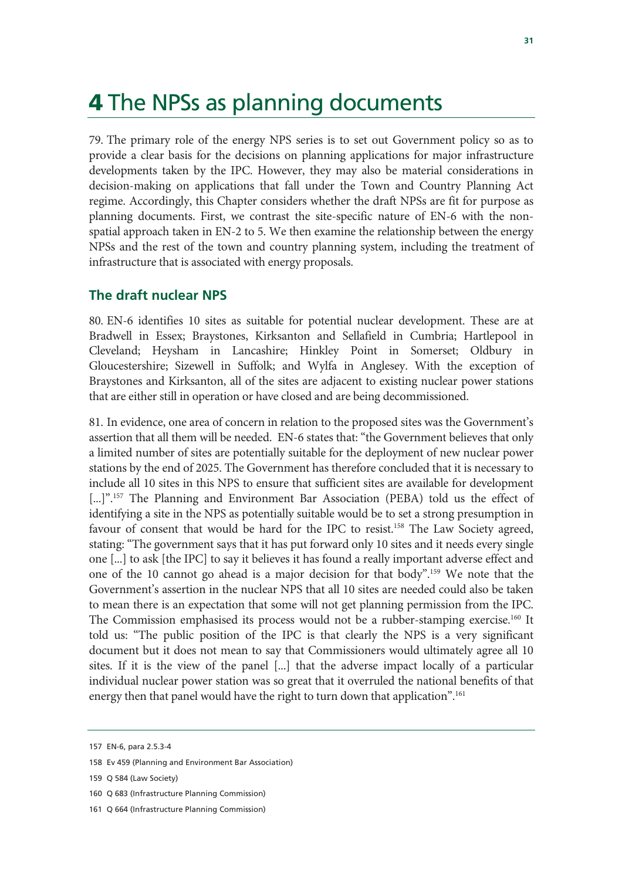# 4 The NPSs as planning documents

79. The primary role of the energy NPS series is to set out Government policy so as to provide a clear basis for the decisions on planning applications for major infrastructure developments taken by the IPC. However, they may also be material considerations in decision-making on applications that fall under the Town and Country Planning Act regime. Accordingly, this Chapter considers whether the draft NPSs are fit for purpose as planning documents. First, we contrast the site-specific nature of EN-6 with the non-spatial approach taken in EN-2 to 5. We then examine the relationship between the energy NPSs and the rest of the town and country planning system, including the treatment of infrastructure that is associated with energy proposals.

## The draft nuclear NPS

80. EN-6 identifies 10 sites as suitable for potential nuclear development. These are at Bradwell in Essex; Braystones, Kirksanton and Sellafield in Cumbria; Hartlepool in Cleveland; Heysham in Lancashire; Hinkley Point in Somerset; Oldbury in Gloucestershire; Sizewell in Suffolk; and Wylfa in Anglesey. With the exception of Braystones and Kirksanton, all of the sites are adjacent to existing nuclear power stations that are either still in operation or have closed and are being decommissioned.

81. In evidence, one area of concern in relation to the proposed sites was the Government's assertion that all them will be needed. EN-6 states that: "the Government believes that only a limited number of sites are potentially suitable for the deployment of new nuclear power stations by the end of 2025. The Government has therefore concluded that it is necessary to include all 10 sites in this NPS to ensure that sufficient sites are available for development [...]".[157] The Planning and Environment Bar Association (PEBA) told us the effect of identifying a site in the NPS as potentially suitable would be to set a strong presumption in favour of consent that would be hard for the IPC to resist.[158] The Law Society agreed, stating: "The government says that it has put forward only 10 sites and it needs every single one [...] to ask [the IPC] to say it believes it has found a really important adverse effect and one of the 10 cannot go ahead is a major decision for that body".[159] We note that the Government's assertion in the nuclear NPS that all 10 sites are needed could also be taken to mean there is an expectation that some will not get planning permission from the IPC. The Commission emphasised its process would not be a rubber-stamping exercise.[160] It told us: "The public position of the IPC is that clearly the NPS is a very significant document but it does not mean to say that Commissioners would ultimately agree all 10 sites. If it is the view of the panel [...] that the adverse impact locally of a particular individual nuclear power station was so great that it overruled the national benefits of that energy then that panel would have the right to turn down that application".[161]

---

157 EN-6, para 2.5.3-4

158 Ev 459 (Planning and Environment Bar Association)

159 Q 584 (Law Society)

160 Q 683 (Infrastructure Planning Commission)

161 Q 664 (Infrastructure Planning Commission)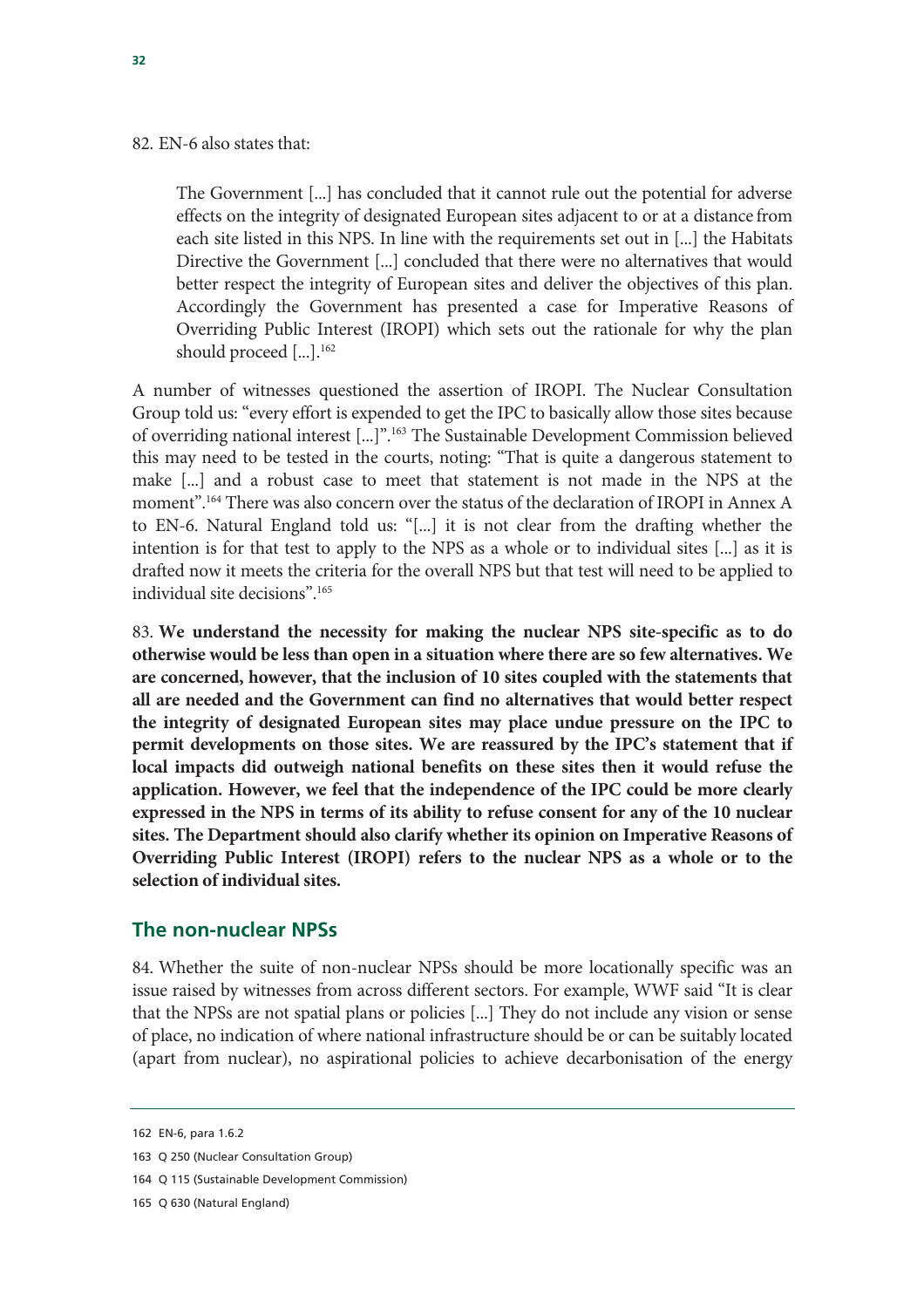82. EN-6 also states that:

> The Government [...] has concluded that it cannot rule out the potential for adverse effects on the integrity of designated European sites adjacent to or at a distance from each site listed in this NPS. In line with the requirements set out in [...] the Habitats Directive the Government [...] concluded that there were no alternatives that would better respect the integrity of European sites and deliver the objectives of this plan. Accordingly the Government has presented a case for Imperative Reasons of Overriding Public Interest (IROPI) which sets out the rationale for why the plan should proceed [...].[162]

A number of witnesses questioned the assertion of IROPI. The Nuclear Consultation Group told us: "every effort is expended to get the IPC to basically allow those sites because of overriding national interest [...]".[163] The Sustainable Development Commission believed this may need to be tested in the courts, noting: "That is quite a dangerous statement to make [...] and a robust case to meet that statement is not made in the NPS at the moment".[164] There was also concern over the status of the declaration of IROPI in Annex A to EN-6. Natural England told us: "[...] it is not clear from the drafting whether the intention is for that test to apply to the NPS as a whole or to individual sites [...] as it is drafted now it meets the criteria for the overall NPS but that test will need to be applied to individual site decisions".[165]

83. **We understand the necessity for making the nuclear NPS site-specific as to do otherwise would be less than open in a situation where there are so few alternatives. We are concerned, however, that the inclusion of 10 sites coupled with the statements that all are needed and the Government can find no alternatives that would better respect the integrity of designated European sites may place undue pressure on the IPC to permit developments on those sites. We are reassured by the IPC's statement that if local impacts did outweigh national benefits on these sites then it would refuse the application. However, we feel that the independence of the IPC could be more clearly expressed in the NPS in terms of its ability to refuse consent for any of the 10 nuclear sites. The Department should also clarify whether its opinion on Imperative Reasons of Overriding Public Interest (IROPI) refers to the nuclear NPS as a whole or to the selection of individual sites.**

## The non-nuclear NPSs

84. Whether the suite of non-nuclear NPSs should be more locationally specific was an issue raised by witnesses from across different sectors. For example, WWF said "It is clear that the NPSs are not spatial plans or policies [...] They do not include any vision or sense of place, no indication of where national infrastructure should be or can be suitably located (apart from nuclear), no aspirational policies to achieve decarbonisation of the energy

---

162 EN-6, para 1.6.2

163 Q 250 (Nuclear Consultation Group)

164 Q 115 (Sustainable Development Commission)

165 Q 630 (Natural England)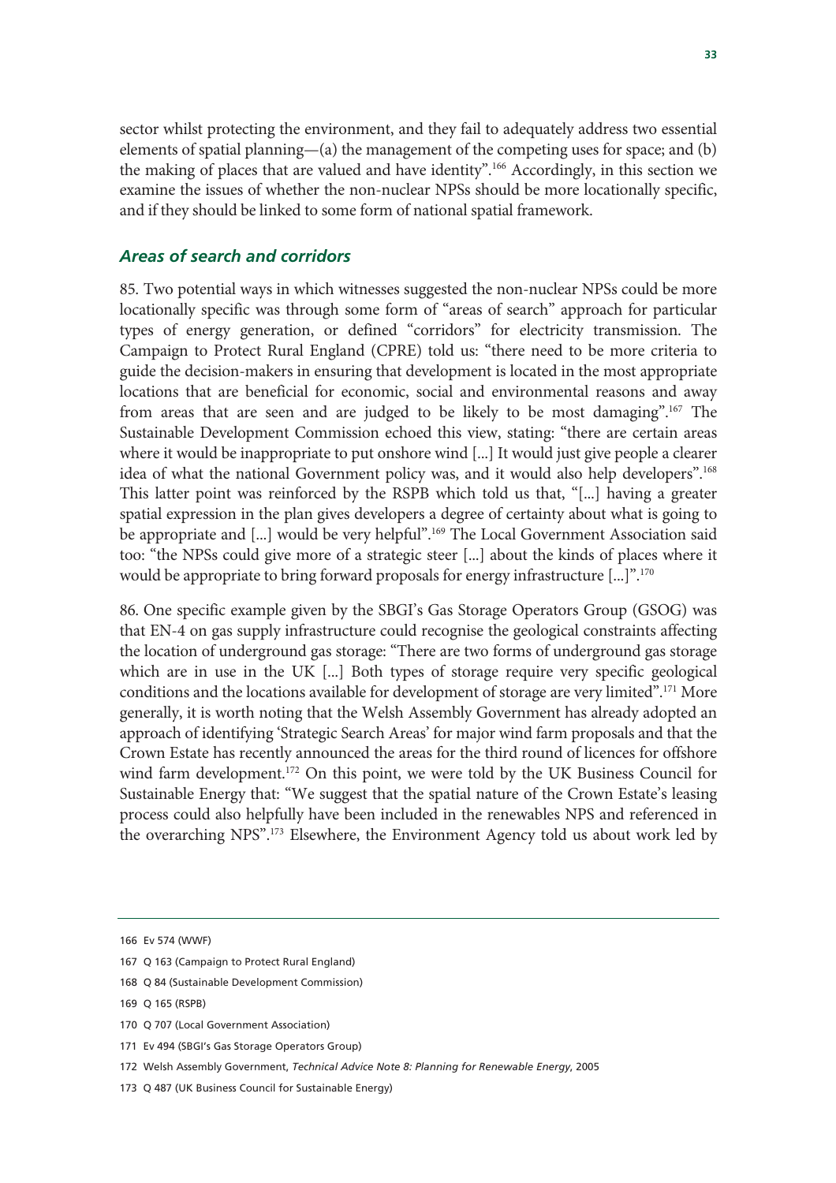sector whilst protecting the environment, and they fail to adequately address two essential elements of spatial planning—(a) the management of the competing uses for space; and (b) the making of places that are valued and have identity".[166] Accordingly, in this section we examine the issues of whether the non-nuclear NPSs should be more locationally specific, and if they should be linked to some form of national spatial framework.

### *Areas of search and corridors*

85. Two potential ways in which witnesses suggested the non-nuclear NPSs could be more locationally specific was through some form of "areas of search" approach for particular types of energy generation, or defined "corridors" for electricity transmission. The Campaign to Protect Rural England (CPRE) told us: "there need to be more criteria to guide the decision-makers in ensuring that development is located in the most appropriate locations that are beneficial for economic, social and environmental reasons and away from areas that are seen and are judged to be likely to be most damaging".[167] The Sustainable Development Commission echoed this view, stating: "there are certain areas where it would be inappropriate to put onshore wind [...] It would just give people a clearer idea of what the national Government policy was, and it would also help developers".[168] This latter point was reinforced by the RSPB which told us that, "[...] having a greater spatial expression in the plan gives developers a degree of certainty about what is going to be appropriate and [...] would be very helpful".[169] The Local Government Association said too: "the NPSs could give more of a strategic steer [...] about the kinds of places where it would be appropriate to bring forward proposals for energy infrastructure [...]".[170]

86. One specific example given by the SBGI's Gas Storage Operators Group (GSOG) was that EN-4 on gas supply infrastructure could recognise the geological constraints affecting the location of underground gas storage: "There are two forms of underground gas storage which are in use in the UK [...] Both types of storage require very specific geological conditions and the locations available for development of storage are very limited".[171] More generally, it is worth noting that the Welsh Assembly Government has already adopted an approach of identifying 'Strategic Search Areas' for major wind farm proposals and that the Crown Estate has recently announced the areas for the third round of licences for offshore wind farm development.[172] On this point, we were told by the UK Business Council for Sustainable Energy that: "We suggest that the spatial nature of the Crown Estate's leasing process could also helpfully have been included in the renewables NPS and referenced in the overarching NPS".[173] Elsewhere, the Environment Agency told us about work led by

---

166 Ev 574 (WWF)

167 Q 163 (Campaign to Protect Rural England)

168 Q 84 (Sustainable Development Commission)

169 Q 165 (RSPB)

170 Q 707 (Local Government Association)

171 Ev 494 (SBGI's Gas Storage Operators Group)

172 Welsh Assembly Government, *Technical Advice Note 8: Planning for Renewable Energy*, 2005

173 Q 487 (UK Business Council for Sustainable Energy)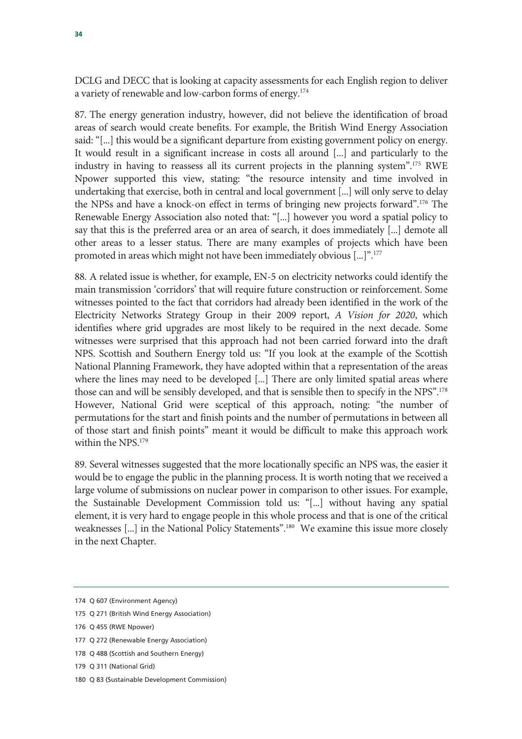DCLG and DECC that is looking at capacity assessments for each English region to deliver a variety of renewable and low-carbon forms of energy.[174]

87. The energy generation industry, however, did not believe the identification of broad areas of search would create benefits. For example, the British Wind Energy Association said: "[...] this would be a significant departure from existing government policy on energy. It would result in a significant increase in costs all around [...] and particularly to the industry in having to reassess all its current projects in the planning system".[175] RWE Npower supported this view, stating: "the resource intensity and time involved in undertaking that exercise, both in central and local government [...] will only serve to delay the NPSs and have a knock-on effect in terms of bringing new projects forward".[176] The Renewable Energy Association also noted that: "[...] however you word a spatial policy to say that this is the preferred area or an area of search, it does immediately [...] demote all other areas to a lesser status. There are many examples of projects which have been promoted in areas which might not have been immediately obvious [...]".[177]

88. A related issue is whether, for example, EN-5 on electricity networks could identify the main transmission 'corridors' that will require future construction or reinforcement. Some witnesses pointed to the fact that corridors had already been identified in the work of the Electricity Networks Strategy Group in their 2009 report, *A Vision for 2020*, which identifies where grid upgrades are most likely to be required in the next decade. Some witnesses were surprised that this approach had not been carried forward into the draft NPS. Scottish and Southern Energy told us: "If you look at the example of the Scottish National Planning Framework, they have adopted within that a representation of the areas where the lines may need to be developed [...] There are only limited spatial areas where those can and will be sensibly developed, and that is sensible then to specify in the NPS".[178] However, National Grid were sceptical of this approach, noting: "the number of permutations for the start and finish points and the number of permutations in between all of those start and finish points" meant it would be difficult to make this approach work within the NPS.[179]

89. Several witnesses suggested that the more locationally specific an NPS was, the easier it would be to engage the public in the planning process. It is worth noting that we received a large volume of submissions on nuclear power in comparison to other issues. For example, the Sustainable Development Commission told us: "[...] without having any spatial element, it is very hard to engage people in this whole process and that is one of the critical weaknesses [...] in the National Policy Statements".[180] We examine this issue more closely in the next Chapter.

---

174 Q 607 (Environment Agency)

175 Q 271 (British Wind Energy Association)

176 Q 455 (RWE Npower)

177 Q 272 (Renewable Energy Association)

178 Q 488 (Scottish and Southern Energy)

179 Q 311 (National Grid)

180 Q 83 (Sustainable Development Commission)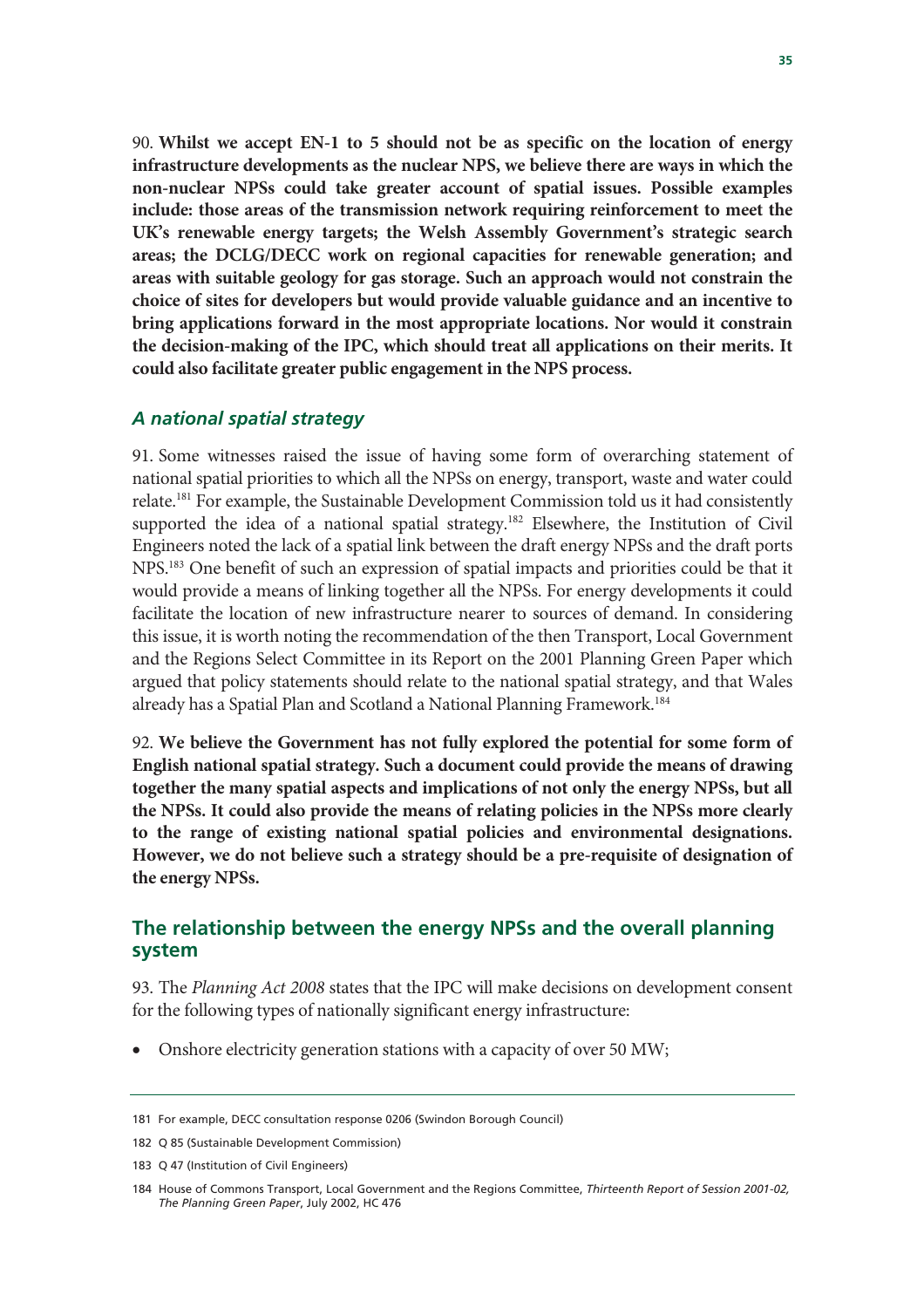90. **Whilst we accept EN-1 to 5 should not be as specific on the location of energy infrastructure developments as the nuclear NPS, we believe there are ways in which the non-nuclear NPSs could take greater account of spatial issues. Possible examples include: those areas of the transmission network requiring reinforcement to meet the UK's renewable energy targets; the Welsh Assembly Government's strategic search areas; the DCLG/DECC work on regional capacities for renewable generation; and areas with suitable geology for gas storage. Such an approach would not constrain the choice of sites for developers but would provide valuable guidance and an incentive to bring applications forward in the most appropriate locations. Nor would it constrain the decision-making of the IPC, which should treat all applications on their merits. It could also facilitate greater public engagement in the NPS process.**

### *A national spatial strategy*

91. Some witnesses raised the issue of having some form of overarching statement of national spatial priorities to which all the NPSs on energy, transport, waste and water could relate.[181] For example, the Sustainable Development Commission told us it had consistently supported the idea of a national spatial strategy.[182] Elsewhere, the Institution of Civil Engineers noted the lack of a spatial link between the draft energy NPSs and the draft ports NPS.[183] One benefit of such an expression of spatial impacts and priorities could be that it would provide a means of linking together all the NPSs. For energy developments it could facilitate the location of new infrastructure nearer to sources of demand. In considering this issue, it is worth noting the recommendation of the then Transport, Local Government and the Regions Select Committee in its Report on the 2001 Planning Green Paper which argued that policy statements should relate to the national spatial strategy, and that Wales already has a Spatial Plan and Scotland a National Planning Framework.[184]

92. **We believe the Government has not fully explored the potential for some form of English national spatial strategy. Such a document could provide the means of drawing together the many spatial aspects and implications of not only the energy NPSs, but all the NPSs. It could also provide the means of relating policies in the NPSs more clearly to the range of existing national spatial policies and environmental designations. However, we do not believe such a strategy should be a pre-requisite of designation of the energy NPSs.**

## The relationship between the energy NPSs and the overall planning system

93. The *Planning Act 2008* states that the IPC will make decisions on development consent for the following types of nationally significant energy infrastructure:

- Onshore electricity generation stations with a capacity of over 50 MW;

---

181 For example, DECC consultation response 0206 (Swindon Borough Council)

182 Q 85 (Sustainable Development Commission)

183 Q 47 (Institution of Civil Engineers)

184 House of Commons Transport, Local Government and the Regions Committee, *Thirteenth Report of Session 2001-02, The Planning Green Paper*, July 2002, HC 476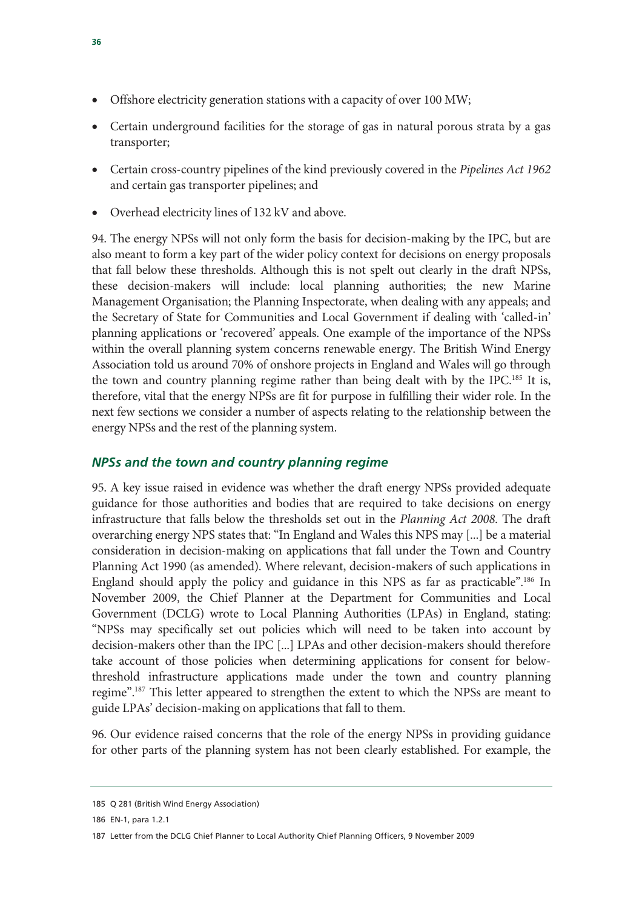- Offshore electricity generation stations with a capacity of over 100 MW;
- Certain underground facilities for the storage of gas in natural porous strata by a gas transporter;
- Certain cross-country pipelines of the kind previously covered in the *Pipelines Act 1962* and certain gas transporter pipelines; and
- Overhead electricity lines of 132 kV and above.

94. The energy NPSs will not only form the basis for decision-making by the IPC, but are also meant to form a key part of the wider policy context for decisions on energy proposals that fall below these thresholds. Although this is not spelt out clearly in the draft NPSs, these decision-makers will include: local planning authorities; the new Marine Management Organisation; the Planning Inspectorate, when dealing with any appeals; and the Secretary of State for Communities and Local Government if dealing with 'called-in' planning applications or 'recovered' appeals. One example of the importance of the NPSs within the overall planning system concerns renewable energy. The British Wind Energy Association told us around 70% of onshore projects in England and Wales will go through the town and country planning regime rather than being dealt with by the IPC.[185] It is, therefore, vital that the energy NPSs are fit for purpose in fulfilling their wider role. In the next few sections we consider a number of aspects relating to the relationship between the energy NPSs and the rest of the planning system.

### *NPSs and the town and country planning regime*

95. A key issue raised in evidence was whether the draft energy NPSs provided adequate guidance for those authorities and bodies that are required to take decisions on energy infrastructure that falls below the thresholds set out in the *Planning Act 2008*. The draft overarching energy NPS states that: "In England and Wales this NPS may [...] be a material consideration in decision-making on applications that fall under the Town and Country Planning Act 1990 (as amended). Where relevant, decision-makers of such applications in England should apply the policy and guidance in this NPS as far as practicable".[186] In November 2009, the Chief Planner at the Department for Communities and Local Government (DCLG) wrote to Local Planning Authorities (LPAs) in England, stating: "NPSs may specifically set out policies which will need to be taken into account by decision-makers other than the IPC [...] LPAs and other decision-makers should therefore take account of those policies when determining applications for consent for below-threshold infrastructure applications made under the town and country planning regime".[187] This letter appeared to strengthen the extent to which the NPSs are meant to guide LPAs' decision-making on applications that fall to them.

96. Our evidence raised concerns that the role of the energy NPSs in providing guidance for other parts of the planning system has not been clearly established. For example, the

---

185 Q 281 (British Wind Energy Association)

186 EN-1, para 1.2.1

187 Letter from the DCLG Chief Planner to Local Authority Chief Planning Officers, 9 November 2009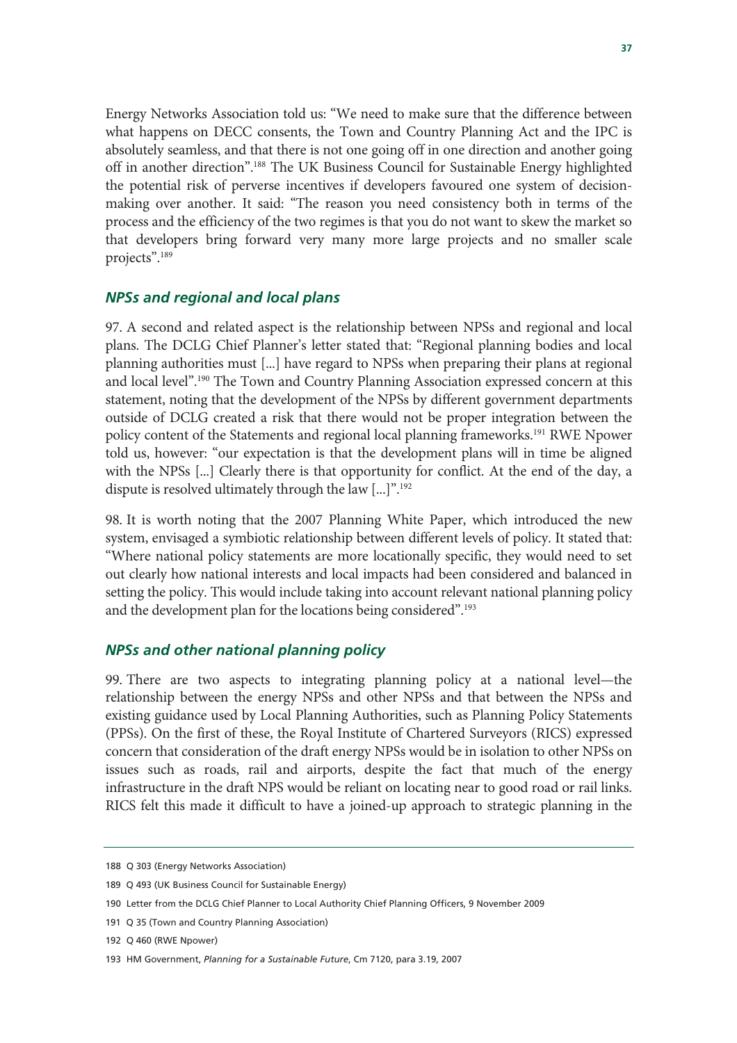Energy Networks Association told us: "We need to make sure that the difference between what happens on DECC consents, the Town and Country Planning Act and the IPC is absolutely seamless, and that there is not one going off in one direction and another going off in another direction".[188] The UK Business Council for Sustainable Energy highlighted the potential risk of perverse incentives if developers favoured one system of decision-making over another. It said: "The reason you need consistency both in terms of the process and the efficiency of the two regimes is that you do not want to skew the market so that developers bring forward very many more large projects and no smaller scale projects".[189]

### *NPSs and regional and local plans*

97. A second and related aspect is the relationship between NPSs and regional and local plans. The DCLG Chief Planner's letter stated that: "Regional planning bodies and local planning authorities must [...] have regard to NPSs when preparing their plans at regional and local level".[190] The Town and Country Planning Association expressed concern at this statement, noting that the development of the NPSs by different government departments outside of DCLG created a risk that there would not be proper integration between the policy content of the Statements and regional local planning frameworks.[191] RWE Npower told us, however: "our expectation is that the development plans will in time be aligned with the NPSs [...] Clearly there is that opportunity for conflict. At the end of the day, a dispute is resolved ultimately through the law [...]".[192]

98. It is worth noting that the 2007 Planning White Paper, which introduced the new system, envisaged a symbiotic relationship between different levels of policy. It stated that: "Where national policy statements are more locationally specific, they would need to set out clearly how national interests and local impacts had been considered and balanced in setting the policy. This would include taking into account relevant national planning policy and the development plan for the locations being considered".[193]

### *NPSs and other national planning policy*

99. There are two aspects to integrating planning policy at a national level—the relationship between the energy NPSs and other NPSs and that between the NPSs and existing guidance used by Local Planning Authorities, such as Planning Policy Statements (PPSs). On the first of these, the Royal Institute of Chartered Surveyors (RICS) expressed concern that consideration of the draft energy NPSs would be in isolation to other NPSs on issues such as roads, rail and airports, despite the fact that much of the energy infrastructure in the draft NPS would be reliant on locating near to good road or rail links. RICS felt this made it difficult to have a joined-up approach to strategic planning in the

188 Q 303 (Energy Networks Association)

189 Q 493 (UK Business Council for Sustainable Energy)

190 Letter from the DCLG Chief Planner to Local Authority Chief Planning Officers, 9 November 2009

191 Q 35 (Town and Country Planning Association)

192 Q 460 (RWE Npower)

193 HM Government, *Planning for a Sustainable Future*, Cm 7120, para 3.19, 2007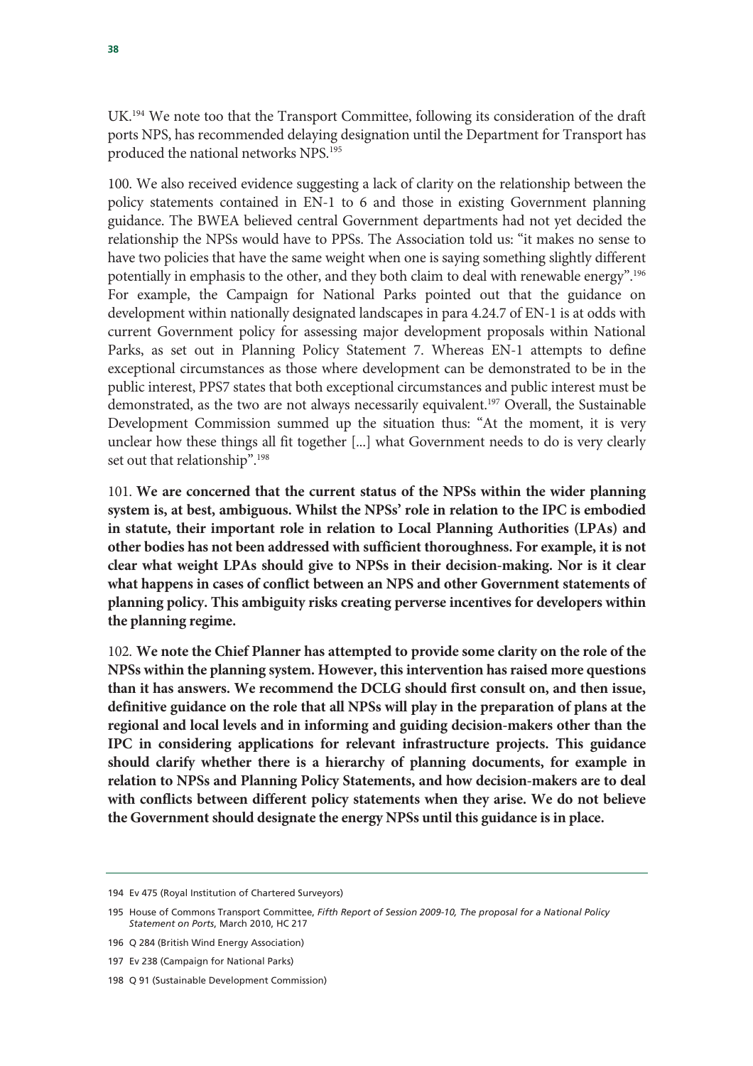UK.[194] We note too that the Transport Committee, following its consideration of the draft ports NPS, has recommended delaying designation until the Department for Transport has produced the national networks NPS.[195]

100. We also received evidence suggesting a lack of clarity on the relationship between the policy statements contained in EN-1 to 6 and those in existing Government planning guidance. The BWEA believed central Government departments had not yet decided the relationship the NPSs would have to PPSs. The Association told us: "it makes no sense to have two policies that have the same weight when one is saying something slightly different potentially in emphasis to the other, and they both claim to deal with renewable energy".[196] For example, the Campaign for National Parks pointed out that the guidance on development within nationally designated landscapes in para 4.24.7 of EN-1 is at odds with current Government policy for assessing major development proposals within National Parks, as set out in Planning Policy Statement 7. Whereas EN-1 attempts to define exceptional circumstances as those where development can be demonstrated to be in the public interest, PPS7 states that both exceptional circumstances and public interest must be demonstrated, as the two are not always necessarily equivalent.[197] Overall, the Sustainable Development Commission summed up the situation thus: "At the moment, it is very unclear how these things all fit together [...] what Government needs to do is very clearly set out that relationship".[198]

101. **We are concerned that the current status of the NPSs within the wider planning system is, at best, ambiguous. Whilst the NPSs' role in relation to the IPC is embodied in statute, their important role in relation to Local Planning Authorities (LPAs) and other bodies has not been addressed with sufficient thoroughness. For example, it is not clear what weight LPAs should give to NPSs in their decision-making. Nor is it clear what happens in cases of conflict between an NPS and other Government statements of planning policy. This ambiguity risks creating perverse incentives for developers within the planning regime.**

102. **We note the Chief Planner has attempted to provide some clarity on the role of the NPSs within the planning system. However, this intervention has raised more questions than it has answers. We recommend the DCLG should first consult on, and then issue, definitive guidance on the role that all NPSs will play in the preparation of plans at the regional and local levels and in informing and guiding decision-makers other than the IPC in considering applications for relevant infrastructure projects. This guidance should clarify whether there is a hierarchy of planning documents, for example in relation to NPSs and Planning Policy Statements, and how decision-makers are to deal with conflicts between different policy statements when they arise. We do not believe the Government should designate the energy NPSs until this guidance is in place.**

194 Ev 475 (Royal Institution of Chartered Surveyors)

195 House of Commons Transport Committee, *Fifth Report of Session 2009-10, The proposal for a National Policy Statement on Ports*, March 2010, HC 217

196 Q 284 (British Wind Energy Association)

197 Ev 238 (Campaign for National Parks)

198 Q 91 (Sustainable Development Commission)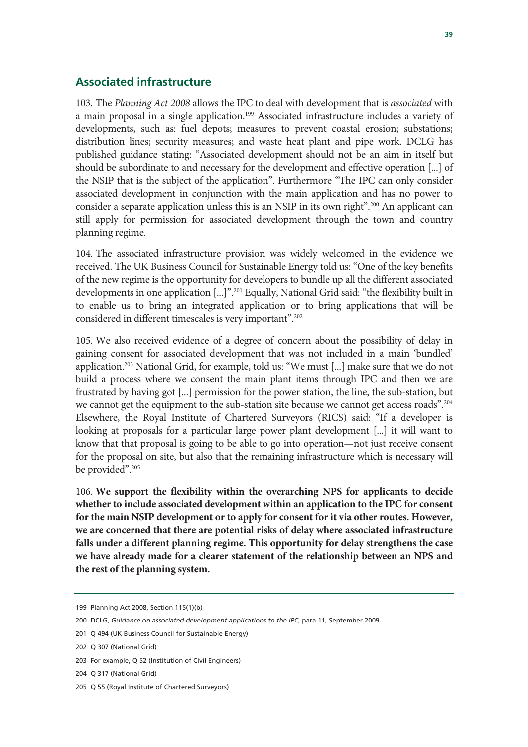## Associated infrastructure

103. The *Planning Act 2008* allows the IPC to deal with development that is *associated* with a main proposal in a single application.[199] Associated infrastructure includes a variety of developments, such as: fuel depots; measures to prevent coastal erosion; substations; distribution lines; security measures; and waste heat plant and pipe work. DCLG has published guidance stating: "Associated development should not be an aim in itself but should be subordinate to and necessary for the development and effective operation [...] of the NSIP that is the subject of the application". Furthermore "The IPC can only consider associated development in conjunction with the main application and has no power to consider a separate application unless this is an NSIP in its own right".[200] An applicant can still apply for permission for associated development through the town and country planning regime.

104. The associated infrastructure provision was widely welcomed in the evidence we received. The UK Business Council for Sustainable Energy told us: "One of the key benefits of the new regime is the opportunity for developers to bundle up all the different associated developments in one application [...]".[201] Equally, National Grid said: "the flexibility built in to enable us to bring an integrated application or to bring applications that will be considered in different timescales is very important".[202]

105. We also received evidence of a degree of concern about the possibility of delay in gaining consent for associated development that was not included in a main 'bundled' application.[203] National Grid, for example, told us: "We must [...] make sure that we do not build a process where we consent the main plant items through IPC and then we are frustrated by having got [...] permission for the power station, the line, the sub-station, but we cannot get the equipment to the sub-station site because we cannot get access roads".[204] Elsewhere, the Royal Institute of Chartered Surveyors (RICS) said: "If a developer is looking at proposals for a particular large power plant development [...] it will want to know that that proposal is going to be able to go into operation—not just receive consent for the proposal on site, but also that the remaining infrastructure which is necessary will be provided".[205]

106. **We support the flexibility within the overarching NPS for applicants to decide whether to include associated development within an application to the IPC for consent for the main NSIP development or to apply for consent for it via other routes. However, we are concerned that there are potential risks of delay where associated infrastructure falls under a different planning regime. This opportunity for delay strengthens the case we have already made for a clearer statement of the relationship between an NPS and the rest of the planning system.**

---

199 Planning Act 2008, Section 115(1)(b)

200 DCLG, *Guidance on associated development applications to the IPC*, para 11, September 2009

201 Q 494 (UK Business Council for Sustainable Energy)

202 Q 307 (National Grid)

203 For example, Q 52 (Institution of Civil Engineers)

204 Q 317 (National Grid)

205 Q 55 (Royal Institute of Chartered Surveyors)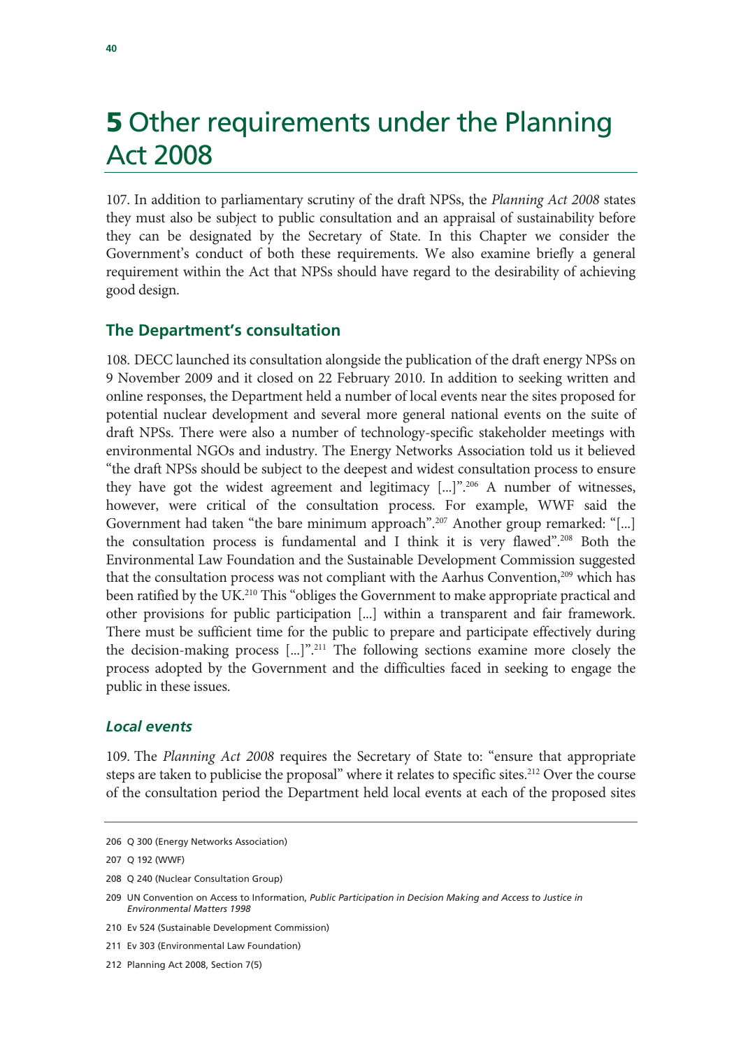# 5 Other requirements under the Planning Act 2008

107. In addition to parliamentary scrutiny of the draft NPSs, the *Planning Act 2008* states they must also be subject to public consultation and an appraisal of sustainability before they can be designated by the Secretary of State. In this Chapter we consider the Government's conduct of both these requirements. We also examine briefly a general requirement within the Act that NPSs should have regard to the desirability of achieving good design.

## The Department's consultation

108. DECC launched its consultation alongside the publication of the draft energy NPSs on 9 November 2009 and it closed on 22 February 2010. In addition to seeking written and online responses, the Department held a number of local events near the sites proposed for potential nuclear development and several more general national events on the suite of draft NPSs. There were also a number of technology-specific stakeholder meetings with environmental NGOs and industry. The Energy Networks Association told us it believed "the draft NPSs should be subject to the deepest and widest consultation process to ensure they have got the widest agreement and legitimacy [...]".[206] A number of witnesses, however, were critical of the consultation process. For example, WWF said the Government had taken "the bare minimum approach".[207] Another group remarked: "[...] the consultation process is fundamental and I think it is very flawed".[208] Both the Environmental Law Foundation and the Sustainable Development Commission suggested that the consultation process was not compliant with the Aarhus Convention,[209] which has been ratified by the UK.[210] This "obliges the Government to make appropriate practical and other provisions for public participation [...] within a transparent and fair framework. There must be sufficient time for the public to prepare and participate effectively during the decision-making process [...]".[211] The following sections examine more closely the process adopted by the Government and the difficulties faced in seeking to engage the public in these issues.

### *Local events*

109. The *Planning Act 2008* requires the Secretary of State to: "ensure that appropriate steps are taken to publicise the proposal" where it relates to specific sites.[212] Over the course of the consultation period the Department held local events at each of the proposed sites

206 Q 300 (Energy Networks Association)

207 Q 192 (WWF)

208 Q 240 (Nuclear Consultation Group)

209 UN Convention on Access to Information, *Public Participation in Decision Making and Access to Justice in Environmental Matters 1998*

210 Ev 524 (Sustainable Development Commission)

211 Ev 303 (Environmental Law Foundation)

212 Planning Act 2008, Section 7(5)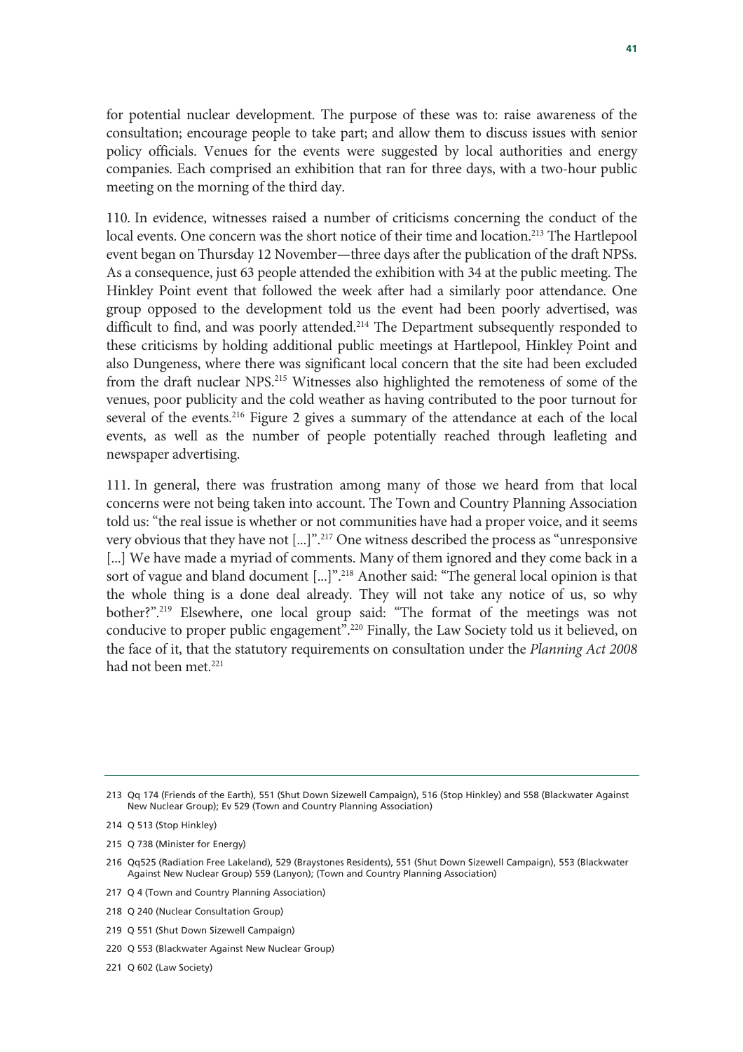for potential nuclear development. The purpose of these was to: raise awareness of the consultation; encourage people to take part; and allow them to discuss issues with senior policy officials. Venues for the events were suggested by local authorities and energy companies. Each comprised an exhibition that ran for three days, with a two-hour public meeting on the morning of the third day.

110. In evidence, witnesses raised a number of criticisms concerning the conduct of the local events. One concern was the short notice of their time and location.[213] The Hartlepool event began on Thursday 12 November—three days after the publication of the draft NPSs. As a consequence, just 63 people attended the exhibition with 34 at the public meeting. The Hinkley Point event that followed the week after had a similarly poor attendance. One group opposed to the development told us the event had been poorly advertised, was difficult to find, and was poorly attended.[214] The Department subsequently responded to these criticisms by holding additional public meetings at Hartlepool, Hinkley Point and also Dungeness, where there was significant local concern that the site had been excluded from the draft nuclear NPS.[215] Witnesses also highlighted the remoteness of some of the venues, poor publicity and the cold weather as having contributed to the poor turnout for several of the events.[216] Figure 2 gives a summary of the attendance at each of the local events, as well as the number of people potentially reached through leafleting and newspaper advertising.

111. In general, there was frustration among many of those we heard from that local concerns were not being taken into account. The Town and Country Planning Association told us: "the real issue is whether or not communities have had a proper voice, and it seems very obvious that they have not [...]".[217] One witness described the process as "unresponsive [...] We have made a myriad of comments. Many of them ignored and they come back in a sort of vague and bland document [...]".[218] Another said: "The general local opinion is that the whole thing is a done deal already. They will not take any notice of us, so why bother?".[219] Elsewhere, one local group said: "The format of the meetings was not conducive to proper public engagement".[220] Finally, the Law Society told us it believed, on the face of it, that the statutory requirements on consultation under the *Planning Act 2008* had not been met.[221]

---

213 Qq 174 (Friends of the Earth), 551 (Shut Down Sizewell Campaign), 516 (Stop Hinkley) and 558 (Blackwater Against New Nuclear Group); Ev 529 (Town and Country Planning Association)

214 Q 513 (Stop Hinkley)

215 Q 738 (Minister for Energy)

216 Qq525 (Radiation Free Lakeland), 529 (Braystones Residents), 551 (Shut Down Sizewell Campaign), 553 (Blackwater Against New Nuclear Group) 559 (Lanyon); (Town and Country Planning Association)

217 Q 4 (Town and Country Planning Association)

218 Q 240 (Nuclear Consultation Group)

219 Q 551 (Shut Down Sizewell Campaign)

220 Q 553 (Blackwater Against New Nuclear Group)

221 Q 602 (Law Society)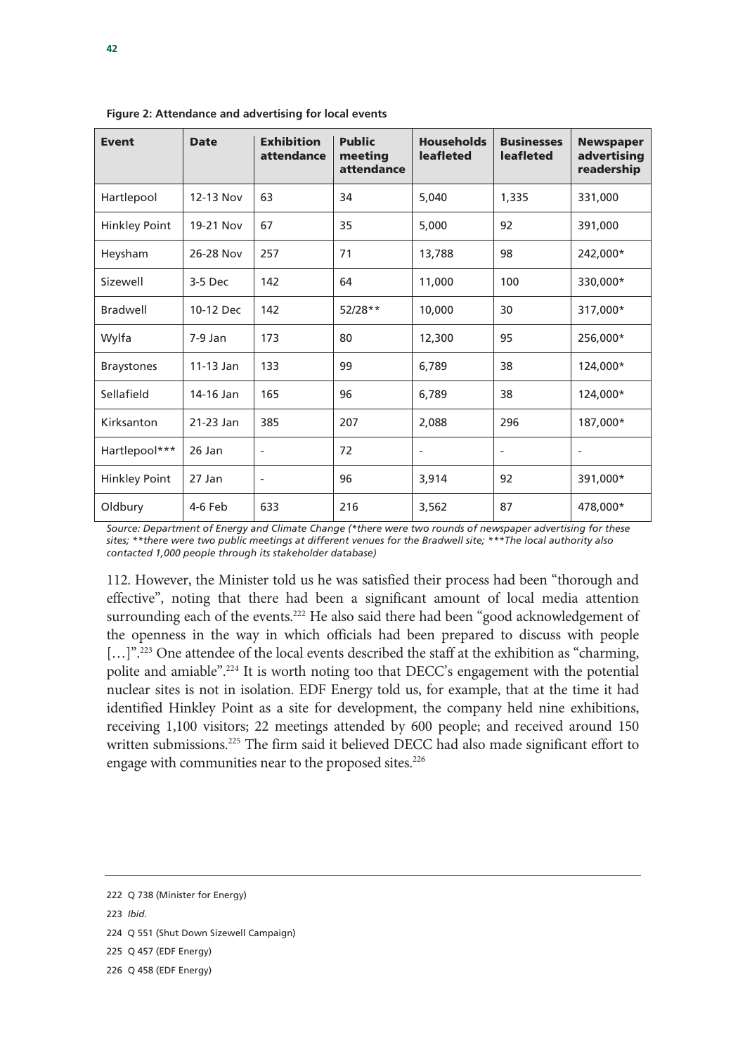**Figure 2: Attendance and advertising for local events**

| Event | Date | Exhibition attendance | Public meeting attendance | Households leafleted | Businesses leafleted | Newspaper advertising readership |
|---|---|---|---|---|---|---|
| Hartlepool | 12-13 Nov | 63 | 34 | 5,040 | 1,335 | 331,000 |
| Hinkley Point | 19-21 Nov | 67 | 35 | 5,000 | 92 | 391,000 |
| Heysham | 26-28 Nov | 257 | 71 | 13,788 | 98 | 242,000* |
| Sizewell | 3-5 Dec | 142 | 64 | 11,000 | 100 | 330,000* |
| Bradwell | 10-12 Dec | 142 | 52/28** | 10,000 | 30 | 317,000* |
| Wylfa | 7-9 Jan | 173 | 80 | 12,300 | 95 | 256,000* |
| Braystones | 11-13 Jan | 133 | 99 | 6,789 | 38 | 124,000* |
| Sellafield | 14-16 Jan | 165 | 96 | 6,789 | 38 | 124,000* |
| Kirksanton | 21-23 Jan | 385 | 207 | 2,088 | 296 | 187,000* |
| Hartlepool*** | 26 Jan | - | 72 | - | - | - |
| Hinkley Point | 27 Jan | - | 96 | 3,914 | 92 | 391,000* |
| Oldbury | 4-6 Feb | 633 | 216 | 3,562 | 87 | 478,000* |

*Source: Department of Energy and Climate Change (*there were two rounds of newspaper advertising for these sites; **there were two public meetings at different venues for the Bradwell site; ***The local authority also contacted 1,000 people through its stakeholder database)*

112. However, the Minister told us he was satisfied their process had been "thorough and effective", noting that there had been a significant amount of local media attention surrounding each of the events.[222] He also said there had been "good acknowledgement of the openness in the way in which officials had been prepared to discuss with people […]".[223] One attendee of the local events described the staff at the exhibition as "charming, polite and amiable".[224] It is worth noting too that DECC's engagement with the potential nuclear sites is not in isolation. EDF Energy told us, for example, that at the time it had identified Hinkley Point as a site for development, the company held nine exhibitions, receiving 1,100 visitors; 22 meetings attended by 600 people; and received around 150 written submissions.[225] The firm said it believed DECC had also made significant effort to engage with communities near to the proposed sites.[226]

222 Q 738 (Minister for Energy)

223 *Ibid.*

224 Q 551 (Shut Down Sizewell Campaign)

225 Q 457 (EDF Energy)

226 Q 458 (EDF Energy)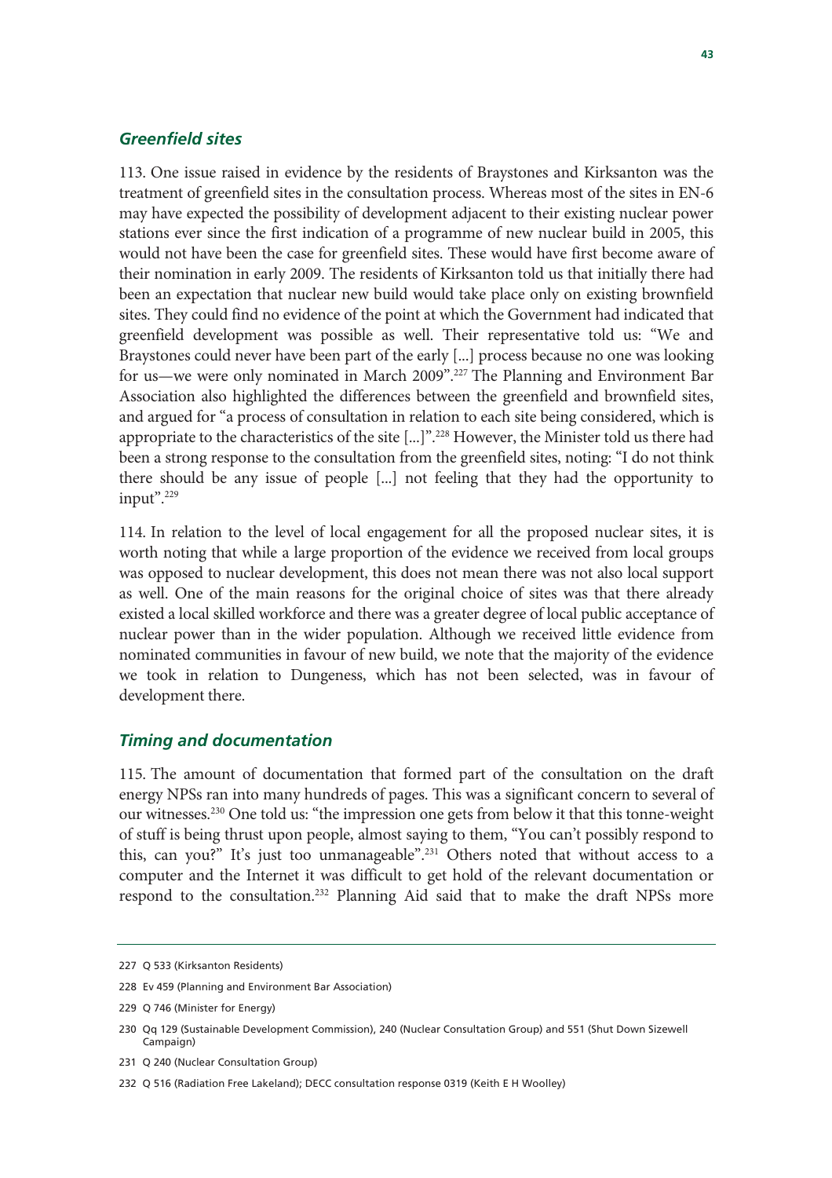### *Greenfield sites*

113. One issue raised in evidence by the residents of Braystones and Kirksanton was the treatment of greenfield sites in the consultation process. Whereas most of the sites in EN-6 may have expected the possibility of development adjacent to their existing nuclear power stations ever since the first indication of a programme of new nuclear build in 2005, this would not have been the case for greenfield sites. These would have first become aware of their nomination in early 2009. The residents of Kirksanton told us that initially there had been an expectation that nuclear new build would take place only on existing brownfield sites. They could find no evidence of the point at which the Government had indicated that greenfield development was possible as well. Their representative told us: "We and Braystones could never have been part of the early [...] process because no one was looking for us—we were only nominated in March 2009".[227] The Planning and Environment Bar Association also highlighted the differences between the greenfield and brownfield sites, and argued for "a process of consultation in relation to each site being considered, which is appropriate to the characteristics of the site [...]".[228] However, the Minister told us there had been a strong response to the consultation from the greenfield sites, noting: "I do not think there should be any issue of people [...] not feeling that they had the opportunity to input".[229]

114. In relation to the level of local engagement for all the proposed nuclear sites, it is worth noting that while a large proportion of the evidence we received from local groups was opposed to nuclear development, this does not mean there was not also local support as well. One of the main reasons for the original choice of sites was that there already existed a local skilled workforce and there was a greater degree of local public acceptance of nuclear power than in the wider population. Although we received little evidence from nominated communities in favour of new build, we note that the majority of the evidence we took in relation to Dungeness, which has not been selected, was in favour of development there.

### *Timing and documentation*

115. The amount of documentation that formed part of the consultation on the draft energy NPSs ran into many hundreds of pages. This was a significant concern to several of our witnesses.[230] One told us: "the impression one gets from below it that this tonne-weight of stuff is being thrust upon people, almost saying to them, "You can't possibly respond to this, can you?" It's just too unmanageable".[231] Others noted that without access to a computer and the Internet it was difficult to get hold of the relevant documentation or respond to the consultation.[232] Planning Aid said that to make the draft NPSs more

227 Q 533 (Kirksanton Residents)

228 Ev 459 (Planning and Environment Bar Association)

229 Q 746 (Minister for Energy)

230 Qq 129 (Sustainable Development Commission), 240 (Nuclear Consultation Group) and 551 (Shut Down Sizewell Campaign)

231 Q 240 (Nuclear Consultation Group)

232 Q 516 (Radiation Free Lakeland); DECC consultation response 0319 (Keith E H Woolley)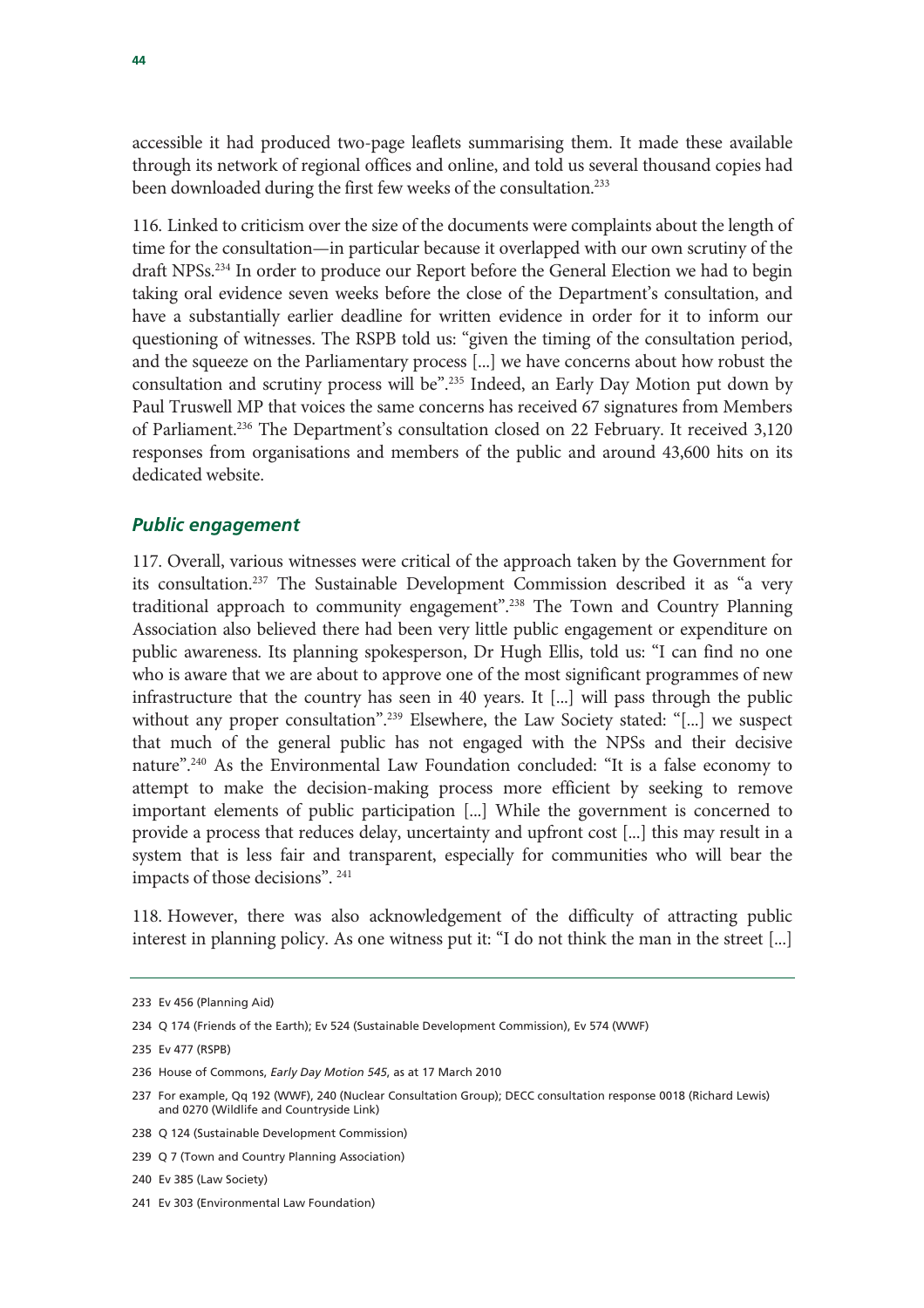accessible it had produced two-page leaflets summarising them. It made these available through its network of regional offices and online, and told us several thousand copies had been downloaded during the first few weeks of the consultation.[233]

116. Linked to criticism over the size of the documents were complaints about the length of time for the consultation—in particular because it overlapped with our own scrutiny of the draft NPSs.[234] In order to produce our Report before the General Election we had to begin taking oral evidence seven weeks before the close of the Department's consultation, and have a substantially earlier deadline for written evidence in order for it to inform our questioning of witnesses. The RSPB told us: "given the timing of the consultation period, and the squeeze on the Parliamentary process [...] we have concerns about how robust the consultation and scrutiny process will be".[235] Indeed, an Early Day Motion put down by Paul Truswell MP that voices the same concerns has received 67 signatures from Members of Parliament.[236] The Department's consultation closed on 22 February. It received 3,120 responses from organisations and members of the public and around 43,600 hits on its dedicated website.

### *Public engagement*

117. Overall, various witnesses were critical of the approach taken by the Government for its consultation.[237] The Sustainable Development Commission described it as "a very traditional approach to community engagement".[238] The Town and Country Planning Association also believed there had been very little public engagement or expenditure on public awareness. Its planning spokesperson, Dr Hugh Ellis, told us: "I can find no one who is aware that we are about to approve one of the most significant programmes of new infrastructure that the country has seen in 40 years. It [...] will pass through the public without any proper consultation".[239] Elsewhere, the Law Society stated: "[...] we suspect that much of the general public has not engaged with the NPSs and their decisive nature".[240] As the Environmental Law Foundation concluded: "It is a false economy to attempt to make the decision-making process more efficient by seeking to remove important elements of public participation [...] While the government is concerned to provide a process that reduces delay, uncertainty and upfront cost [...] this may result in a system that is less fair and transparent, especially for communities who will bear the impacts of those decisions".[241]

118. However, there was also acknowledgement of the difficulty of attracting public interest in planning policy. As one witness put it: "I do not think the man in the street [...]

---

233 Ev 456 (Planning Aid)

234 Q 174 (Friends of the Earth); Ev 524 (Sustainable Development Commission), Ev 574 (WWF)

235 Ev 477 (RSPB)

236 House of Commons, *Early Day Motion 545*, as at 17 March 2010

237 For example, Qq 192 (WWF), 240 (Nuclear Consultation Group); DECC consultation response 0018 (Richard Lewis) and 0270 (Wildlife and Countryside Link)

238 Q 124 (Sustainable Development Commission)

239 Q 7 (Town and Country Planning Association)

240 Ev 385 (Law Society)

241 Ev 303 (Environmental Law Foundation)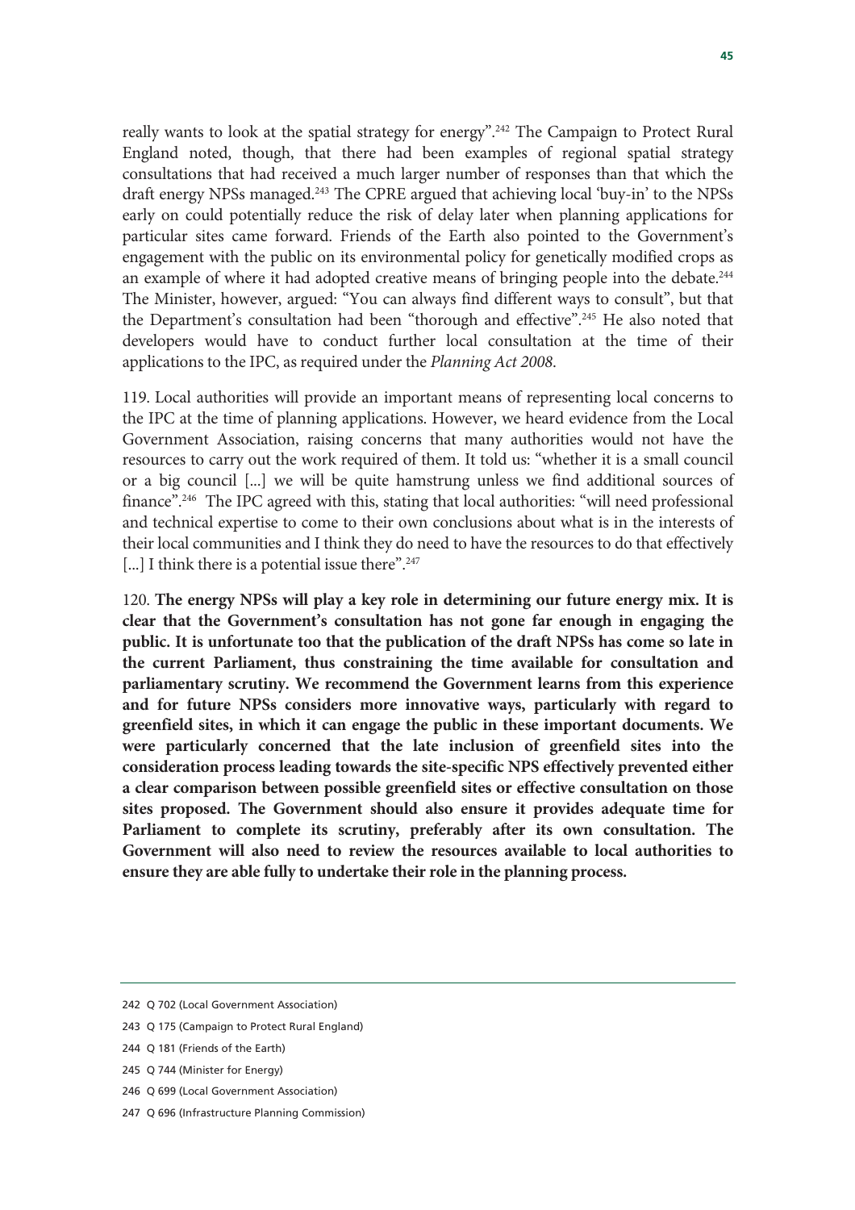really wants to look at the spatial strategy for energy".[242] The Campaign to Protect Rural England noted, though, that there had been examples of regional spatial strategy consultations that had received a much larger number of responses than that which the draft energy NPSs managed.[243] The CPRE argued that achieving local 'buy-in' to the NPSs early on could potentially reduce the risk of delay later when planning applications for particular sites came forward. Friends of the Earth also pointed to the Government's engagement with the public on its environmental policy for genetically modified crops as an example of where it had adopted creative means of bringing people into the debate.[244] The Minister, however, argued: "You can always find different ways to consult", but that the Department's consultation had been "thorough and effective".[245] He also noted that developers would have to conduct further local consultation at the time of their applications to the IPC, as required under the *Planning Act 2008*.

119. Local authorities will provide an important means of representing local concerns to the IPC at the time of planning applications. However, we heard evidence from the Local Government Association, raising concerns that many authorities would not have the resources to carry out the work required of them. It told us: "whether it is a small council or a big council [...] we will be quite hamstrung unless we find additional sources of finance".[246] The IPC agreed with this, stating that local authorities: "will need professional and technical expertise to come to their own conclusions about what is in the interests of their local communities and I think they do need to have the resources to do that effectively [...] I think there is a potential issue there".[247]

120. **The energy NPSs will play a key role in determining our future energy mix. It is clear that the Government's consultation has not gone far enough in engaging the public. It is unfortunate too that the publication of the draft NPSs has come so late in the current Parliament, thus constraining the time available for consultation and parliamentary scrutiny. We recommend the Government learns from this experience and for future NPSs considers more innovative ways, particularly with regard to greenfield sites, in which it can engage the public in these important documents. We were particularly concerned that the late inclusion of greenfield sites into the consideration process leading towards the site-specific NPS effectively prevented either a clear comparison between possible greenfield sites or effective consultation on those sites proposed. The Government should also ensure it provides adequate time for Parliament to complete its scrutiny, preferably after its own consultation. The Government will also need to review the resources available to local authorities to ensure they are able fully to undertake their role in the planning process.**

---

242 Q 702 (Local Government Association)

243 Q 175 (Campaign to Protect Rural England)

244 Q 181 (Friends of the Earth)

245 Q 744 (Minister for Energy)

246 Q 699 (Local Government Association)

247 Q 696 (Infrastructure Planning Commission)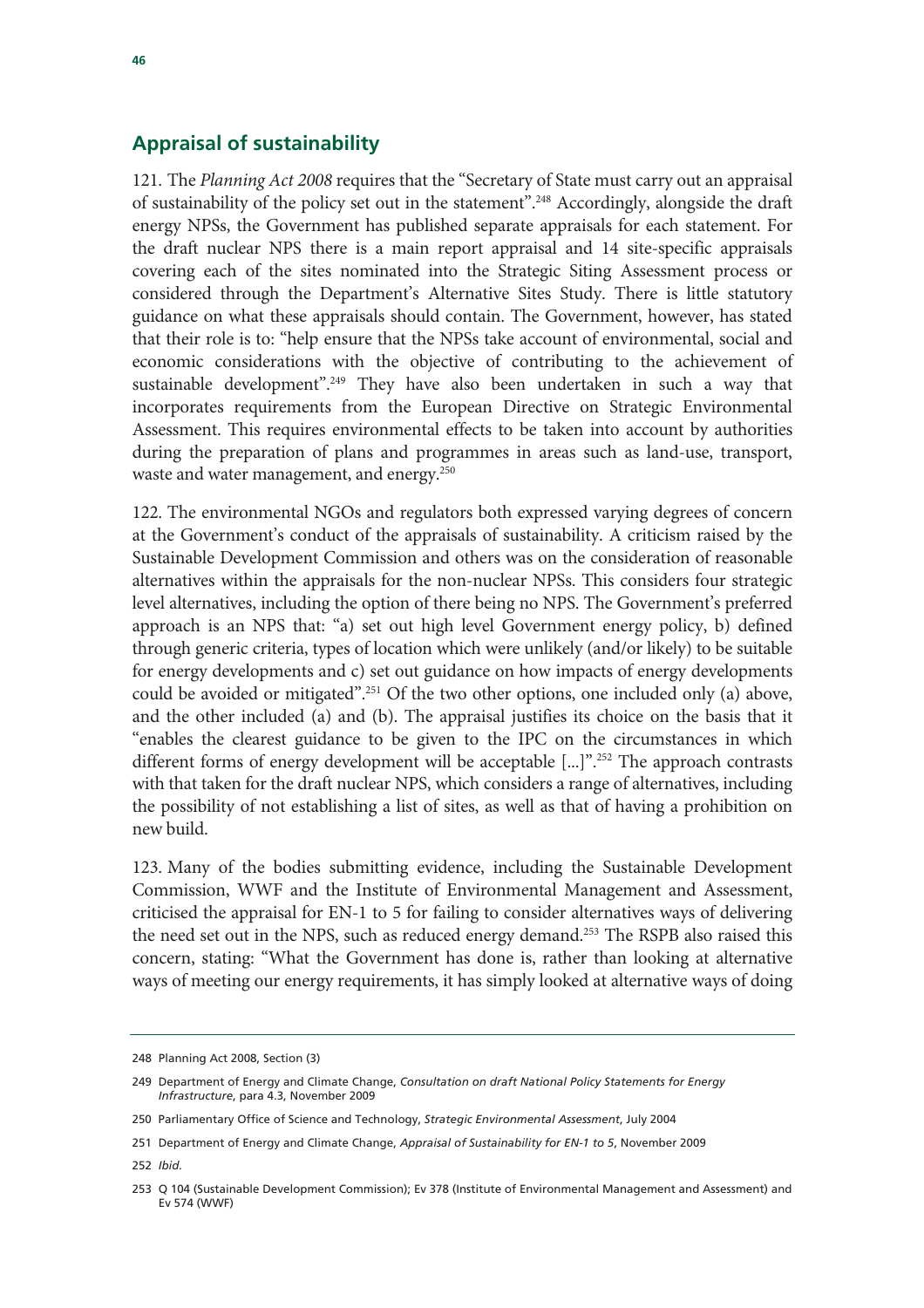## Appraisal of sustainability

121. The *Planning Act 2008* requires that the "Secretary of State must carry out an appraisal of sustainability of the policy set out in the statement".[248] Accordingly, alongside the draft energy NPSs, the Government has published separate appraisals for each statement. For the draft nuclear NPS there is a main report appraisal and 14 site-specific appraisals covering each of the sites nominated into the Strategic Siting Assessment process or considered through the Department's Alternative Sites Study. There is little statutory guidance on what these appraisals should contain. The Government, however, has stated that their role is to: "help ensure that the NPSs take account of environmental, social and economic considerations with the objective of contributing to the achievement of sustainable development".[249] They have also been undertaken in such a way that incorporates requirements from the European Directive on Strategic Environmental Assessment. This requires environmental effects to be taken into account by authorities during the preparation of plans and programmes in areas such as land-use, transport, waste and water management, and energy.[250]

122. The environmental NGOs and regulators both expressed varying degrees of concern at the Government's conduct of the appraisals of sustainability. A criticism raised by the Sustainable Development Commission and others was on the consideration of reasonable alternatives within the appraisals for the non-nuclear NPSs. This considers four strategic level alternatives, including the option of there being no NPS. The Government's preferred approach is an NPS that: "a) set out high level Government energy policy, b) defined through generic criteria, types of location which were unlikely (and/or likely) to be suitable for energy developments and c) set out guidance on how impacts of energy developments could be avoided or mitigated".[251] Of the two other options, one included only (a) above, and the other included (a) and (b). The appraisal justifies its choice on the basis that it "enables the clearest guidance to be given to the IPC on the circumstances in which different forms of energy development will be acceptable [...]".[252] The approach contrasts with that taken for the draft nuclear NPS, which considers a range of alternatives, including the possibility of not establishing a list of sites, as well as that of having a prohibition on new build.

123. Many of the bodies submitting evidence, including the Sustainable Development Commission, WWF and the Institute of Environmental Management and Assessment, criticised the appraisal for EN-1 to 5 for failing to consider alternatives ways of delivering the need set out in the NPS, such as reduced energy demand.[253] The RSPB also raised this concern, stating: "What the Government has done is, rather than looking at alternative ways of meeting our energy requirements, it has simply looked at alternative ways of doing

---

248 Planning Act 2008, Section (3)

249 Department of Energy and Climate Change, *Consultation on draft National Policy Statements for Energy Infrastructure*, para 4.3, November 2009

250 Parliamentary Office of Science and Technology, *Strategic Environmental Assessment*, July 2004

251 Department of Energy and Climate Change, *Appraisal of Sustainability for EN-1 to 5*, November 2009

252 *Ibid.*

253 Q 104 (Sustainable Development Commission); Ev 378 (Institute of Environmental Management and Assessment) and Ev 574 (WWF)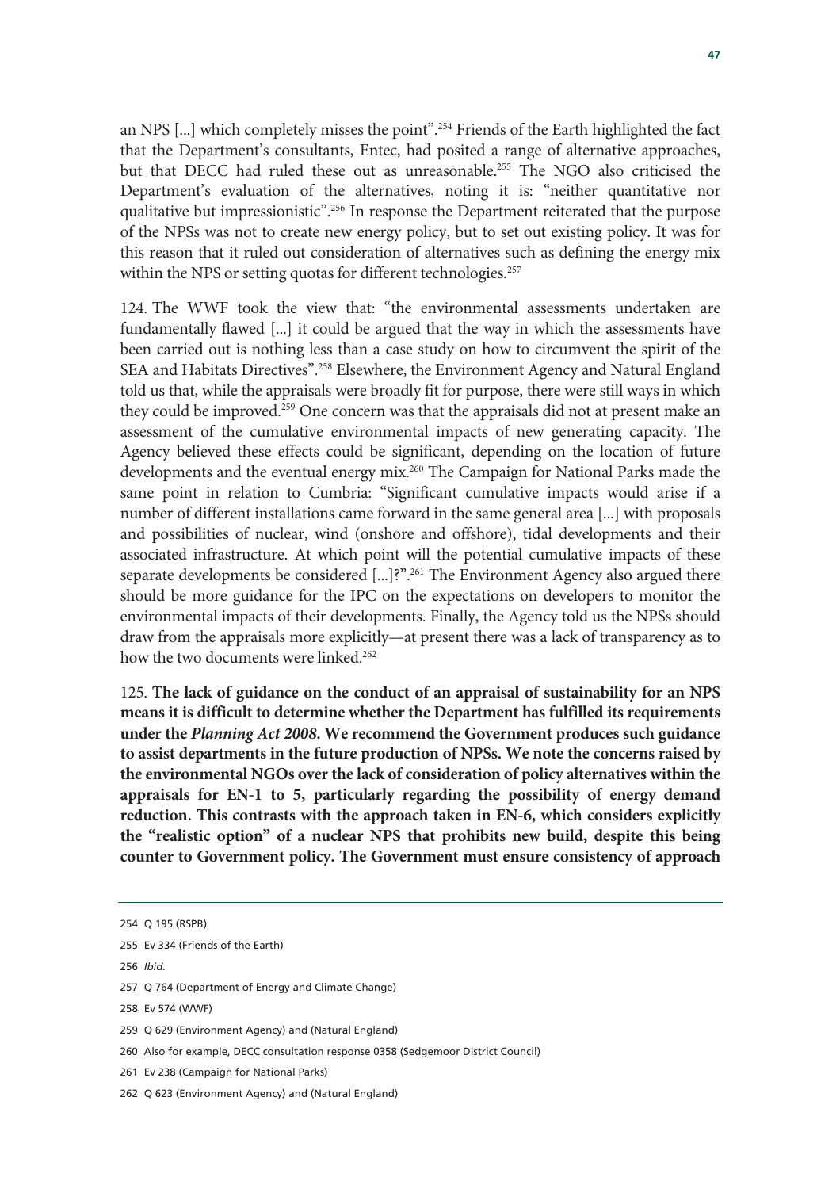an NPS [...] which completely misses the point".[254] Friends of the Earth highlighted the fact that the Department's consultants, Entec, had posited a range of alternative approaches, but that DECC had ruled these out as unreasonable.[255] The NGO also criticised the Department's evaluation of the alternatives, noting it is: "neither quantitative nor qualitative but impressionistic".[256] In response the Department reiterated that the purpose of the NPSs was not to create new energy policy, but to set out existing policy. It was for this reason that it ruled out consideration of alternatives such as defining the energy mix within the NPS or setting quotas for different technologies.[257]

124. The WWF took the view that: "the environmental assessments undertaken are fundamentally flawed [...] it could be argued that the way in which the assessments have been carried out is nothing less than a case study on how to circumvent the spirit of the SEA and Habitats Directives".[258] Elsewhere, the Environment Agency and Natural England told us that, while the appraisals were broadly fit for purpose, there were still ways in which they could be improved.[259] One concern was that the appraisals did not at present make an assessment of the cumulative environmental impacts of new generating capacity. The Agency believed these effects could be significant, depending on the location of future developments and the eventual energy mix.[260] The Campaign for National Parks made the same point in relation to Cumbria: "Significant cumulative impacts would arise if a number of different installations came forward in the same general area [...] with proposals and possibilities of nuclear, wind (onshore and offshore), tidal developments and their associated infrastructure. At which point will the potential cumulative impacts of these separate developments be considered [...]?".[261] The Environment Agency also argued there should be more guidance for the IPC on the expectations on developers to monitor the environmental impacts of their developments. Finally, the Agency told us the NPSs should draw from the appraisals more explicitly—at present there was a lack of transparency as to how the two documents were linked.[262]

125. **The lack of guidance on the conduct of an appraisal of sustainability for an NPS means it is difficult to determine whether the Department has fulfilled its requirements under the *Planning Act 2008*. We recommend the Government produces such guidance to assist departments in the future production of NPSs. We note the concerns raised by the environmental NGOs over the lack of consideration of policy alternatives within the appraisals for EN-1 to 5, particularly regarding the possibility of energy demand reduction. This contrasts with the approach taken in EN-6, which considers explicitly the "realistic option" of a nuclear NPS that prohibits new build, despite this being counter to Government policy. The Government must ensure consistency of approach**

254 Q 195 (RSPB)

255 Ev 334 (Friends of the Earth)

256 *Ibid.*

257 Q 764 (Department of Energy and Climate Change)

258 Ev 574 (WWF)

259 Q 629 (Environment Agency) and (Natural England)

260 Also for example, DECC consultation response 0358 (Sedgemoor District Council)

261 Ev 238 (Campaign for National Parks)

262 Q 623 (Environment Agency) and (Natural England)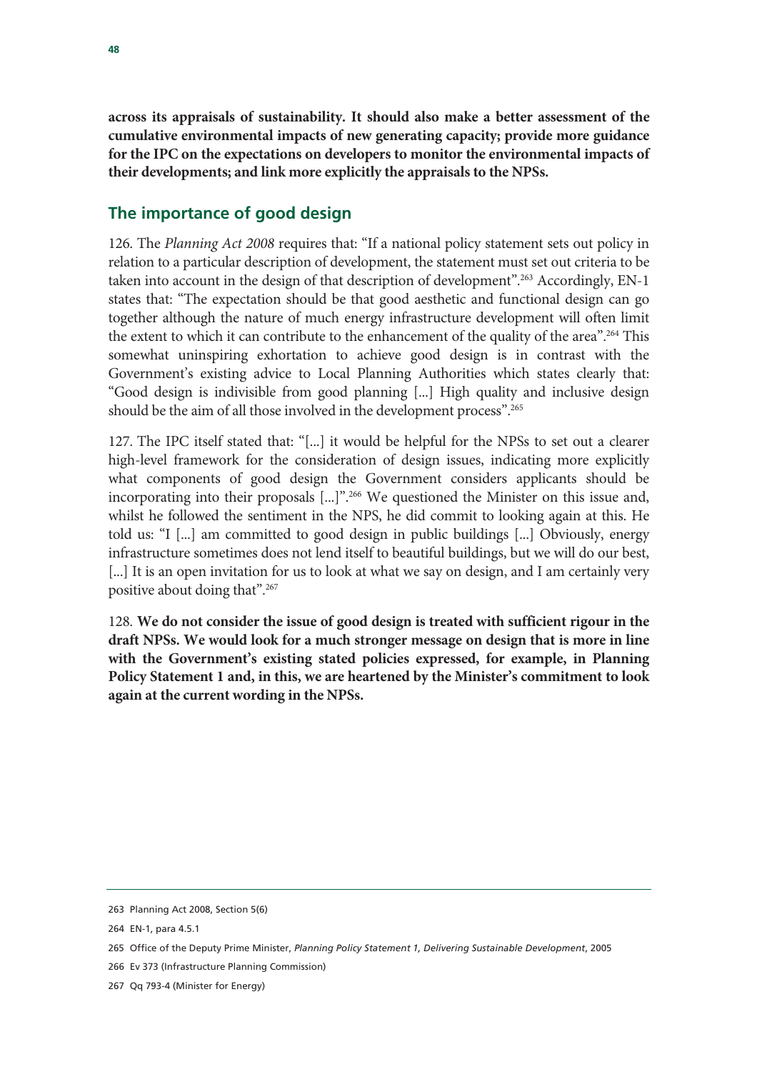**across its appraisals of sustainability. It should also make a better assessment of the cumulative environmental impacts of new generating capacity; provide more guidance for the IPC on the expectations on developers to monitor the environmental impacts of their developments; and link more explicitly the appraisals to the NPSs.**

## The importance of good design

126. The *Planning Act 2008* requires that: "If a national policy statement sets out policy in relation to a particular description of development, the statement must set out criteria to be taken into account in the design of that description of development".[263] Accordingly, EN-1 states that: "The expectation should be that good aesthetic and functional design can go together although the nature of much energy infrastructure development will often limit the extent to which it can contribute to the enhancement of the quality of the area".[264] This somewhat uninspiring exhortation to achieve good design is in contrast with the Government's existing advice to Local Planning Authorities which states clearly that: "Good design is indivisible from good planning [...] High quality and inclusive design should be the aim of all those involved in the development process".[265]

127. The IPC itself stated that: "[...] it would be helpful for the NPSs to set out a clearer high-level framework for the consideration of design issues, indicating more explicitly what components of good design the Government considers applicants should be incorporating into their proposals [...]".[266] We questioned the Minister on this issue and, whilst he followed the sentiment in the NPS, he did commit to looking again at this. He told us: "I [...] am committed to good design in public buildings [...] Obviously, energy infrastructure sometimes does not lend itself to beautiful buildings, but we will do our best, [...] It is an open invitation for us to look at what we say on design, and I am certainly very positive about doing that".[267]

128. **We do not consider the issue of good design is treated with sufficient rigour in the draft NPSs. We would look for a much stronger message on design that is more in line with the Government's existing stated policies expressed, for example, in Planning Policy Statement 1 and, in this, we are heartened by the Minister's commitment to look again at the current wording in the NPSs.**

---

263 Planning Act 2008, Section 5(6)

264 EN-1, para 4.5.1

265 Office of the Deputy Prime Minister, *Planning Policy Statement 1, Delivering Sustainable Development*, 2005

266 Ev 373 (Infrastructure Planning Commission)

267 Qq 793-4 (Minister for Energy)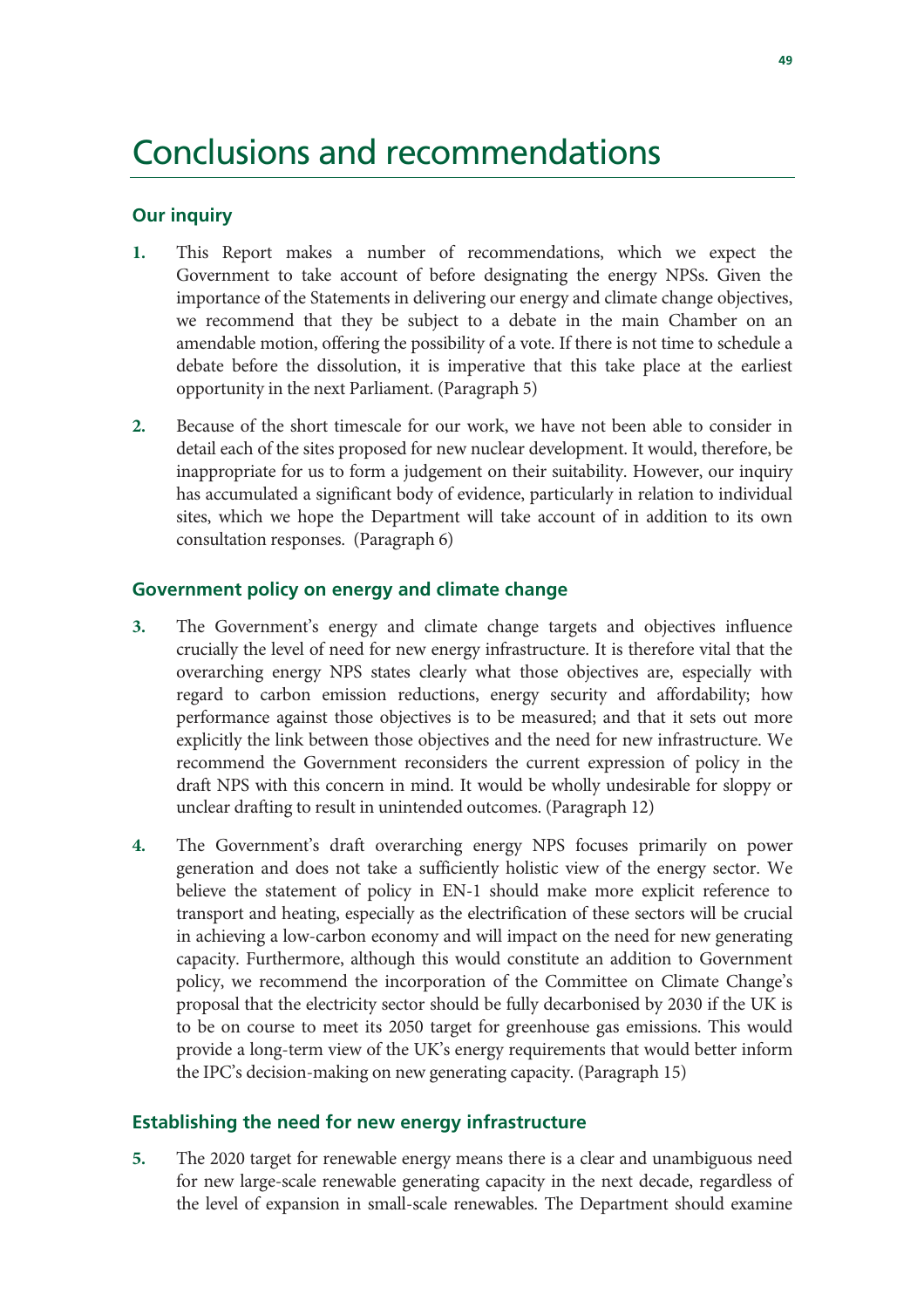# Conclusions and recommendations

## Our inquiry

1. This Report makes a number of recommendations, which we expect the Government to take account of before designating the energy NPSs. Given the importance of the Statements in delivering our energy and climate change objectives, we recommend that they be subject to a debate in the main Chamber on an amendable motion, offering the possibility of a vote. If there is not time to schedule a debate before the dissolution, it is imperative that this take place at the earliest opportunity in the next Parliament. (Paragraph 5)

2. Because of the short timescale for our work, we have not been able to consider in detail each of the sites proposed for new nuclear development. It would, therefore, be inappropriate for us to form a judgement on their suitability. However, our inquiry has accumulated a significant body of evidence, particularly in relation to individual sites, which we hope the Department will take account of in addition to its own consultation responses. (Paragraph 6)

## Government policy on energy and climate change

3. The Government's energy and climate change targets and objectives influence crucially the level of need for new energy infrastructure. It is therefore vital that the overarching energy NPS states clearly what those objectives are, especially with regard to carbon emission reductions, energy security and affordability; how performance against those objectives is to be measured; and that it sets out more explicitly the link between those objectives and the need for new infrastructure. We recommend the Government reconsiders the current expression of policy in the draft NPS with this concern in mind. It would be wholly undesirable for sloppy or unclear drafting to result in unintended outcomes. (Paragraph 12)

4. The Government's draft overarching energy NPS focuses primarily on power generation and does not take a sufficiently holistic view of the energy sector. We believe the statement of policy in EN-1 should make more explicit reference to transport and heating, especially as the electrification of these sectors will be crucial in achieving a low-carbon economy and will impact on the need for new generating capacity. Furthermore, although this would constitute an addition to Government policy, we recommend the incorporation of the Committee on Climate Change's proposal that the electricity sector should be fully decarbonised by 2030 if the UK is to be on course to meet its 2050 target for greenhouse gas emissions. This would provide a long-term view of the UK's energy requirements that would better inform the IPC's decision-making on new generating capacity. (Paragraph 15)

## Establishing the need for new energy infrastructure

5. The 2020 target for renewable energy means there is a clear and unambiguous need for new large-scale renewable generating capacity in the next decade, regardless of the level of expansion in small-scale renewables. The Department should examine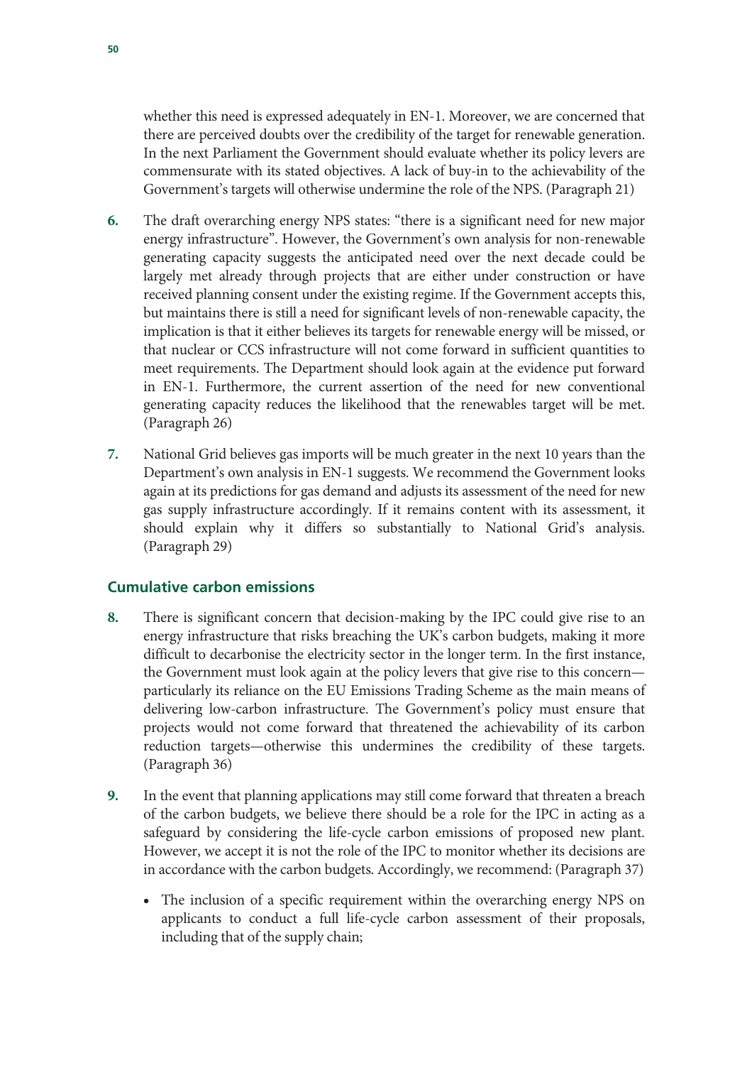whether this need is expressed adequately in EN-1. Moreover, we are concerned that there are perceived doubts over the credibility of the target for renewable generation. In the next Parliament the Government should evaluate whether its policy levers are commensurate with its stated objectives. A lack of buy-in to the achievability of the Government's targets will otherwise undermine the role of the NPS. (Paragraph 21)

6. The draft overarching energy NPS states: "there is a significant need for new major energy infrastructure". However, the Government's own analysis for non-renewable generating capacity suggests the anticipated need over the next decade could be largely met already through projects that are either under construction or have received planning consent under the existing regime. If the Government accepts this, but maintains there is still a need for significant levels of non-renewable capacity, the implication is that it either believes its targets for renewable energy will be missed, or that nuclear or CCS infrastructure will not come forward in sufficient quantities to meet requirements. The Department should look again at the evidence put forward in EN-1. Furthermore, the current assertion of the need for new conventional generating capacity reduces the likelihood that the renewables target will be met. (Paragraph 26)

7. National Grid believes gas imports will be much greater in the next 10 years than the Department's own analysis in EN-1 suggests. We recommend the Government looks again at its predictions for gas demand and adjusts its assessment of the need for new gas supply infrastructure accordingly. If it remains content with its assessment, it should explain why it differs so substantially to National Grid's analysis. (Paragraph 29)

### Cumulative carbon emissions

8. There is significant concern that decision-making by the IPC could give rise to an energy infrastructure that risks breaching the UK's carbon budgets, making it more difficult to decarbonise the electricity sector in the longer term. In the first instance, the Government must look again at the policy levers that give rise to this concern—particularly its reliance on the EU Emissions Trading Scheme as the main means of delivering low-carbon infrastructure. The Government's policy must ensure that projects would not come forward that threatened the achievability of its carbon reduction targets—otherwise this undermines the credibility of these targets. (Paragraph 36)

9. In the event that planning applications may still come forward that threaten a breach of the carbon budgets, we believe there should be a role for the IPC in acting as a safeguard by considering the life-cycle carbon emissions of proposed new plant. However, we accept it is not the role of the IPC to monitor whether its decisions are in accordance with the carbon budgets. Accordingly, we recommend: (Paragraph 37)

   - The inclusion of a specific requirement within the overarching energy NPS on applicants to conduct a full life-cycle carbon assessment of their proposals, including that of the supply chain;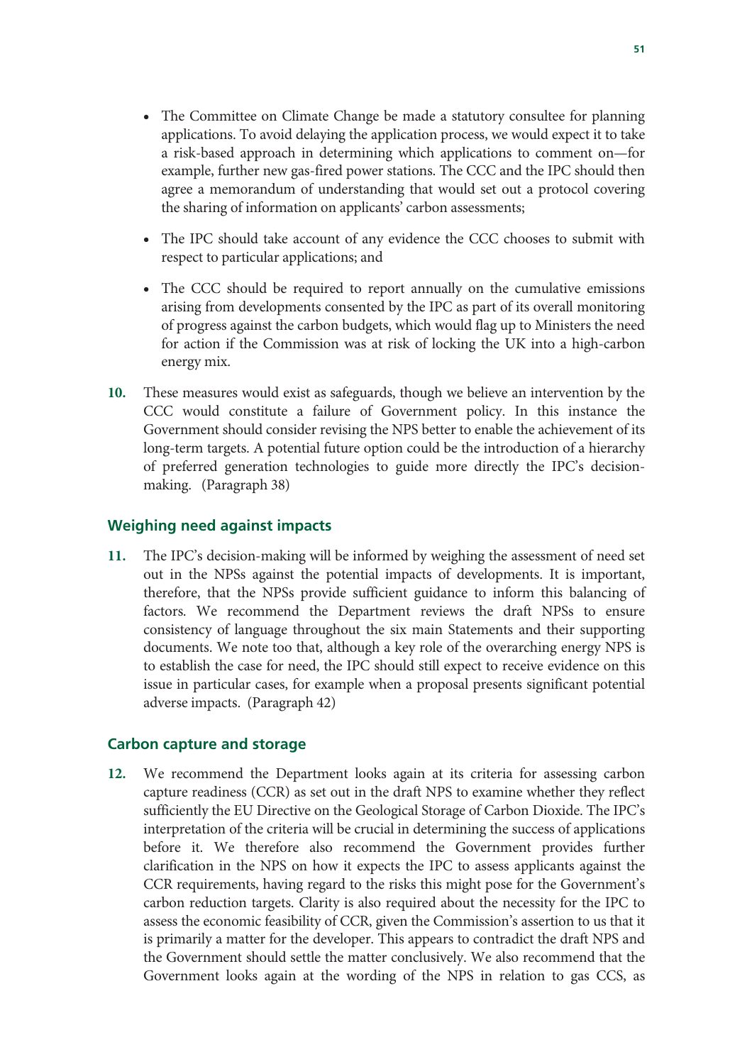- The Committee on Climate Change be made a statutory consultee for planning applications. To avoid delaying the application process, we would expect it to take a risk-based approach in determining which applications to comment on—for example, further new gas-fired power stations. The CCC and the IPC should then agree a memorandum of understanding that would set out a protocol covering the sharing of information on applicants' carbon assessments;

- The IPC should take account of any evidence the CCC chooses to submit with respect to particular applications; and

- The CCC should be required to report annually on the cumulative emissions arising from developments consented by the IPC as part of its overall monitoring of progress against the carbon budgets, which would flag up to Ministers the need for action if the Commission was at risk of locking the UK into a high-carbon energy mix.

**10.** These measures would exist as safeguards, though we believe an intervention by the CCC would constitute a failure of Government policy. In this instance the Government should consider revising the NPS better to enable the achievement of its long-term targets. A potential future option could be the introduction of a hierarchy of preferred generation technologies to guide more directly the IPC's decision-making. (Paragraph 38)

## Weighing need against impacts

**11.** The IPC's decision-making will be informed by weighing the assessment of need set out in the NPSs against the potential impacts of developments. It is important, therefore, that the NPSs provide sufficient guidance to inform this balancing of factors. We recommend the Department reviews the draft NPSs to ensure consistency of language throughout the six main Statements and their supporting documents. We note too that, although a key role of the overarching energy NPS is to establish the case for need, the IPC should still expect to receive evidence on this issue in particular cases, for example when a proposal presents significant potential adverse impacts. (Paragraph 42)

## Carbon capture and storage

**12.** We recommend the Department looks again at its criteria for assessing carbon capture readiness (CCR) as set out in the draft NPS to examine whether they reflect sufficiently the EU Directive on the Geological Storage of Carbon Dioxide. The IPC's interpretation of the criteria will be crucial in determining the success of applications before it. We therefore also recommend the Government provides further clarification in the NPS on how it expects the IPC to assess applicants against the CCR requirements, having regard to the risks this might pose for the Government's carbon reduction targets. Clarity is also required about the necessity for the IPC to assess the economic feasibility of CCR, given the Commission's assertion to us that it is primarily a matter for the developer. This appears to contradict the draft NPS and the Government should settle the matter conclusively. We also recommend that the Government looks again at the wording of the NPS in relation to gas CCS, as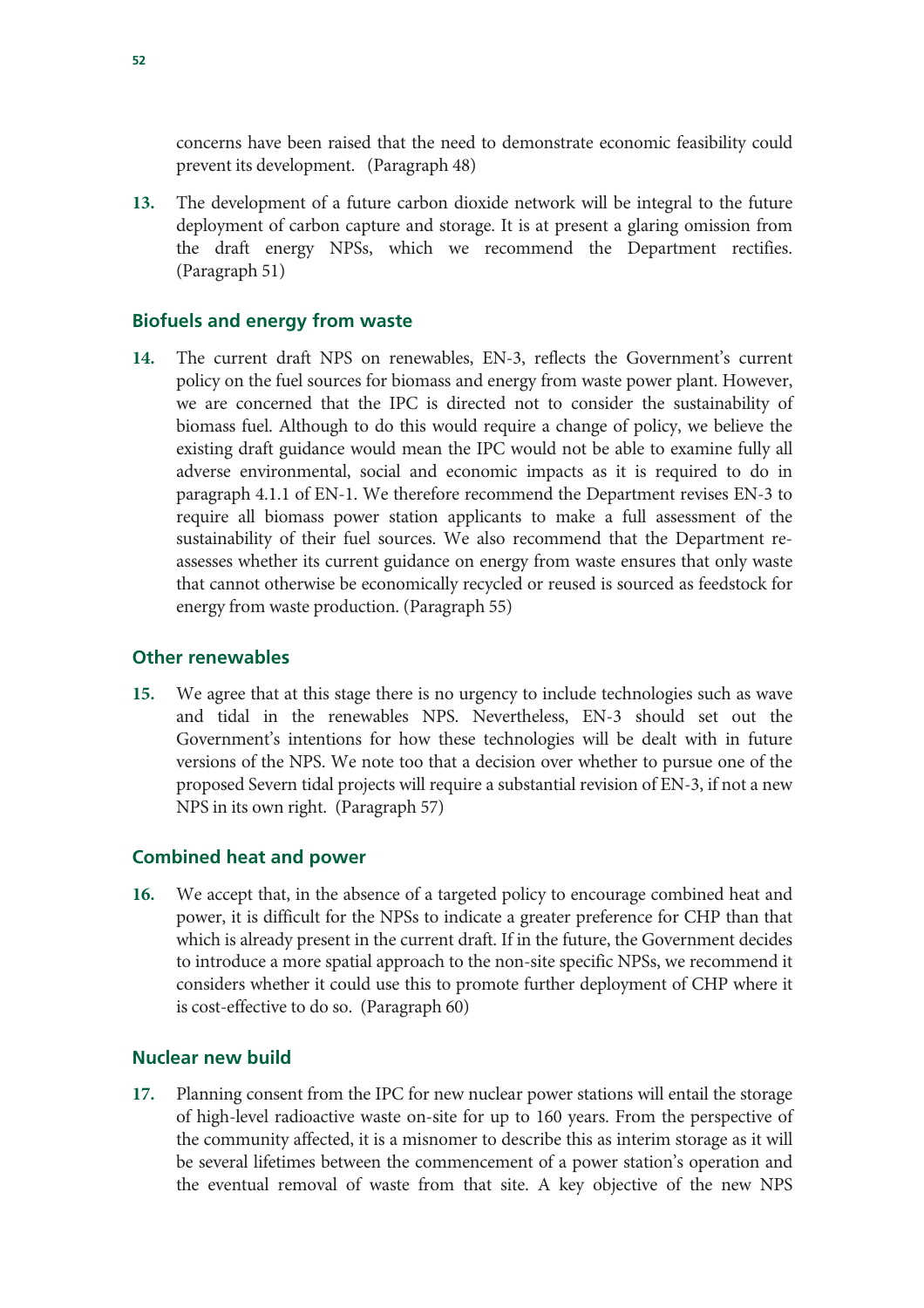concerns have been raised that the need to demonstrate economic feasibility could prevent its development. (Paragraph 48)

13. The development of a future carbon dioxide network will be integral to the future deployment of carbon capture and storage. It is at present a glaring omission from the draft energy NPSs, which we recommend the Department rectifies. (Paragraph 51)

## Biofuels and energy from waste

14. The current draft NPS on renewables, EN-3, reflects the Government's current policy on the fuel sources for biomass and energy from waste power plant. However, we are concerned that the IPC is directed not to consider the sustainability of biomass fuel. Although to do this would require a change of policy, we believe the existing draft guidance would mean the IPC would not be able to examine fully all adverse environmental, social and economic impacts as it is required to do in paragraph 4.1.1 of EN-1. We therefore recommend the Department revises EN-3 to require all biomass power station applicants to make a full assessment of the sustainability of their fuel sources. We also recommend that the Department re-assesses whether its current guidance on energy from waste ensures that only waste that cannot otherwise be economically recycled or reused is sourced as feedstock for energy from waste production. (Paragraph 55)

## Other renewables

15. We agree that at this stage there is no urgency to include technologies such as wave and tidal in the renewables NPS. Nevertheless, EN-3 should set out the Government's intentions for how these technologies will be dealt with in future versions of the NPS. We note too that a decision over whether to pursue one of the proposed Severn tidal projects will require a substantial revision of EN-3, if not a new NPS in its own right. (Paragraph 57)

## Combined heat and power

16. We accept that, in the absence of a targeted policy to encourage combined heat and power, it is difficult for the NPSs to indicate a greater preference for CHP than that which is already present in the current draft. If in the future, the Government decides to introduce a more spatial approach to the non-site specific NPSs, we recommend it considers whether it could use this to promote further deployment of CHP where it is cost-effective to do so. (Paragraph 60)

## Nuclear new build

17. Planning consent from the IPC for new nuclear power stations will entail the storage of high-level radioactive waste on-site for up to 160 years. From the perspective of the community affected, it is a misnomer to describe this as interim storage as it will be several lifetimes between the commencement of a power station's operation and the eventual removal of waste from that site. A key objective of the new NPS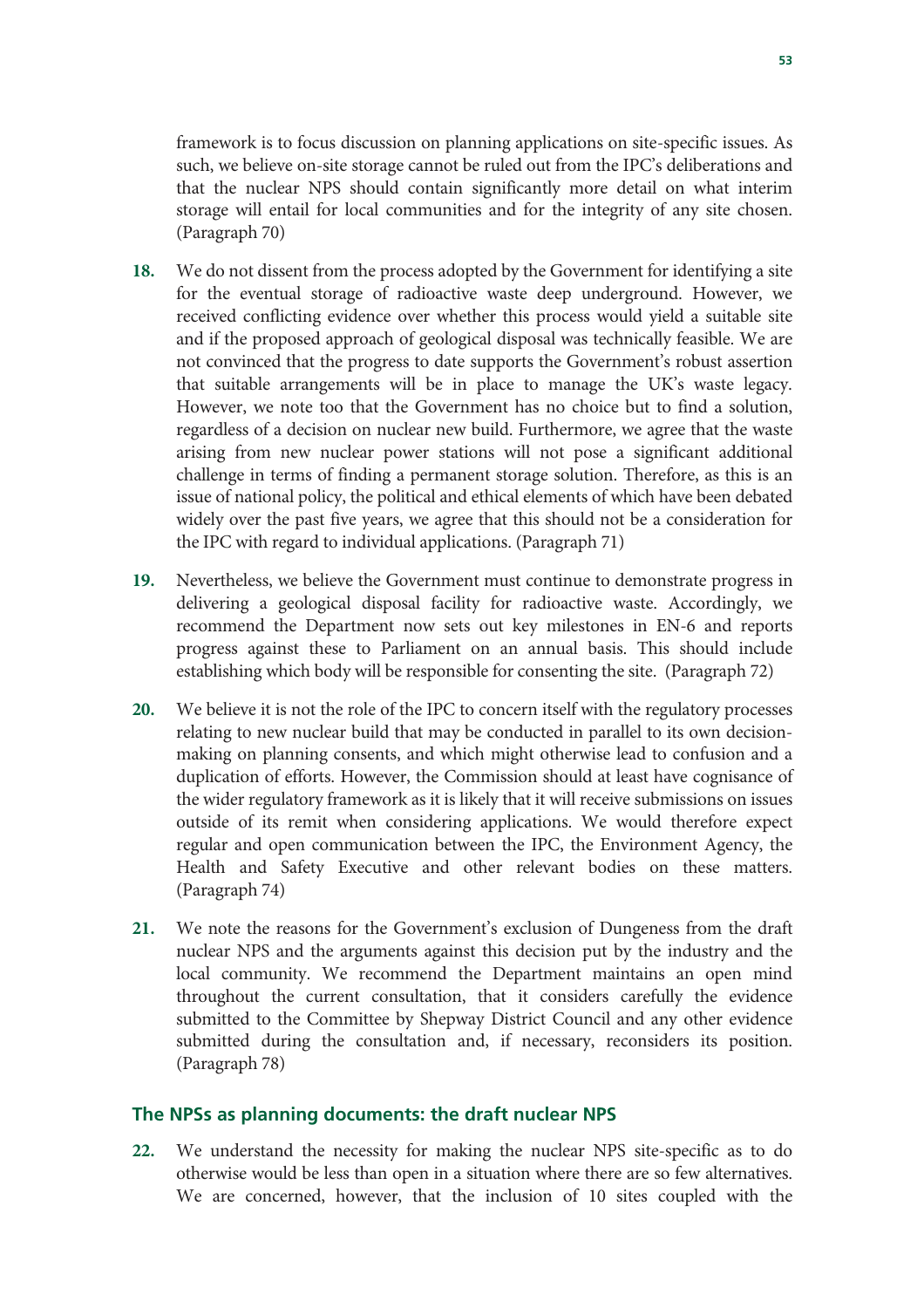framework is to focus discussion on planning applications on site-specific issues. As such, we believe on-site storage cannot be ruled out from the IPC's deliberations and that the nuclear NPS should contain significantly more detail on what interim storage will entail for local communities and for the integrity of any site chosen. (Paragraph 70)

**18.** We do not dissent from the process adopted by the Government for identifying a site for the eventual storage of radioactive waste deep underground. However, we received conflicting evidence over whether this process would yield a suitable site and if the proposed approach of geological disposal was technically feasible. We are not convinced that the progress to date supports the Government's robust assertion that suitable arrangements will be in place to manage the UK's waste legacy. However, we note too that the Government has no choice but to find a solution, regardless of a decision on nuclear new build. Furthermore, we agree that the waste arising from new nuclear power stations will not pose a significant additional challenge in terms of finding a permanent storage solution. Therefore, as this is an issue of national policy, the political and ethical elements of which have been debated widely over the past five years, we agree that this should not be a consideration for the IPC with regard to individual applications. (Paragraph 71)

**19.** Nevertheless, we believe the Government must continue to demonstrate progress in delivering a geological disposal facility for radioactive waste. Accordingly, we recommend the Department now sets out key milestones in EN-6 and reports progress against these to Parliament on an annual basis. This should include establishing which body will be responsible for consenting the site. (Paragraph 72)

**20.** We believe it is not the role of the IPC to concern itself with the regulatory processes relating to new nuclear build that may be conducted in parallel to its own decision-making on planning consents, and which might otherwise lead to confusion and a duplication of efforts. However, the Commission should at least have cognisance of the wider regulatory framework as it is likely that it will receive submissions on issues outside of its remit when considering applications. We would therefore expect regular and open communication between the IPC, the Environment Agency, the Health and Safety Executive and other relevant bodies on these matters. (Paragraph 74)

**21.** We note the reasons for the Government's exclusion of Dungeness from the draft nuclear NPS and the arguments against this decision put by the industry and the local community. We recommend the Department maintains an open mind throughout the current consultation, that it considers carefully the evidence submitted to the Committee by Shepway District Council and any other evidence submitted during the consultation and, if necessary, reconsiders its position. (Paragraph 78)

## The NPSs as planning documents: the draft nuclear NPS

**22.** We understand the necessity for making the nuclear NPS site-specific as to do otherwise would be less than open in a situation where there are so few alternatives. We are concerned, however, that the inclusion of 10 sites coupled with the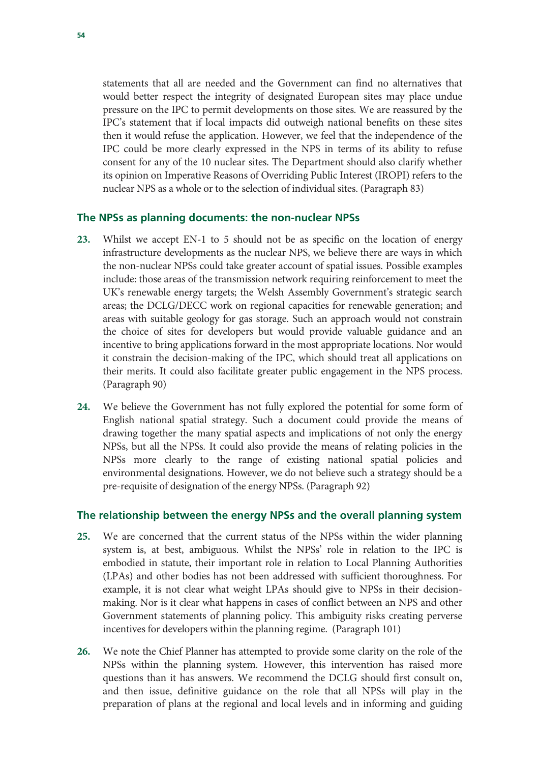statements that all are needed and the Government can find no alternatives that would better respect the integrity of designated European sites may place undue pressure on the IPC to permit developments on those sites. We are reassured by the IPC's statement that if local impacts did outweigh national benefits on these sites then it would refuse the application. However, we feel that the independence of the IPC could be more clearly expressed in the NPS in terms of its ability to refuse consent for any of the 10 nuclear sites. The Department should also clarify whether its opinion on Imperative Reasons of Overriding Public Interest (IROPI) refers to the nuclear NPS as a whole or to the selection of individual sites. (Paragraph 83)

### The NPSs as planning documents: the non-nuclear NPSs

**23.** Whilst we accept EN-1 to 5 should not be as specific on the location of energy infrastructure developments as the nuclear NPS, we believe there are ways in which the non-nuclear NPSs could take greater account of spatial issues. Possible examples include: those areas of the transmission network requiring reinforcement to meet the UK's renewable energy targets; the Welsh Assembly Government's strategic search areas; the DCLG/DECC work on regional capacities for renewable generation; and areas with suitable geology for gas storage. Such an approach would not constrain the choice of sites for developers but would provide valuable guidance and an incentive to bring applications forward in the most appropriate locations. Nor would it constrain the decision-making of the IPC, which should treat all applications on their merits. It could also facilitate greater public engagement in the NPS process. (Paragraph 90)

**24.** We believe the Government has not fully explored the potential for some form of English national spatial strategy. Such a document could provide the means of drawing together the many spatial aspects and implications of not only the energy NPSs, but all the NPSs. It could also provide the means of relating policies in the NPSs more clearly to the range of existing national spatial policies and environmental designations. However, we do not believe such a strategy should be a pre-requisite of designation of the energy NPSs. (Paragraph 92)

### The relationship between the energy NPSs and the overall planning system

**25.** We are concerned that the current status of the NPSs within the wider planning system is, at best, ambiguous. Whilst the NPSs' role in relation to the IPC is embodied in statute, their important role in relation to Local Planning Authorities (LPAs) and other bodies has not been addressed with sufficient thoroughness. For example, it is not clear what weight LPAs should give to NPSs in their decision-making. Nor is it clear what happens in cases of conflict between an NPS and other Government statements of planning policy. This ambiguity risks creating perverse incentives for developers within the planning regime. (Paragraph 101)

**26.** We note the Chief Planner has attempted to provide some clarity on the role of the NPSs within the planning system. However, this intervention has raised more questions than it has answers. We recommend the DCLG should first consult on, and then issue, definitive guidance on the role that all NPSs will play in the preparation of plans at the regional and local levels and in informing and guiding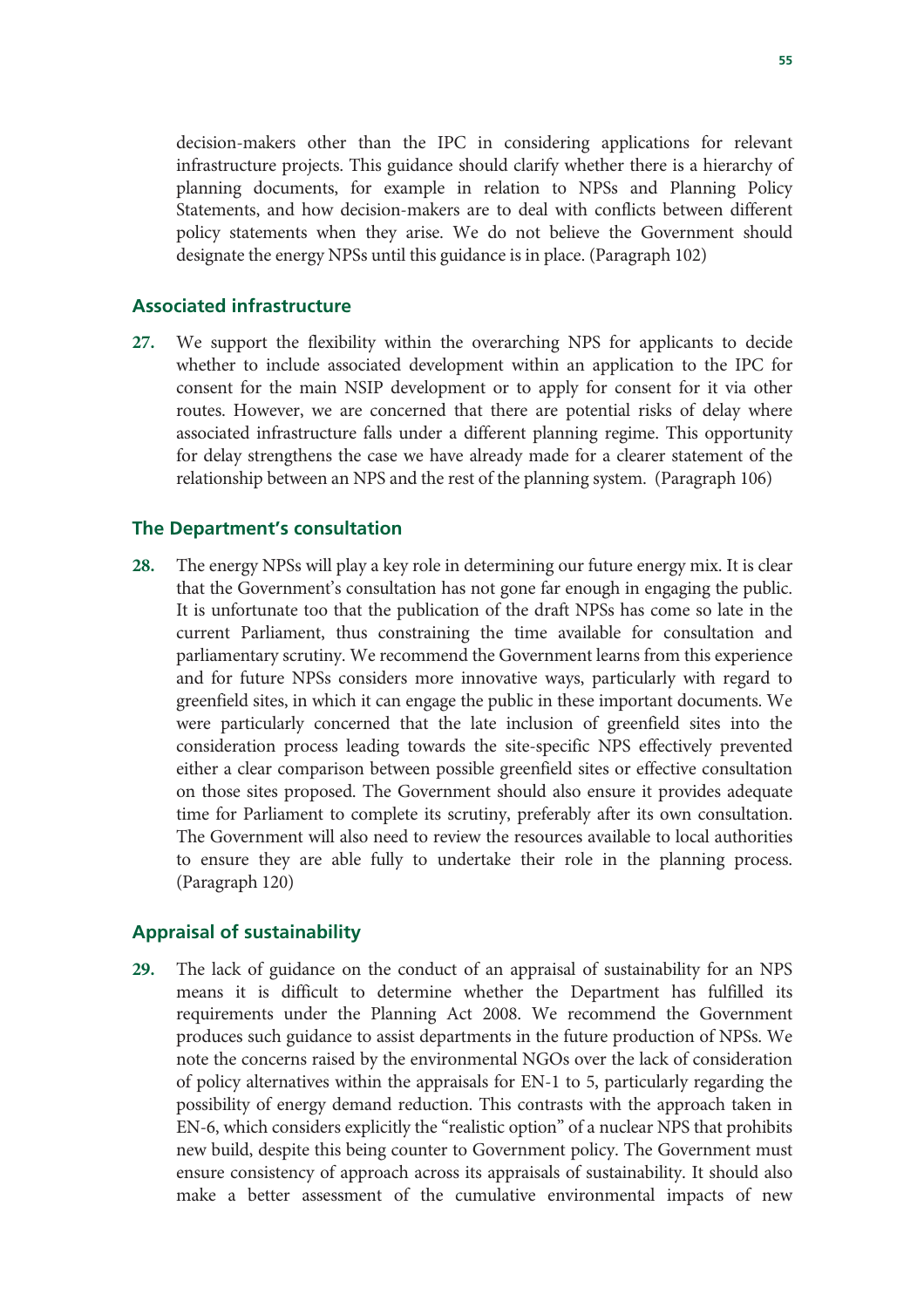decision-makers other than the IPC in considering applications for relevant infrastructure projects. This guidance should clarify whether there is a hierarchy of planning documents, for example in relation to NPSs and Planning Policy Statements, and how decision-makers are to deal with conflicts between different policy statements when they arise. We do not believe the Government should designate the energy NPSs until this guidance is in place. (Paragraph 102)

### Associated infrastructure

27. We support the flexibility within the overarching NPS for applicants to decide whether to include associated development within an application to the IPC for consent for the main NSIP development or to apply for consent for it via other routes. However, we are concerned that there are potential risks of delay where associated infrastructure falls under a different planning regime. This opportunity for delay strengthens the case we have already made for a clearer statement of the relationship between an NPS and the rest of the planning system. (Paragraph 106)

### The Department's consultation

28. The energy NPSs will play a key role in determining our future energy mix. It is clear that the Government's consultation has not gone far enough in engaging the public. It is unfortunate too that the publication of the draft NPSs has come so late in the current Parliament, thus constraining the time available for consultation and parliamentary scrutiny. We recommend the Government learns from this experience and for future NPSs considers more innovative ways, particularly with regard to greenfield sites, in which it can engage the public in these important documents. We were particularly concerned that the late inclusion of greenfield sites into the consideration process leading towards the site-specific NPS effectively prevented either a clear comparison between possible greenfield sites or effective consultation on those sites proposed. The Government should also ensure it provides adequate time for Parliament to complete its scrutiny, preferably after its own consultation. The Government will also need to review the resources available to local authorities to ensure they are able fully to undertake their role in the planning process. (Paragraph 120)

### Appraisal of sustainability

29. The lack of guidance on the conduct of an appraisal of sustainability for an NPS means it is difficult to determine whether the Department has fulfilled its requirements under the Planning Act 2008. We recommend the Government produces such guidance to assist departments in the future production of NPSs. We note the concerns raised by the environmental NGOs over the lack of consideration of policy alternatives within the appraisals for EN-1 to 5, particularly regarding the possibility of energy demand reduction. This contrasts with the approach taken in EN-6, which considers explicitly the "realistic option" of a nuclear NPS that prohibits new build, despite this being counter to Government policy. The Government must ensure consistency of approach across its appraisals of sustainability. It should also make a better assessment of the cumulative environmental impacts of new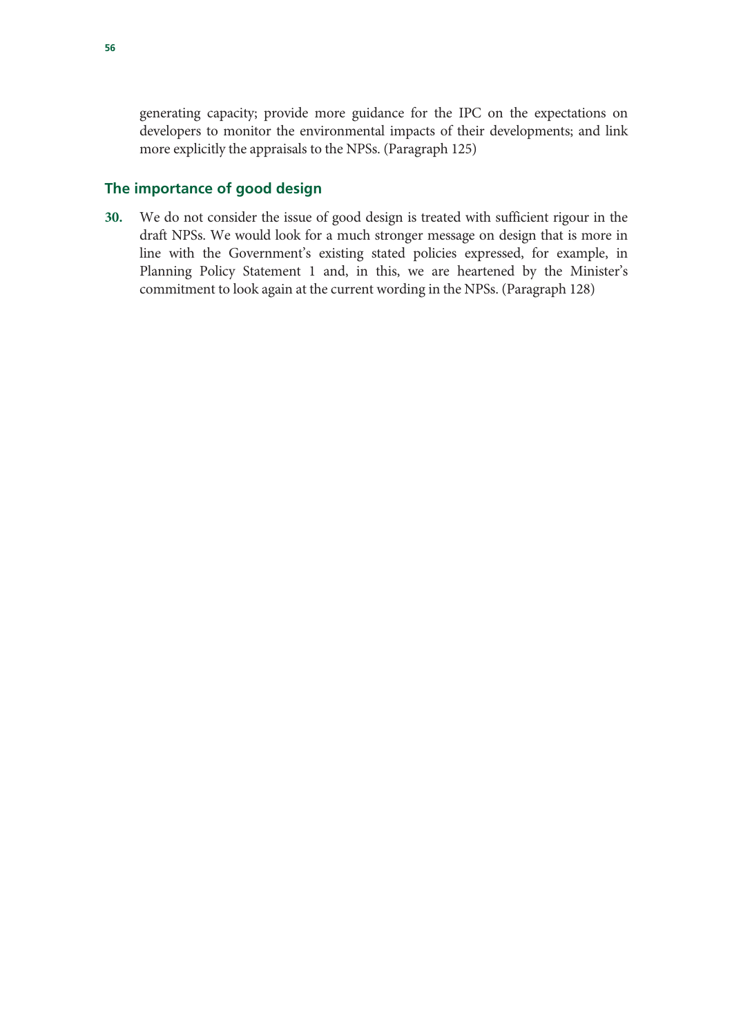generating capacity; provide more guidance for the IPC on the expectations on developers to monitor the environmental impacts of their developments; and link more explicitly the appraisals to the NPSs. (Paragraph 125)

## The importance of good design

**30.** We do not consider the issue of good design is treated with sufficient rigour in the draft NPSs. We would look for a much stronger message on design that is more in line with the Government's existing stated policies expressed, for example, in Planning Policy Statement 1 and, in this, we are heartened by the Minister's commitment to look again at the current wording in the NPSs. (Paragraph 128)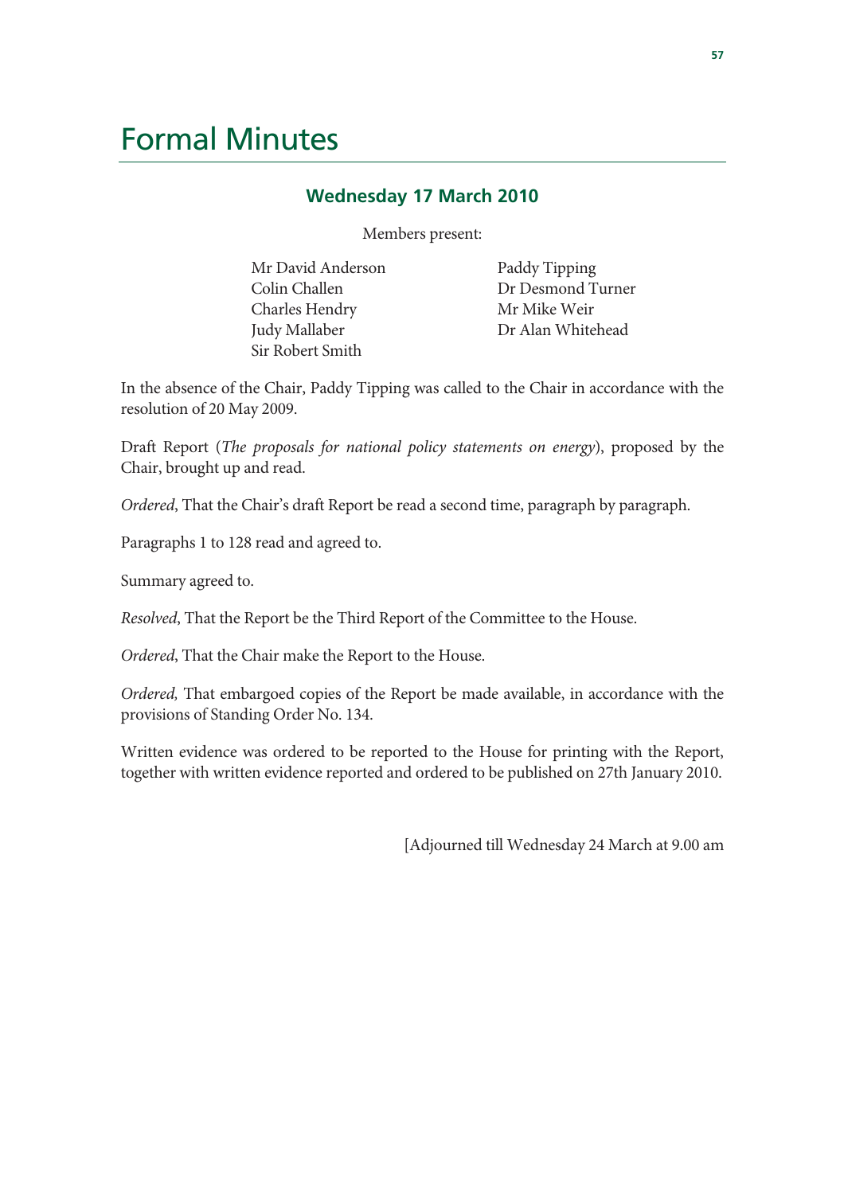# Formal Minutes

## Wednesday 17 March 2010

Members present:

Mr David Anderson
Colin Challen
Charles Hendry
Judy Mallaber
Sir Robert Smith
Paddy Tipping
Dr Desmond Turner
Mr Mike Weir
Dr Alan Whitehead

In the absence of the Chair, Paddy Tipping was called to the Chair in accordance with the resolution of 20 May 2009.

Draft Report (*The proposals for national policy statements on energy*), proposed by the Chair, brought up and read.

*Ordered*, That the Chair's draft Report be read a second time, paragraph by paragraph.

Paragraphs 1 to 128 read and agreed to.

Summary agreed to.

*Resolved*, That the Report be the Third Report of the Committee to the House.

*Ordered*, That the Chair make the Report to the House.

*Ordered,* That embargoed copies of the Report be made available, in accordance with the provisions of Standing Order No. 134.

Written evidence was ordered to be reported to the House for printing with the Report, together with written evidence reported and ordered to be published on 27th January 2010.

[Adjourned till Wednesday 24 March at 9.00 am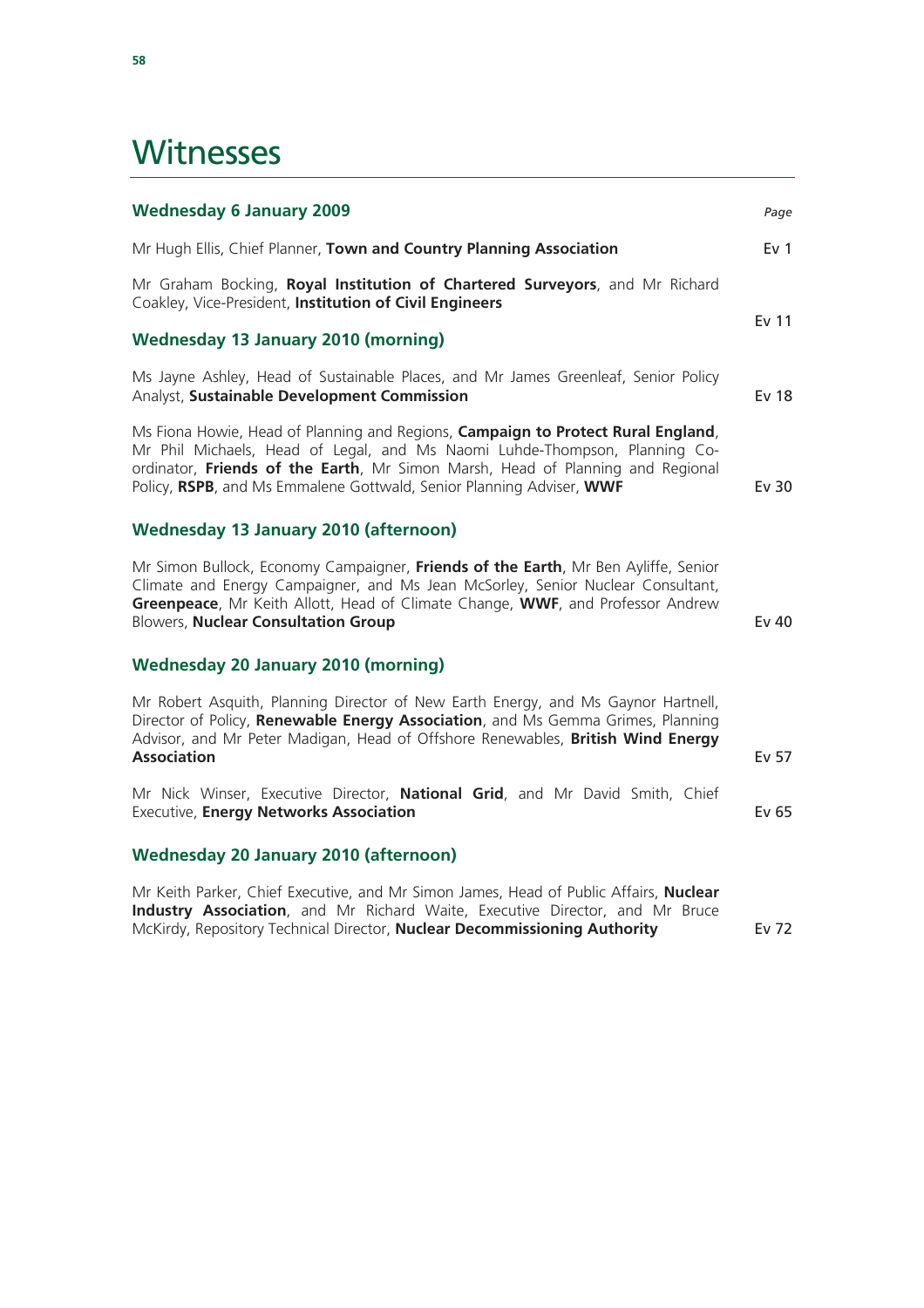# Witnesses

| **Wednesday 6 January 2009** | *Page* |
|---|---|
| Mr Hugh Ellis, Chief Planner, **Town and Country Planning Association** | Ev 1 |
| Mr Graham Bocking, **Royal Institution of Chartered Surveyors**, and Mr Richard Coakley, Vice-President, **Institution of Civil Engineers** | Ev 11 |
| **Wednesday 13 January 2010 (morning)** | |
| Ms Jayne Ashley, Head of Sustainable Places, and Mr James Greenleaf, Senior Policy Analyst, **Sustainable Development Commission** | Ev 18 |
| Ms Fiona Howie, Head of Planning and Regions, **Campaign to Protect Rural England**, Mr Phil Michaels, Head of Legal, and Ms Naomi Luhde-Thompson, Planning Co-ordinator, **Friends of the Earth**, Mr Simon Marsh, Head of Planning and Regional Policy, **RSPB**, and Ms Emmalene Gottwald, Senior Planning Adviser, **WWF** | Ev 30 |
| **Wednesday 13 January 2010 (afternoon)** | |
| Mr Simon Bullock, Economy Campaigner, **Friends of the Earth**, Mr Ben Ayliffe, Senior Climate and Energy Campaigner, and Ms Jean McSorley, Senior Nuclear Consultant, **Greenpeace**, Mr Keith Allott, Head of Climate Change, **WWF**, and Professor Andrew Blowers, **Nuclear Consultation Group** | Ev 40 |
| **Wednesday 20 January 2010 (morning)** | |
| Mr Robert Asquith, Planning Director of New Earth Energy, and Ms Gaynor Hartnell, Director of Policy, **Renewable Energy Association**, and Ms Gemma Grimes, Planning Advisor, and Mr Peter Madigan, Head of Offshore Renewables, **British Wind Energy Association** | Ev 57 |
| Mr Nick Winser, Executive Director, **National Grid**, and Mr David Smith, Chief Executive, **Energy Networks Association** | Ev 65 |
| **Wednesday 20 January 2010 (afternoon)** | |
| Mr Keith Parker, Chief Executive, and Mr Simon James, Head of Public Affairs, **Nuclear Industry Association**, and Mr Richard Waite, Executive Director, and Mr Bruce McKirdy, Repository Technical Director, **Nuclear Decommissioning Authority** | Ev 72 |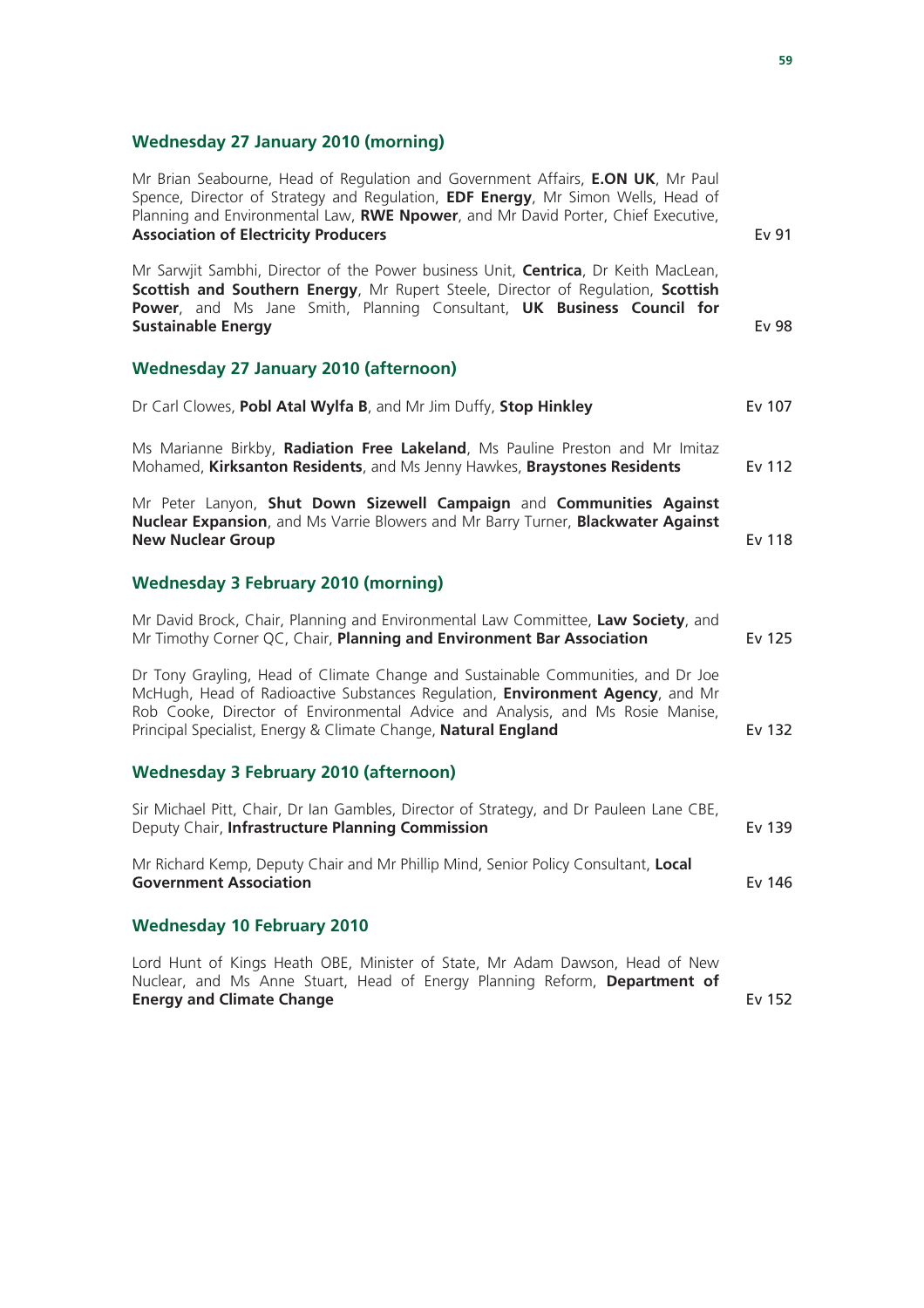### Wednesday 27 January 2010 (morning)

Mr Brian Seabourne, Head of Regulation and Government Affairs, **E.ON UK**, Mr Paul Spence, Director of Strategy and Regulation, **EDF Energy**, Mr Simon Wells, Head of Planning and Environmental Law, **RWE Npower**, and Mr David Porter, Chief Executive, **Association of Electricity Producers** — Ev 91

Mr Sarwjit Sambhi, Director of the Power business Unit, **Centrica**, Dr Keith MacLean, **Scottish and Southern Energy**, Mr Rupert Steele, Director of Regulation, **Scottish Power**, and Ms Jane Smith, Planning Consultant, **UK Business Council for Sustainable Energy** — Ev 98

### Wednesday 27 January 2010 (afternoon)

Dr Carl Clowes, **Pobl Atal Wylfa B**, and Mr Jim Duffy, **Stop Hinkley** — Ev 107

Ms Marianne Birkby, **Radiation Free Lakeland**, Ms Pauline Preston and Mr Imitaz Mohamed, **Kirksanton Residents**, and Ms Jenny Hawkes, **Braystones Residents** — Ev 112

Mr Peter Lanyon, **Shut Down Sizewell Campaign** and **Communities Against Nuclear Expansion**, and Ms Varrie Blowers and Mr Barry Turner, **Blackwater Against New Nuclear Group** — Ev 118

### Wednesday 3 February 2010 (morning)

Mr David Brock, Chair, Planning and Environmental Law Committee, **Law Society**, and Mr Timothy Corner QC, Chair, **Planning and Environment Bar Association** — Ev 125

Dr Tony Grayling, Head of Climate Change and Sustainable Communities, and Dr Joe McHugh, Head of Radioactive Substances Regulation, **Environment Agency**, and Mr Rob Cooke, Director of Environmental Advice and Analysis, and Ms Rosie Manise, Principal Specialist, Energy & Climate Change, **Natural England** — Ev 132

### Wednesday 3 February 2010 (afternoon)

Sir Michael Pitt, Chair, Dr Ian Gambles, Director of Strategy, and Dr Pauleen Lane CBE, Deputy Chair, **Infrastructure Planning Commission** — Ev 139

Mr Richard Kemp, Deputy Chair and Mr Phillip Mind, Senior Policy Consultant, **Local Government Association** — Ev 146

### Wednesday 10 February 2010

Lord Hunt of Kings Heath OBE, Minister of State, Mr Adam Dawson, Head of New Nuclear, and Ms Anne Stuart, Head of Energy Planning Reform, **Department of Energy and Climate Change** — Ev 152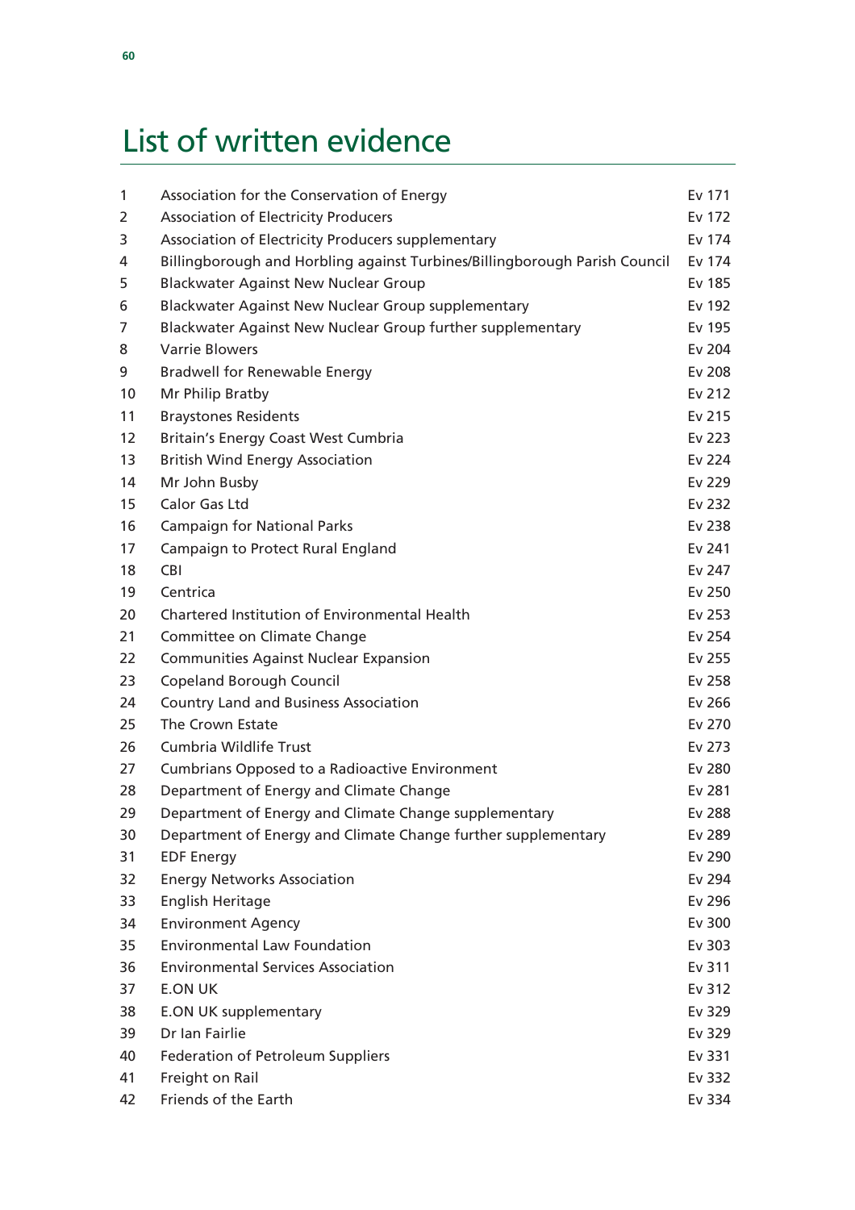# List of written evidence

| | | |
|---|---|---|
| 1 | Association for the Conservation of Energy | Ev 171 |
| 2 | Association of Electricity Producers | Ev 172 |
| 3 | Association of Electricity Producers supplementary | Ev 174 |
| 4 | Billingborough and Horbling against Turbines/Billingborough Parish Council | Ev 174 |
| 5 | Blackwater Against New Nuclear Group | Ev 185 |
| 6 | Blackwater Against New Nuclear Group supplementary | Ev 192 |
| 7 | Blackwater Against New Nuclear Group further supplementary | Ev 195 |
| 8 | Varrie Blowers | Ev 204 |
| 9 | Bradwell for Renewable Energy | Ev 208 |
| 10 | Mr Philip Bratby | Ev 212 |
| 11 | Braystones Residents | Ev 215 |
| 12 | Britain's Energy Coast West Cumbria | Ev 223 |
| 13 | British Wind Energy Association | Ev 224 |
| 14 | Mr John Busby | Ev 229 |
| 15 | Calor Gas Ltd | Ev 232 |
| 16 | Campaign for National Parks | Ev 238 |
| 17 | Campaign to Protect Rural England | Ev 241 |
| 18 | CBI | Ev 247 |
| 19 | Centrica | Ev 250 |
| 20 | Chartered Institution of Environmental Health | Ev 253 |
| 21 | Committee on Climate Change | Ev 254 |
| 22 | Communities Against Nuclear Expansion | Ev 255 |
| 23 | Copeland Borough Council | Ev 258 |
| 24 | Country Land and Business Association | Ev 266 |
| 25 | The Crown Estate | Ev 270 |
| 26 | Cumbria Wildlife Trust | Ev 273 |
| 27 | Cumbrians Opposed to a Radioactive Environment | Ev 280 |
| 28 | Department of Energy and Climate Change | Ev 281 |
| 29 | Department of Energy and Climate Change supplementary | Ev 288 |
| 30 | Department of Energy and Climate Change further supplementary | Ev 289 |
| 31 | EDF Energy | Ev 290 |
| 32 | Energy Networks Association | Ev 294 |
| 33 | English Heritage | Ev 296 |
| 34 | Environment Agency | Ev 300 |
| 35 | Environmental Law Foundation | Ev 303 |
| 36 | Environmental Services Association | Ev 311 |
| 37 | E.ON UK | Ev 312 |
| 38 | E.ON UK supplementary | Ev 329 |
| 39 | Dr Ian Fairlie | Ev 329 |
| 40 | Federation of Petroleum Suppliers | Ev 331 |
| 41 | Freight on Rail | Ev 332 |
| 42 | Friends of the Earth | Ev 334 |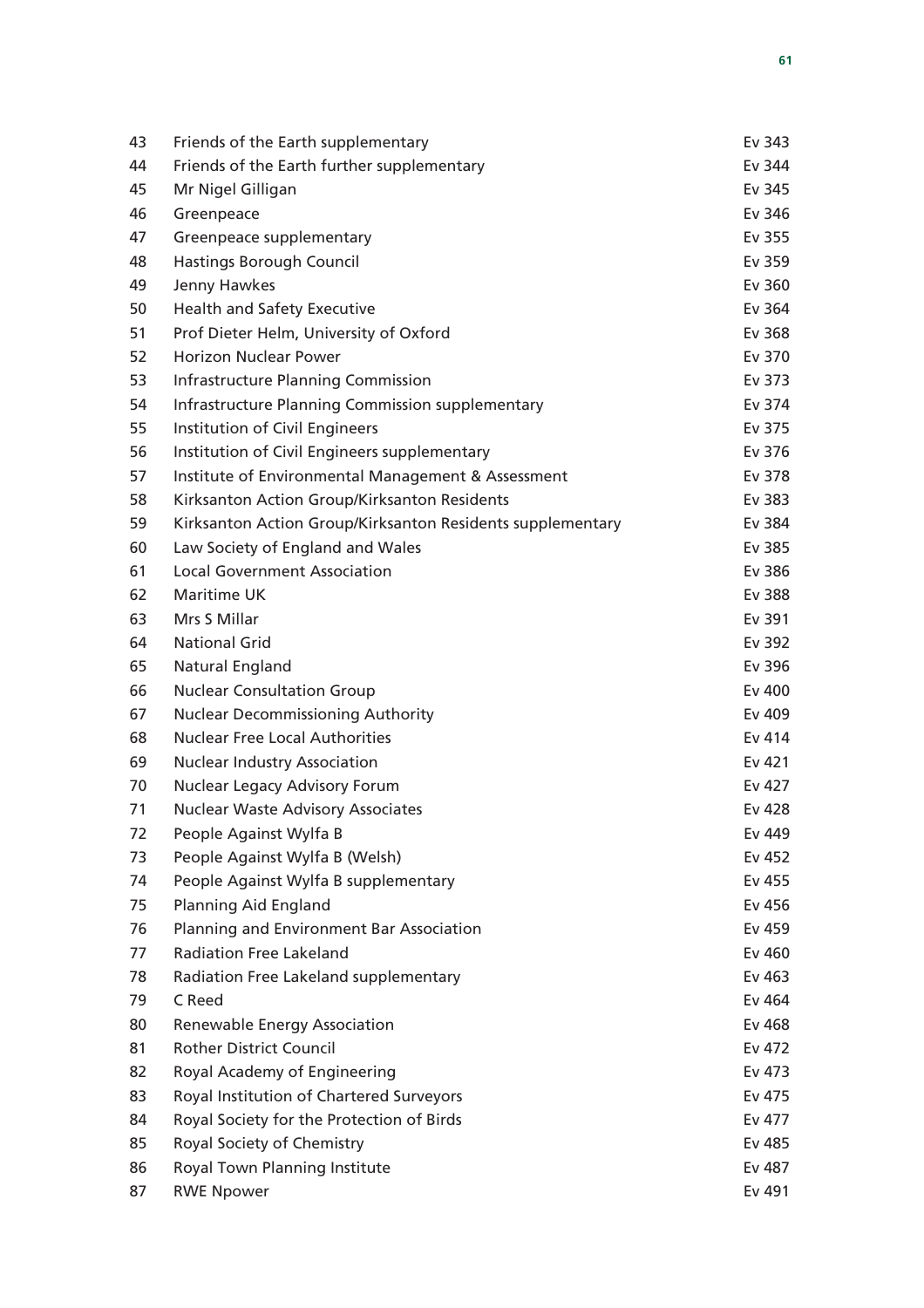| | | |
|---|---|---|
| 43 | Friends of the Earth supplementary | Ev 343 |
| 44 | Friends of the Earth further supplementary | Ev 344 |
| 45 | Mr Nigel Gilligan | Ev 345 |
| 46 | Greenpeace | Ev 346 |
| 47 | Greenpeace supplementary | Ev 355 |
| 48 | Hastings Borough Council | Ev 359 |
| 49 | Jenny Hawkes | Ev 360 |
| 50 | Health and Safety Executive | Ev 364 |
| 51 | Prof Dieter Helm, University of Oxford | Ev 368 |
| 52 | Horizon Nuclear Power | Ev 370 |
| 53 | Infrastructure Planning Commission | Ev 373 |
| 54 | Infrastructure Planning Commission supplementary | Ev 374 |
| 55 | Institution of Civil Engineers | Ev 375 |
| 56 | Institution of Civil Engineers supplementary | Ev 376 |
| 57 | Institute of Environmental Management & Assessment | Ev 378 |
| 58 | Kirksanton Action Group/Kirksanton Residents | Ev 383 |
| 59 | Kirksanton Action Group/Kirksanton Residents supplementary | Ev 384 |
| 60 | Law Society of England and Wales | Ev 385 |
| 61 | Local Government Association | Ev 386 |
| 62 | Maritime UK | Ev 388 |
| 63 | Mrs S Millar | Ev 391 |
| 64 | National Grid | Ev 392 |
| 65 | Natural England | Ev 396 |
| 66 | Nuclear Consultation Group | Ev 400 |
| 67 | Nuclear Decommissioning Authority | Ev 409 |
| 68 | Nuclear Free Local Authorities | Ev 414 |
| 69 | Nuclear Industry Association | Ev 421 |
| 70 | Nuclear Legacy Advisory Forum | Ev 427 |
| 71 | Nuclear Waste Advisory Associates | Ev 428 |
| 72 | People Against Wylfa B | Ev 449 |
| 73 | People Against Wylfa B (Welsh) | Ev 452 |
| 74 | People Against Wylfa B supplementary | Ev 455 |
| 75 | Planning Aid England | Ev 456 |
| 76 | Planning and Environment Bar Association | Ev 459 |
| 77 | Radiation Free Lakeland | Ev 460 |
| 78 | Radiation Free Lakeland supplementary | Ev 463 |
| 79 | C Reed | Ev 464 |
| 80 | Renewable Energy Association | Ev 468 |
| 81 | Rother District Council | Ev 472 |
| 82 | Royal Academy of Engineering | Ev 473 |
| 83 | Royal Institution of Chartered Surveyors | Ev 475 |
| 84 | Royal Society for the Protection of Birds | Ev 477 |
| 85 | Royal Society of Chemistry | Ev 485 |
| 86 | Royal Town Planning Institute | Ev 487 |
| 87 | RWE Npower | Ev 491 |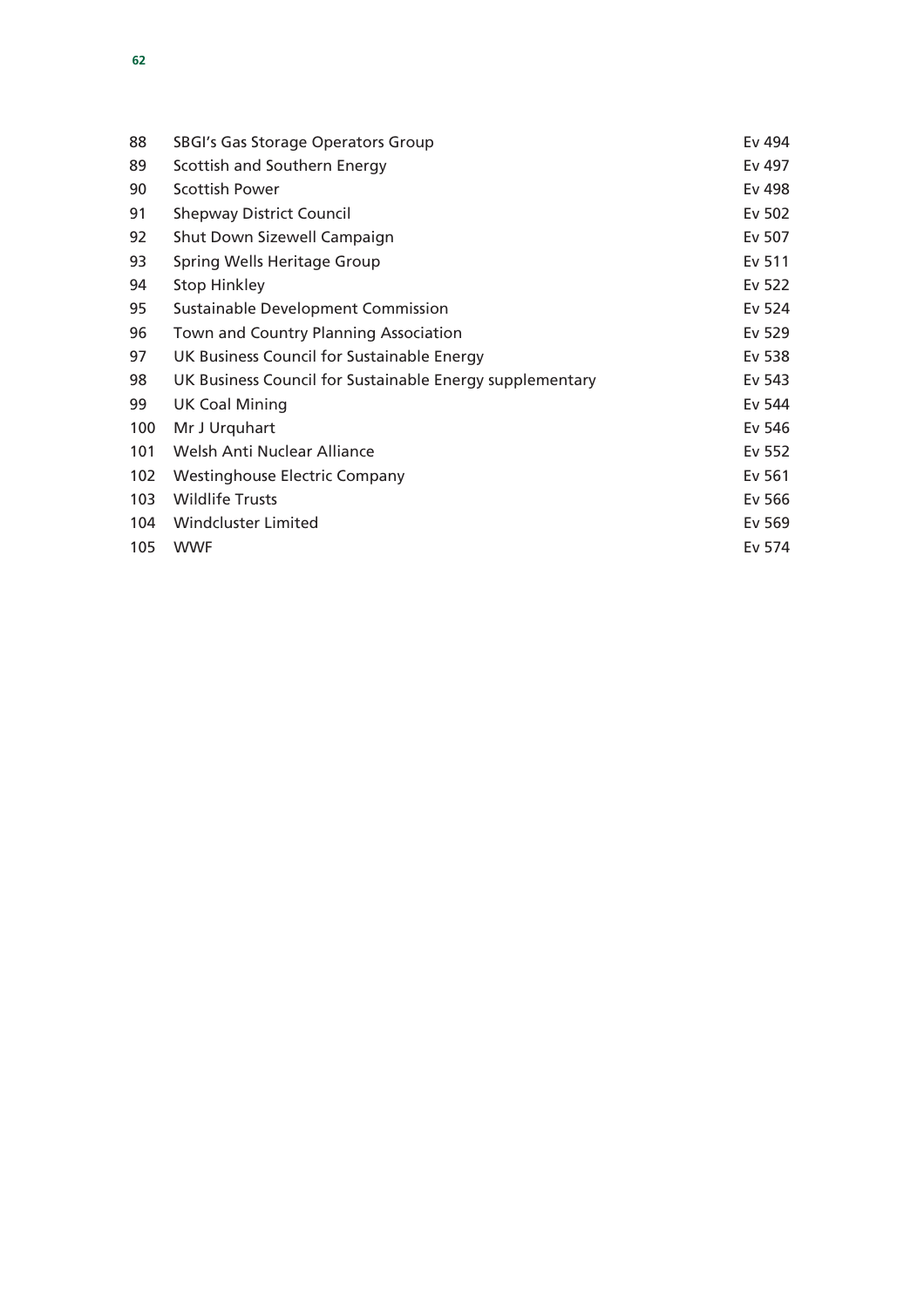| | | |
|---|---|---|
| 88 | SBGI's Gas Storage Operators Group | Ev 494 |
| 89 | Scottish and Southern Energy | Ev 497 |
| 90 | Scottish Power | Ev 498 |
| 91 | Shepway District Council | Ev 502 |
| 92 | Shut Down Sizewell Campaign | Ev 507 |
| 93 | Spring Wells Heritage Group | Ev 511 |
| 94 | Stop Hinkley | Ev 522 |
| 95 | Sustainable Development Commission | Ev 524 |
| 96 | Town and Country Planning Association | Ev 529 |
| 97 | UK Business Council for Sustainable Energy | Ev 538 |
| 98 | UK Business Council for Sustainable Energy supplementary | Ev 543 |
| 99 | UK Coal Mining | Ev 544 |
| 100 | Mr J Urquhart | Ev 546 |
| 101 | Welsh Anti Nuclear Alliance | Ev 552 |
| 102 | Westinghouse Electric Company | Ev 561 |
| 103 | Wildlife Trusts | Ev 566 |
| 104 | Windcluster Limited | Ev 569 |
| 105 | WWF | Ev 574 |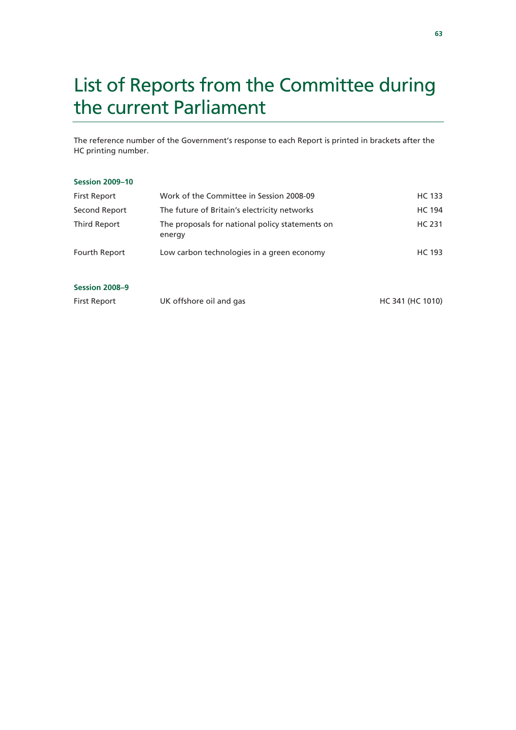# List of Reports from the Committee during the current Parliament

The reference number of the Government's response to each Report is printed in brackets after the HC printing number.

### Session 2009–10

| | | |
|---|---|---|
| First Report | Work of the Committee in Session 2008-09 | HC 133 |
| Second Report | The future of Britain's electricity networks | HC 194 |
| Third Report | The proposals for national policy statements on energy | HC 231 |
| Fourth Report | Low carbon technologies in a green economy | HC 193 |

### Session 2008–9

| | | |
|---|---|---|
| First Report | UK offshore oil and gas | HC 341 (HC 1010) |